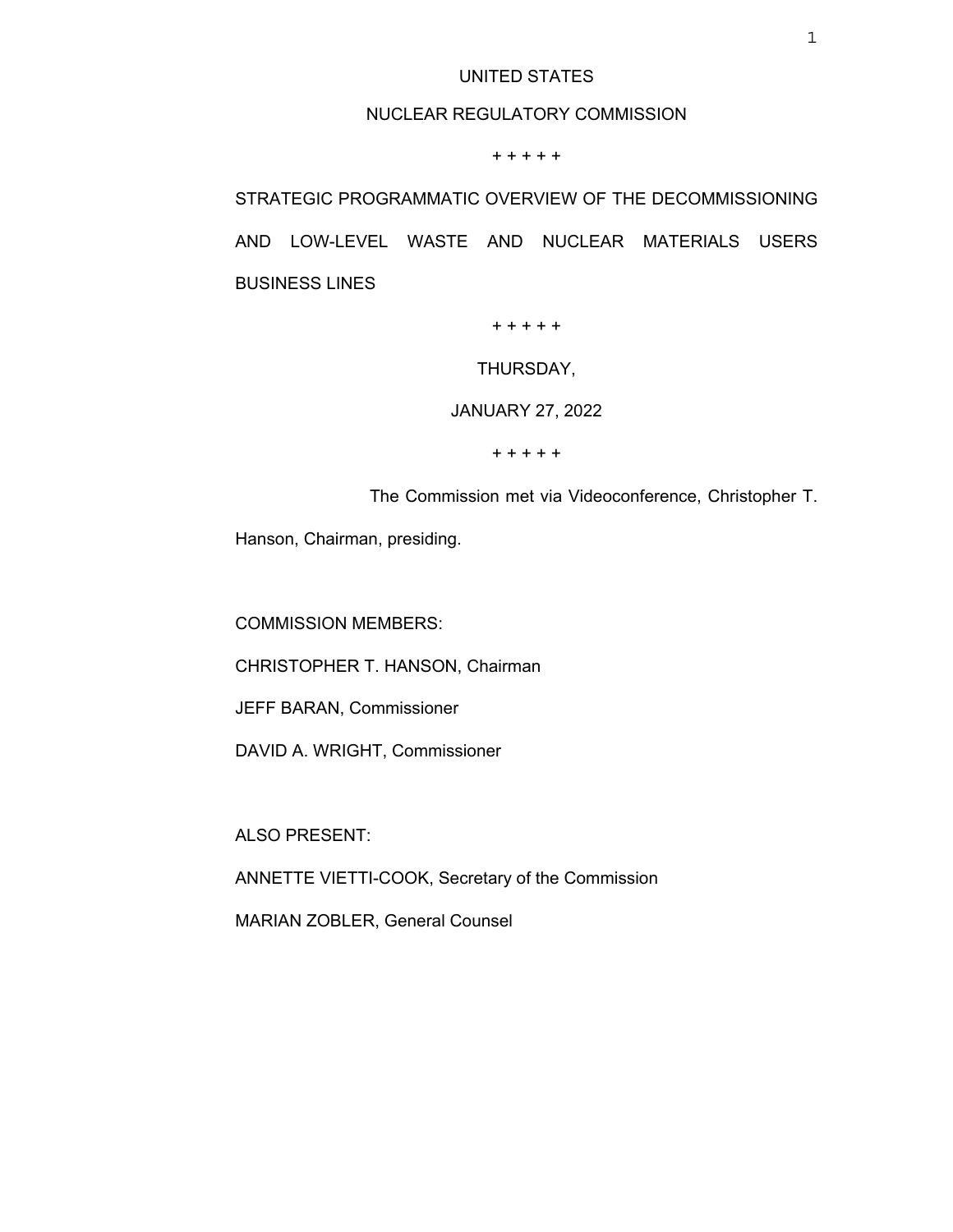UNITED STATES

NUCLEAR REGULATORY COMMISSION

+ + + + +

STRATEGIC PROGRAMMATIC OVERVIEW OF THE DECOMMISSIONING AND LOW-LEVEL WASTE AND NUCLEAR MATERIALS USERS BUSINESS LINES

+ + + + +

THURSDAY,

JANUARY 27, 2022

+ + + + +

The Commission met via Videoconference, Christopher T. Hanson, Chairman, presiding.

COMMISSION MEMBERS:

CHRISTOPHER T. HANSON, Chairman

JEFF BARAN, Commissioner

DAVID A. WRIGHT, Commissioner

ALSO PRESENT:

ANNETTE VIETTI-COOK, Secretary of the Commission

MARIAN ZOBLER, General Counsel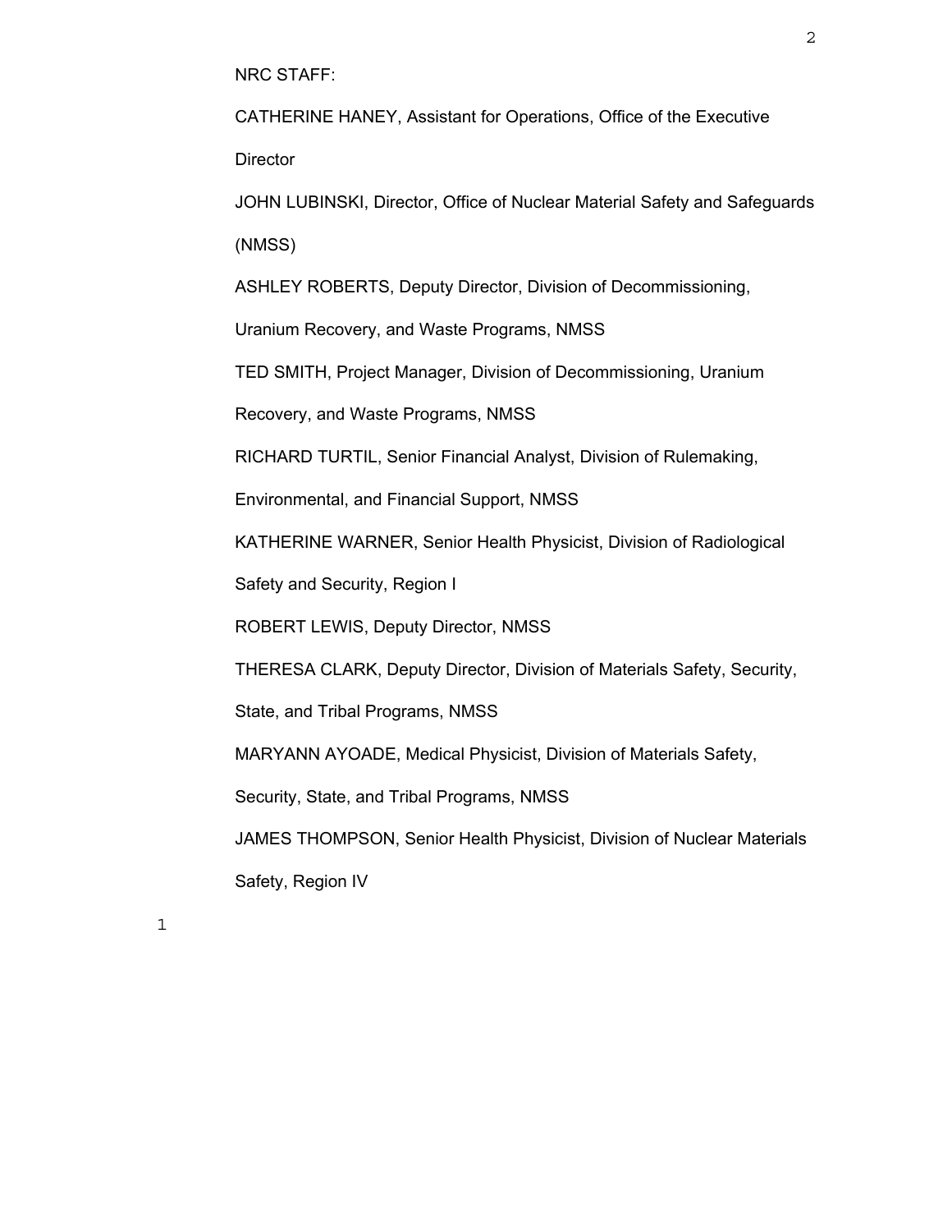NRC STAFF:

CATHERINE HANEY, Assistant for Operations, Office of the Executive Director

JOHN LUBINSKI, Director, Office of Nuclear Material Safety and Safeguards (NMSS)

ASHLEY ROBERTS, Deputy Director, Division of Decommissioning, Uranium Recovery, and Waste Programs, NMSS

TED SMITH, Project Manager, Division of Decommissioning, Uranium Recovery, and Waste Programs, NMSS

RICHARD TURTIL, Senior Financial Analyst, Division of Rulemaking, Environmental, and Financial Support, NMSS

KATHERINE WARNER, Senior Health Physicist, Division of Radiological Safety and Security, Region I

ROBERT LEWIS, Deputy Director, NMSS

THERESA CLARK, Deputy Director, Division of Materials Safety, Security, State, and Tribal Programs, NMSS

MARYANN AYOADE, Medical Physicist, Division of Materials Safety, Security, State, and Tribal Programs, NMSS

JAMES THOMPSON, Senior Health Physicist, Division of Nuclear Materials Safety, Region IV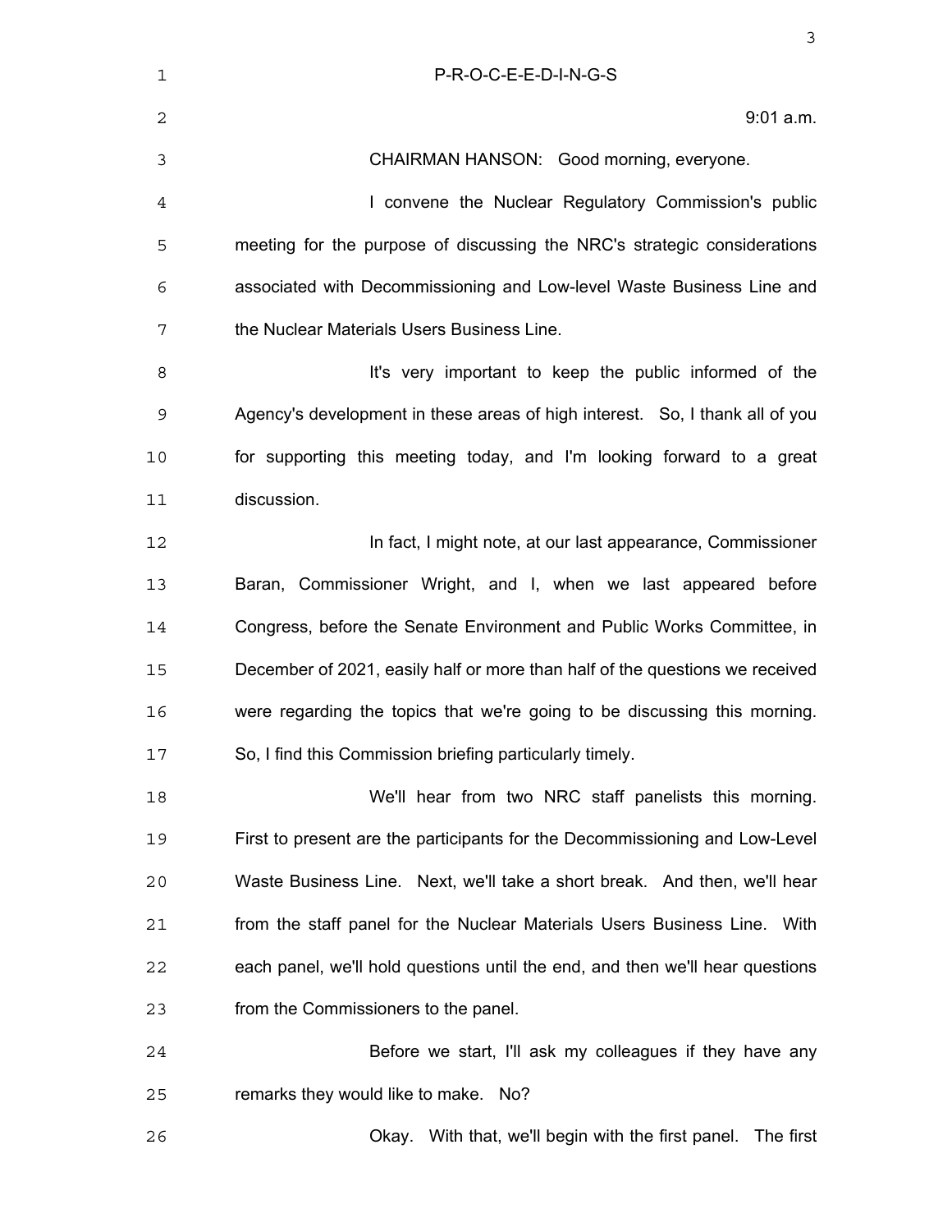P-R-O-C-E-E-D-I-N-G-S

9:01 a.m.

CHAIRMAN HANSON: Good morning, everyone.

I convene the Nuclear Regulatory Commission's public meeting for the purpose of discussing the NRC's strategic considerations associated with Decommissioning and Low-level Waste Business Line and the Nuclear Materials Users Business Line.

It's very important to keep the public informed of the Agency's development in these areas of high interest. So, I thank all of you for supporting this meeting today, and I'm looking forward to a great discussion.

In fact, I might note, at our last appearance, Commissioner Baran, Commissioner Wright, and I, when we last appeared before Congress, before the Senate Environment and Public Works Committee, in December of 2021, easily half or more than half of the questions we received were regarding the topics that we're going to be discussing this morning. So, I find this Commission briefing particularly timely.

We'll hear from two NRC staff panelists this morning. First to present are the participants for the Decommissioning and Low-Level Waste Business Line. Next, we'll take a short break. And then, we'll hear from the staff panel for the Nuclear Materials Users Business Line. With each panel, we'll hold questions until the end, and then we'll hear questions from the Commissioners to the panel.

Before we start, I'll ask my colleagues if they have any remarks they would like to make. No?

Okay. With that, we'll begin with the first panel. The first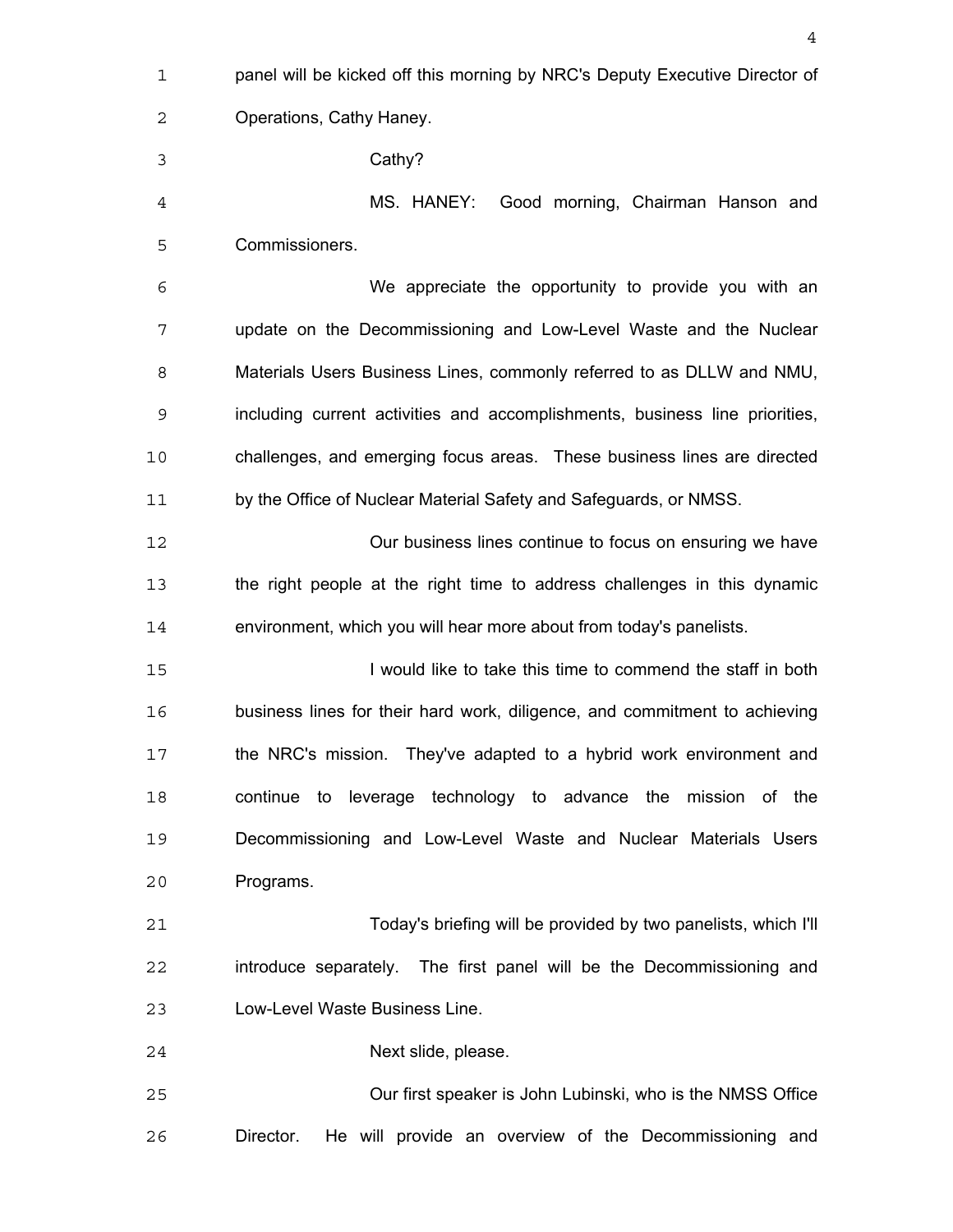panel will be kicked off this morning by NRC's Deputy Executive Director of Operations, Cathy Haney.

Cathy?

MS. HANEY: Good morning, Chairman Hanson and Commissioners.

We appreciate the opportunity to provide you with an update on the Decommissioning and Low-Level Waste and the Nuclear Materials Users Business Lines, commonly referred to as DLLW and NMU, including current activities and accomplishments, business line priorities, challenges, and emerging focus areas. These business lines are directed by the Office of Nuclear Material Safety and Safeguards, or NMSS.

Our business lines continue to focus on ensuring we have the right people at the right time to address challenges in this dynamic environment, which you will hear more about from today's panelists.

I would like to take this time to commend the staff in both business lines for their hard work, diligence, and commitment to achieving the NRC's mission. They've adapted to a hybrid work environment and continue to leverage technology to advance the mission of the Decommissioning and Low-Level Waste and Nuclear Materials Users Programs.

Today's briefing will be provided by two panelists, which I'll introduce separately. The first panel will be the Decommissioning and Low-Level Waste Business Line.

Next slide, please.

Our first speaker is John Lubinski, who is the NMSS Office Director. He will provide an overview of the Decommissioning and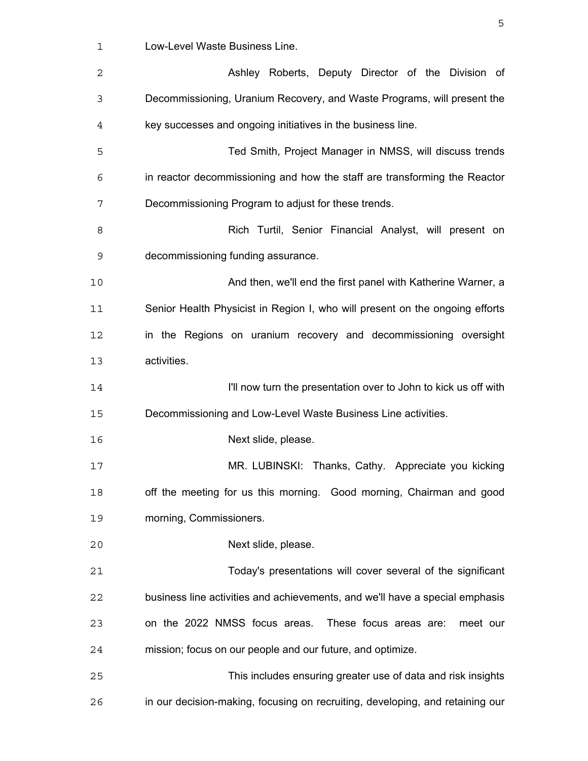Low-Level Waste Business Line.

Ashley Roberts, Deputy Director of the Division of Decommissioning, Uranium Recovery, and Waste Programs, will present the key successes and ongoing initiatives in the business line.

Ted Smith, Project Manager in NMSS, will discuss trends in reactor decommissioning and how the staff are transforming the Reactor Decommissioning Program to adjust for these trends.

Rich Turtil, Senior Financial Analyst, will present on decommissioning funding assurance.

And then, we'll end the first panel with Katherine Warner, a Senior Health Physicist in Region I, who will present on the ongoing efforts in the Regions on uranium recovery and decommissioning oversight activities.

I'll now turn the presentation over to John to kick us off with Decommissioning and Low-Level Waste Business Line activities.

Next slide, please.

MR. LUBINSKI: Thanks, Cathy. Appreciate you kicking off the meeting for us this morning. Good morning, Chairman and good morning, Commissioners.

Next slide, please.

Today's presentations will cover several of the significant business line activities and achievements, and we'll have a special emphasis on the 2022 NMSS focus areas. These focus areas are: meet our mission; focus on our people and our future, and optimize.

This includes ensuring greater use of data and risk insights in our decision-making, focusing on recruiting, developing, and retaining our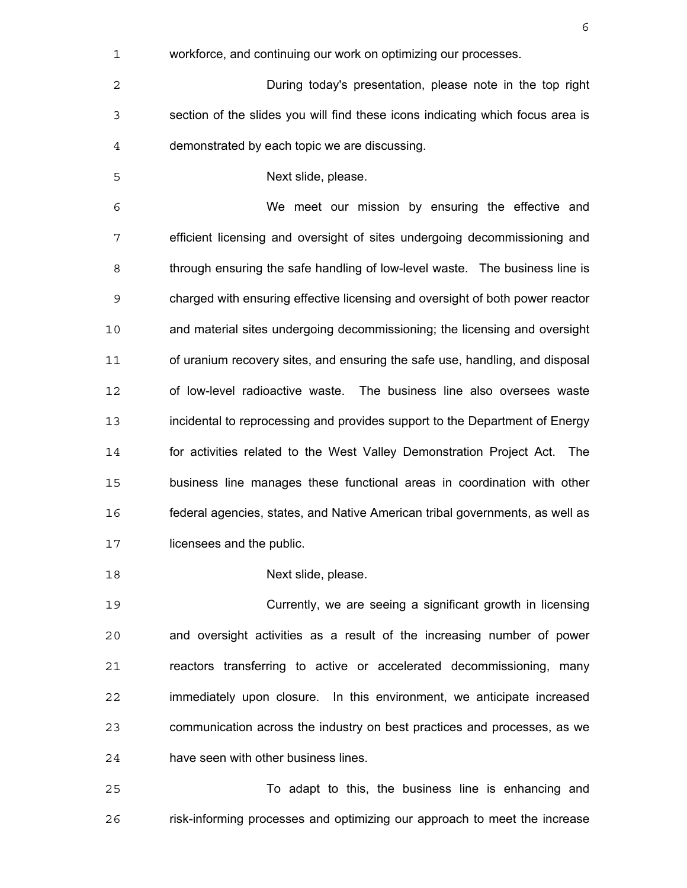workforce, and continuing our work on optimizing our processes.

During today's presentation, please note in the top right section of the slides you will find these icons indicating which focus area is demonstrated by each topic we are discussing.

Next slide, please.

We meet our mission by ensuring the effective and efficient licensing and oversight of sites undergoing decommissioning and through ensuring the safe handling of low-level waste. The business line is charged with ensuring effective licensing and oversight of both power reactor and material sites undergoing decommissioning; the licensing and oversight of uranium recovery sites, and ensuring the safe use, handling, and disposal of low-level radioactive waste. The business line also oversees waste incidental to reprocessing and provides support to the Department of Energy for activities related to the West Valley Demonstration Project Act. The business line manages these functional areas in coordination with other federal agencies, states, and Native American tribal governments, as well as licensees and the public.

Next slide, please.

Currently, we are seeing a significant growth in licensing and oversight activities as a result of the increasing number of power reactors transferring to active or accelerated decommissioning, many immediately upon closure. In this environment, we anticipate increased communication across the industry on best practices and processes, as we have seen with other business lines.

To adapt to this, the business line is enhancing and risk-informing processes and optimizing our approach to meet the increase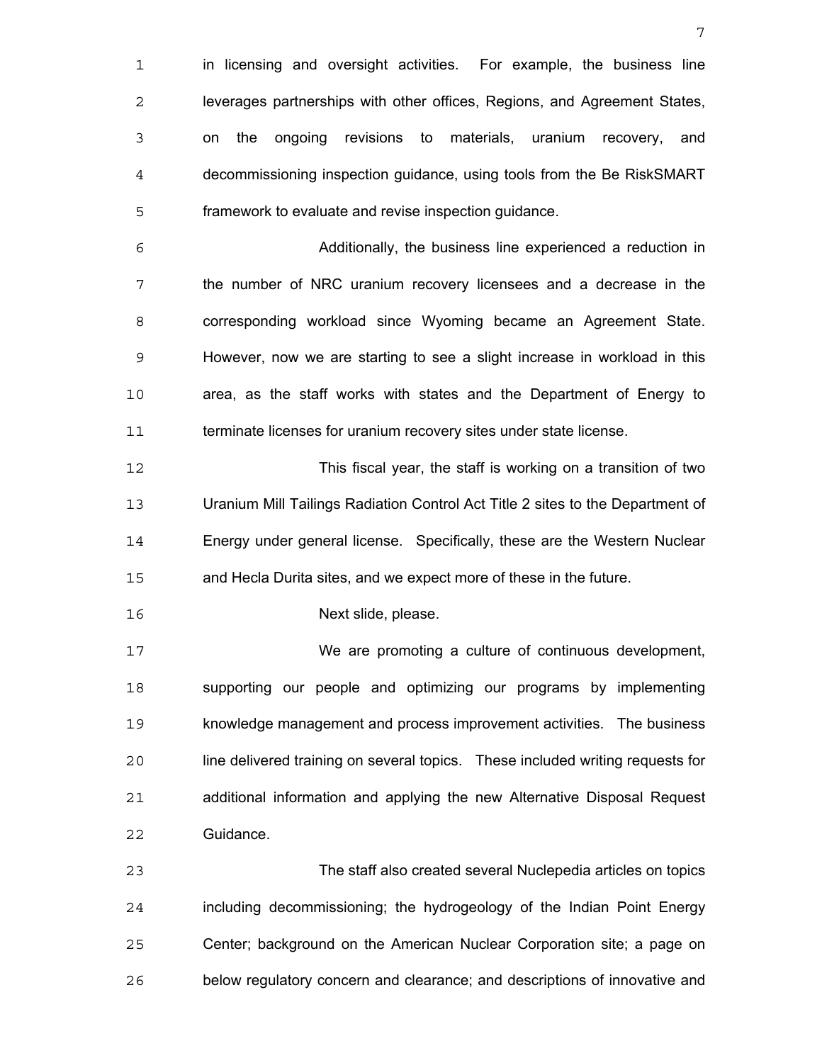in licensing and oversight activities. For example, the business line leverages partnerships with other offices, Regions, and Agreement States, on the ongoing revisions to materials, uranium recovery, and decommissioning inspection guidance, using tools from the Be RiskSMART framework to evaluate and revise inspection guidance.

Additionally, the business line experienced a reduction in the number of NRC uranium recovery licensees and a decrease in the corresponding workload since Wyoming became an Agreement State. However, now we are starting to see a slight increase in workload in this area, as the staff works with states and the Department of Energy to terminate licenses for uranium recovery sites under state license.

This fiscal year, the staff is working on a transition of two Uranium Mill Tailings Radiation Control Act Title 2 sites to the Department of Energy under general license. Specifically, these are the Western Nuclear and Hecla Durita sites, and we expect more of these in the future.

Next slide, please.

We are promoting a culture of continuous development, supporting our people and optimizing our programs by implementing knowledge management and process improvement activities. The business line delivered training on several topics. These included writing requests for additional information and applying the new Alternative Disposal Request Guidance.

The staff also created several Nuclepedia articles on topics including decommissioning; the hydrogeology of the Indian Point Energy Center; background on the American Nuclear Corporation site; a page on below regulatory concern and clearance; and descriptions of innovative and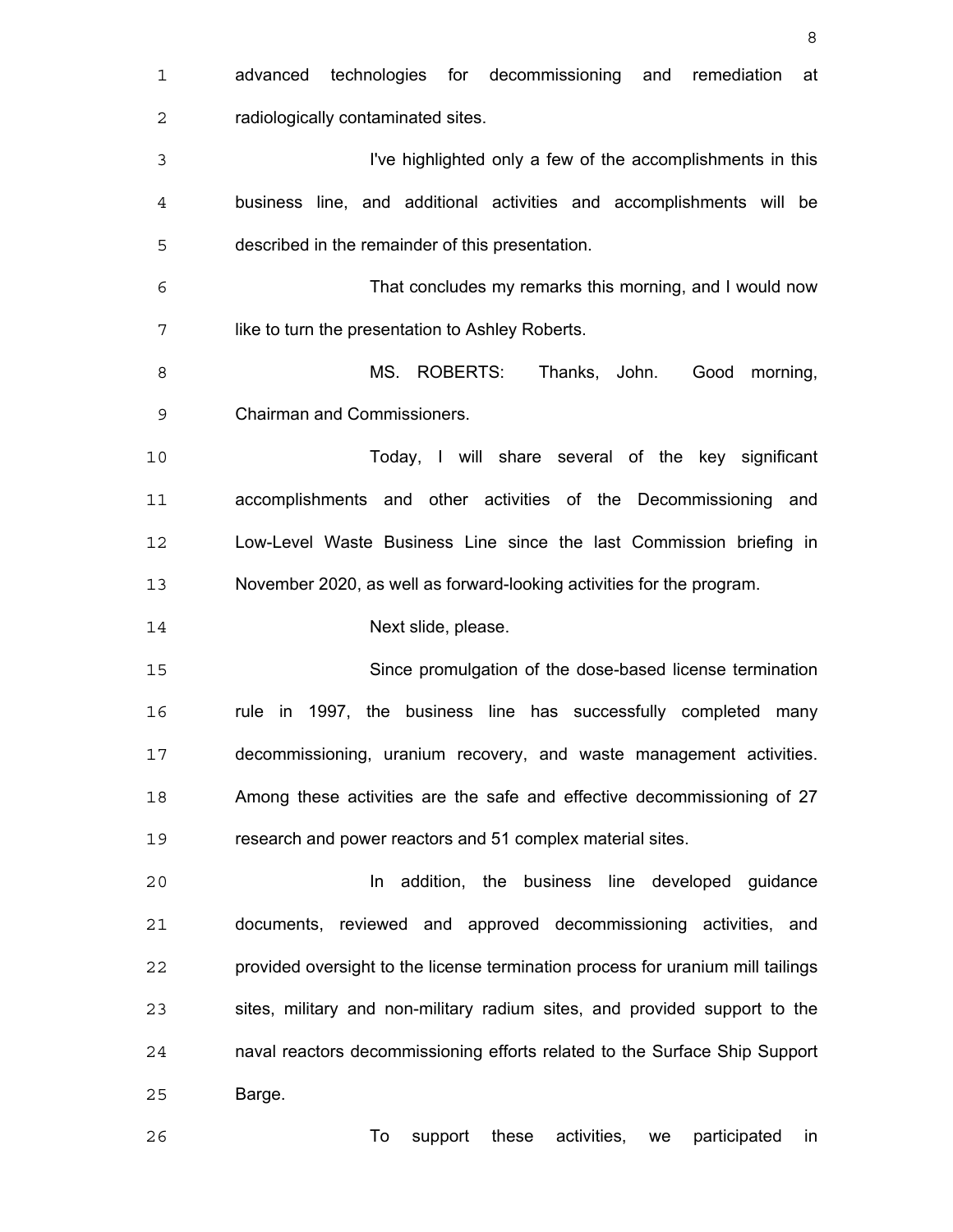advanced technologies for decommissioning and remediation at radiologically contaminated sites.

I've highlighted only a few of the accomplishments in this business line, and additional activities and accomplishments will be described in the remainder of this presentation.

That concludes my remarks this morning, and I would now like to turn the presentation to Ashley Roberts.

MS. ROBERTS: Thanks, John. Good morning, Chairman and Commissioners.

Today, I will share several of the key significant accomplishments and other activities of the Decommissioning and Low-Level Waste Business Line since the last Commission briefing in November 2020, as well as forward-looking activities for the program.

Next slide, please.

Since promulgation of the dose-based license termination rule in 1997, the business line has successfully completed many decommissioning, uranium recovery, and waste management activities. Among these activities are the safe and effective decommissioning of 27 research and power reactors and 51 complex material sites.

In addition, the business line developed guidance documents, reviewed and approved decommissioning activities, and provided oversight to the license termination process for uranium mill tailings sites, military and non-military radium sites, and provided support to the naval reactors decommissioning efforts related to the Surface Ship Support Barge.

To support these activities, we participated in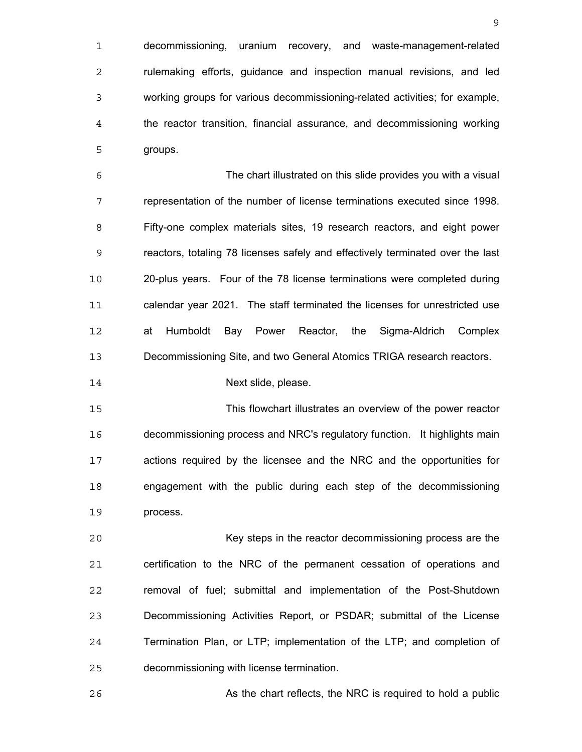decommissioning, uranium recovery, and waste-management-related rulemaking efforts, guidance and inspection manual revisions, and led working groups for various decommissioning-related activities; for example, the reactor transition, financial assurance, and decommissioning working groups.

The chart illustrated on this slide provides you with a visual representation of the number of license terminations executed since 1998. Fifty-one complex materials sites, 19 research reactors, and eight power reactors, totaling 78 licenses safely and effectively terminated over the last 20-plus years. Four of the 78 license terminations were completed during calendar year 2021. The staff terminated the licenses for unrestricted use at Humboldt Bay Power Reactor, the Sigma-Aldrich Complex Decommissioning Site, and two General Atomics TRIGA research reactors.

Next slide, please.

This flowchart illustrates an overview of the power reactor decommissioning process and NRC's regulatory function. It highlights main actions required by the licensee and the NRC and the opportunities for engagement with the public during each step of the decommissioning process.

Key steps in the reactor decommissioning process are the certification to the NRC of the permanent cessation of operations and removal of fuel; submittal and implementation of the Post-Shutdown Decommissioning Activities Report, or PSDAR; submittal of the License Termination Plan, or LTP; implementation of the LTP; and completion of decommissioning with license termination.

As the chart reflects, the NRC is required to hold a public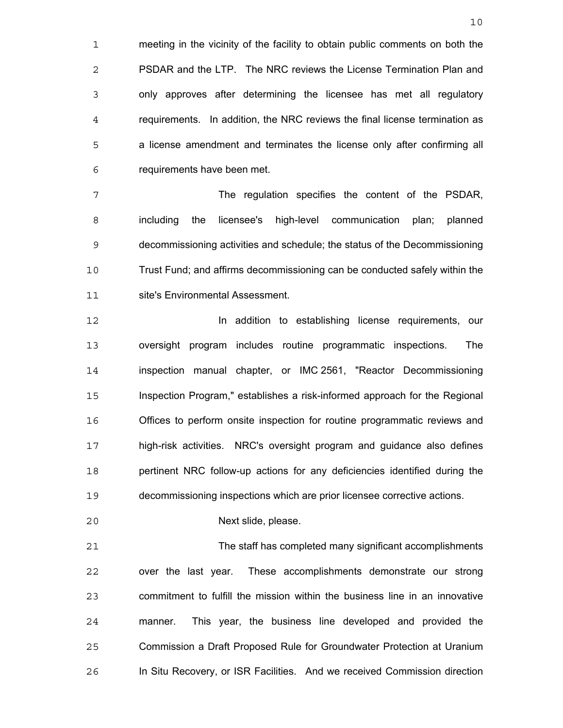meeting in the vicinity of the facility to obtain public comments on both the PSDAR and the LTP. The NRC reviews the License Termination Plan and only approves after determining the licensee has met all regulatory requirements. In addition, the NRC reviews the final license termination as a license amendment and terminates the license only after confirming all requirements have been met.

The regulation specifies the content of the PSDAR, including the licensee's high-level communication plan; planned decommissioning activities and schedule; the status of the Decommissioning Trust Fund; and affirms decommissioning can be conducted safely within the site's Environmental Assessment.

In addition to establishing license requirements, our oversight program includes routine programmatic inspections. The inspection manual chapter, or IMC 2561, "Reactor Decommissioning Inspection Program," establishes a risk-informed approach for the Regional Offices to perform onsite inspection for routine programmatic reviews and high-risk activities. NRC's oversight program and guidance also defines pertinent NRC follow-up actions for any deficiencies identified during the decommissioning inspections which are prior licensee corrective actions.

Next slide, please.

The staff has completed many significant accomplishments over the last year. These accomplishments demonstrate our strong commitment to fulfill the mission within the business line in an innovative manner. This year, the business line developed and provided the Commission a Draft Proposed Rule for Groundwater Protection at Uranium In Situ Recovery, or ISR Facilities. And we received Commission direction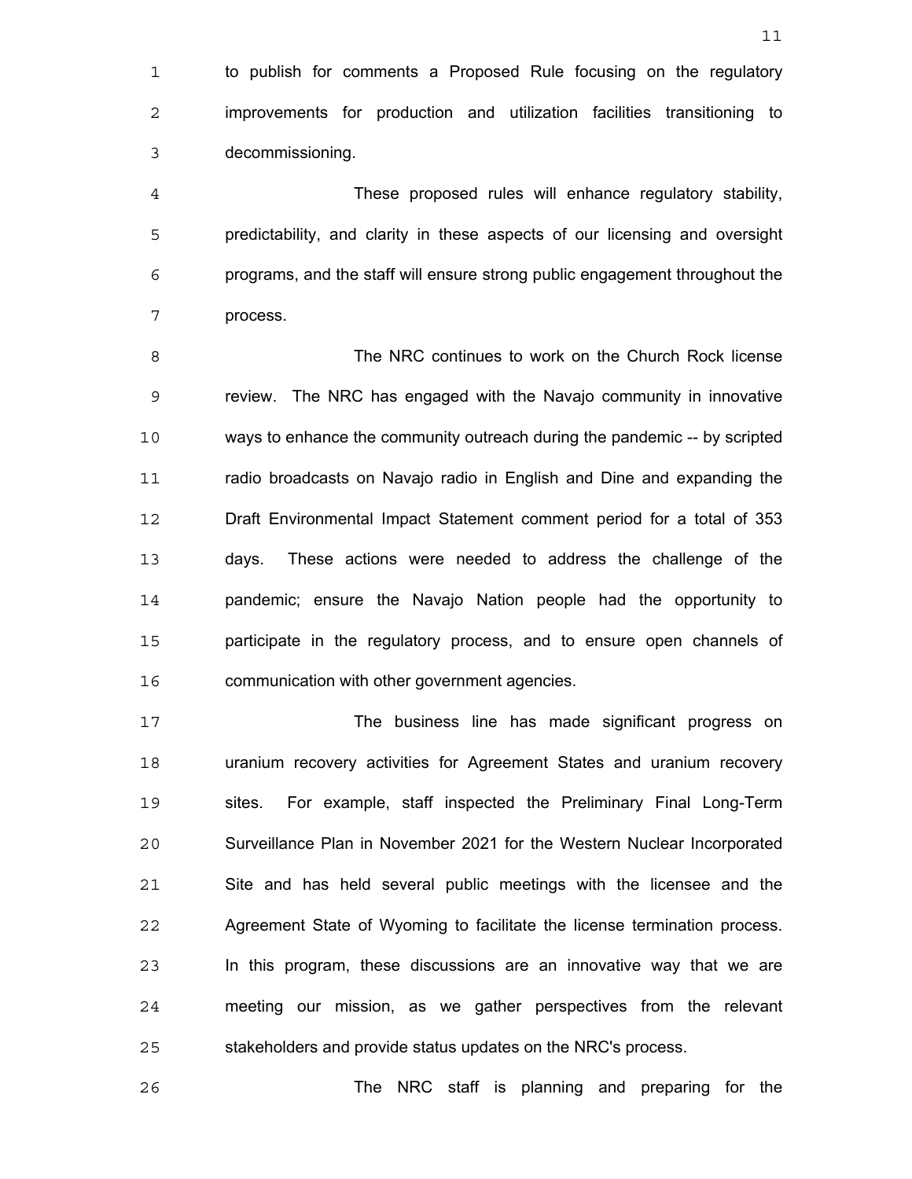to publish for comments a Proposed Rule focusing on the regulatory improvements for production and utilization facilities transitioning to decommissioning.

These proposed rules will enhance regulatory stability, predictability, and clarity in these aspects of our licensing and oversight programs, and the staff will ensure strong public engagement throughout the process.

The NRC continues to work on the Church Rock license review. The NRC has engaged with the Navajo community in innovative ways to enhance the community outreach during the pandemic -- by scripted radio broadcasts on Navajo radio in English and Dine and expanding the Draft Environmental Impact Statement comment period for a total of 353 days. These actions were needed to address the challenge of the pandemic; ensure the Navajo Nation people had the opportunity to participate in the regulatory process, and to ensure open channels of communication with other government agencies.

The business line has made significant progress on uranium recovery activities for Agreement States and uranium recovery sites. For example, staff inspected the Preliminary Final Long-Term Surveillance Plan in November 2021 for the Western Nuclear Incorporated Site and has held several public meetings with the licensee and the Agreement State of Wyoming to facilitate the license termination process. In this program, these discussions are an innovative way that we are meeting our mission, as we gather perspectives from the relevant stakeholders and provide status updates on the NRC's process.

The NRC staff is planning and preparing for the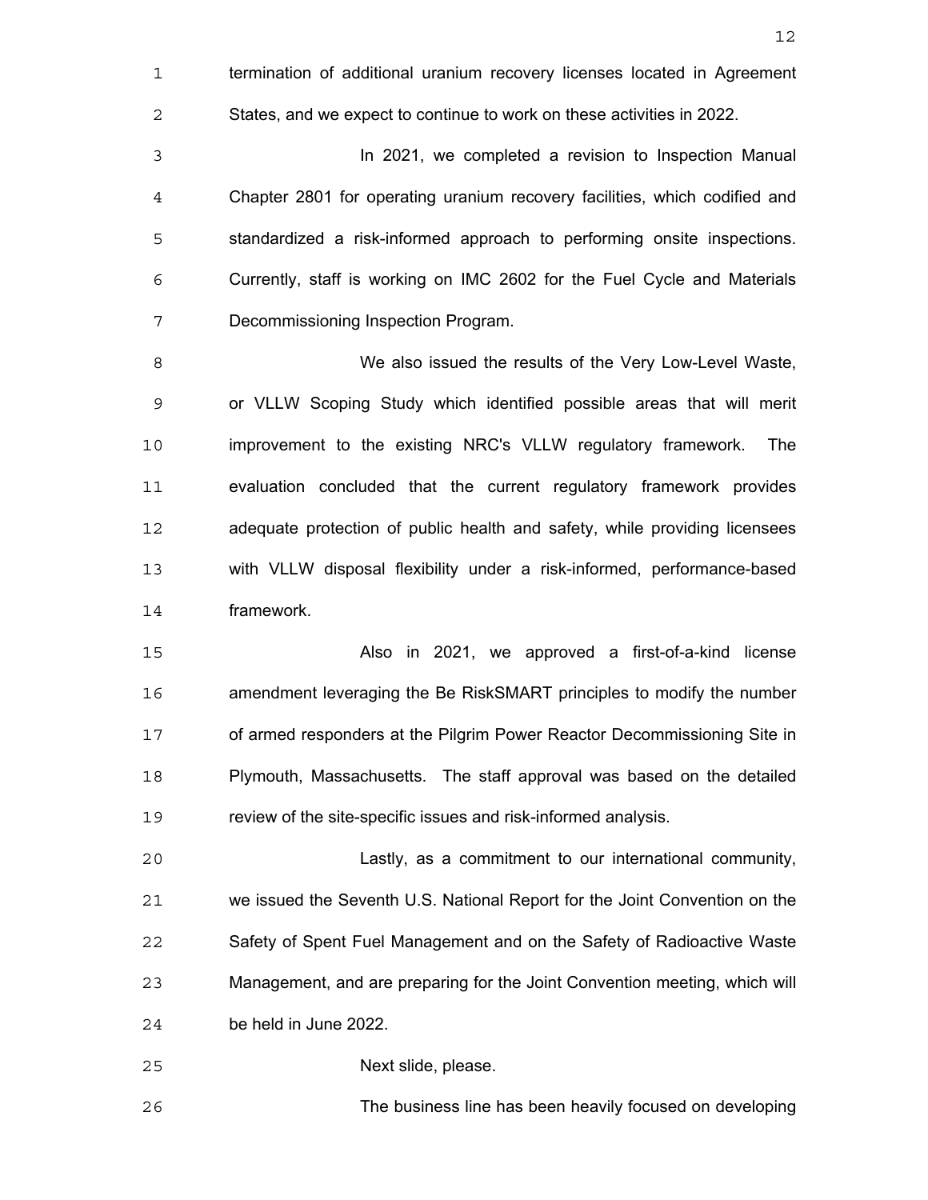termination of additional uranium recovery licenses located in Agreement States, and we expect to continue to work on these activities in 2022.

In 2021, we completed a revision to Inspection Manual Chapter 2801 for operating uranium recovery facilities, which codified and standardized a risk-informed approach to performing onsite inspections. Currently, staff is working on IMC 2602 for the Fuel Cycle and Materials Decommissioning Inspection Program.

We also issued the results of the Very Low-Level Waste, or VLLW Scoping Study which identified possible areas that will merit improvement to the existing NRC's VLLW regulatory framework. The evaluation concluded that the current regulatory framework provides adequate protection of public health and safety, while providing licensees with VLLW disposal flexibility under a risk-informed, performance-based framework.

Also in 2021, we approved a first-of-a-kind license amendment leveraging the Be RiskSMART principles to modify the number of armed responders at the Pilgrim Power Reactor Decommissioning Site in Plymouth, Massachusetts. The staff approval was based on the detailed review of the site-specific issues and risk-informed analysis.

Lastly, as a commitment to our international community, we issued the Seventh U.S. National Report for the Joint Convention on the Safety of Spent Fuel Management and on the Safety of Radioactive Waste Management, and are preparing for the Joint Convention meeting, which will be held in June 2022.

Next slide, please.

The business line has been heavily focused on developing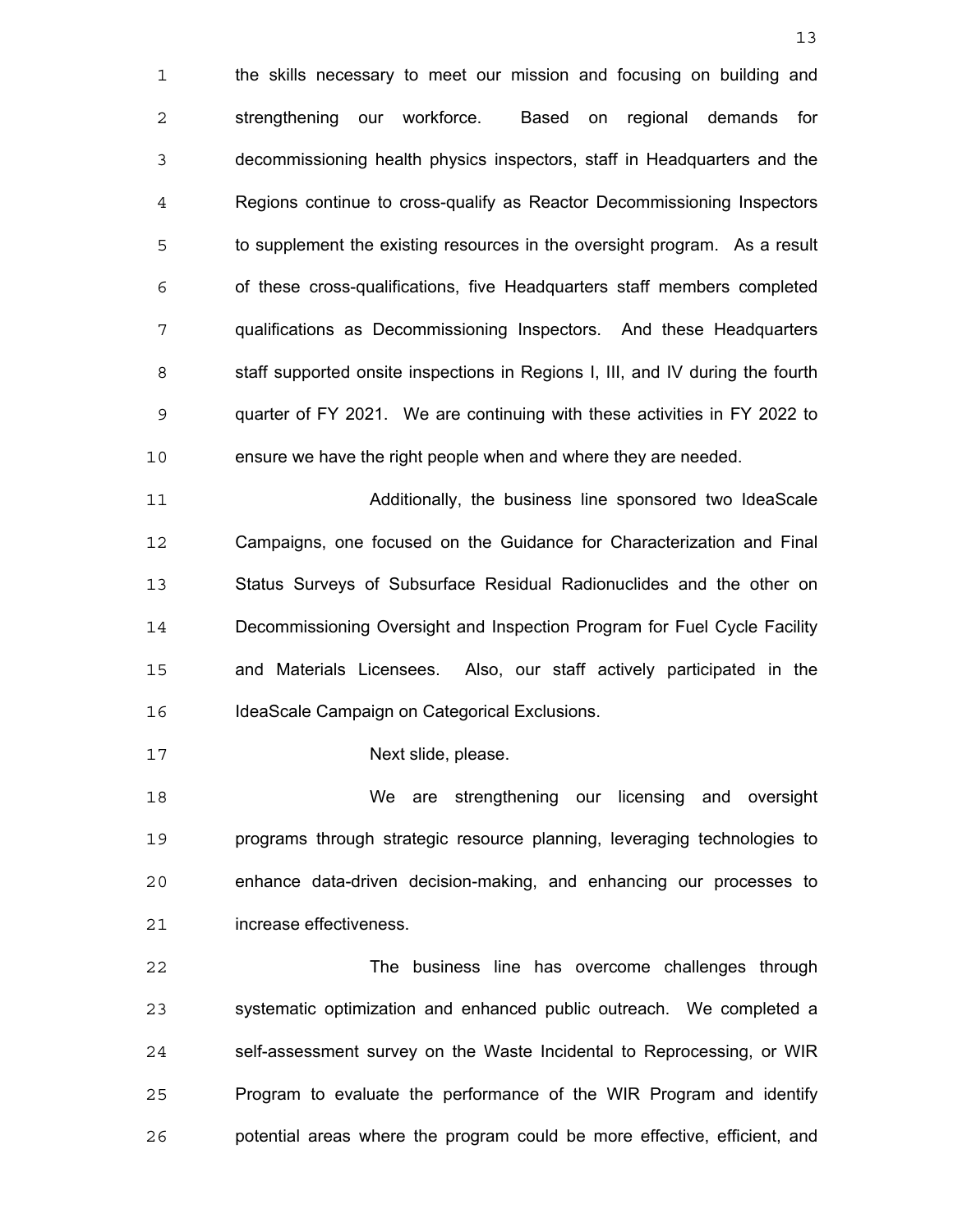the skills necessary to meet our mission and focusing on building and strengthening our workforce. Based on regional demands for decommissioning health physics inspectors, staff in Headquarters and the Regions continue to cross-qualify as Reactor Decommissioning Inspectors to supplement the existing resources in the oversight program. As a result of these cross-qualifications, five Headquarters staff members completed qualifications as Decommissioning Inspectors. And these Headquarters staff supported onsite inspections in Regions I, III, and IV during the fourth quarter of FY 2021. We are continuing with these activities in FY 2022 to ensure we have the right people when and where they are needed.

Additionally, the business line sponsored two IdeaScale Campaigns, one focused on the Guidance for Characterization and Final Status Surveys of Subsurface Residual Radionuclides and the other on Decommissioning Oversight and Inspection Program for Fuel Cycle Facility and Materials Licensees. Also, our staff actively participated in the IdeaScale Campaign on Categorical Exclusions.

Next slide, please.

We are strengthening our licensing and oversight programs through strategic resource planning, leveraging technologies to enhance data-driven decision-making, and enhancing our processes to increase effectiveness.

The business line has overcome challenges through systematic optimization and enhanced public outreach. We completed a self-assessment survey on the Waste Incidental to Reprocessing, or WIR Program to evaluate the performance of the WIR Program and identify potential areas where the program could be more effective, efficient, and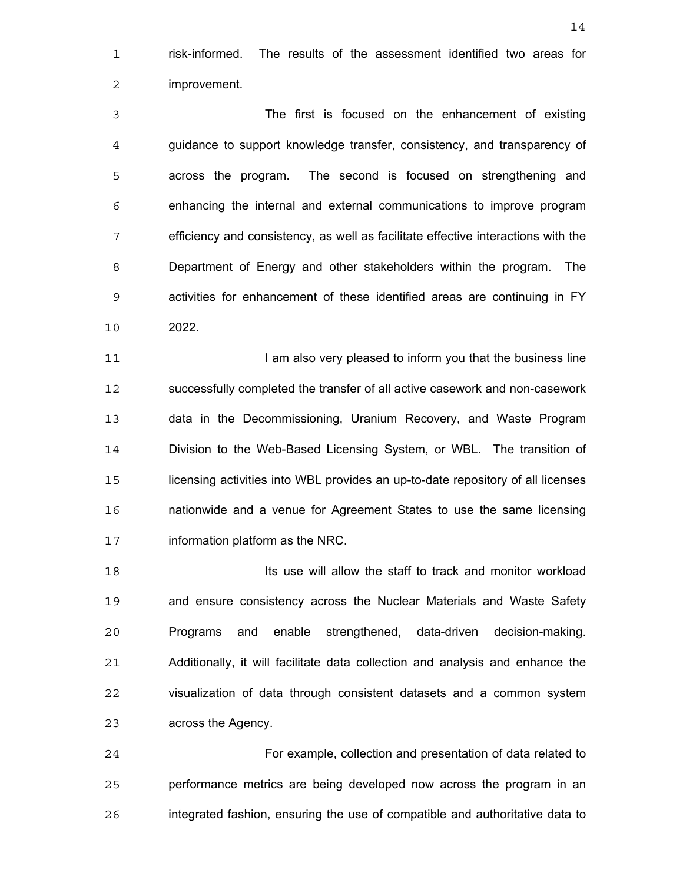risk-informed. The results of the assessment identified two areas for improvement.

The first is focused on the enhancement of existing guidance to support knowledge transfer, consistency, and transparency of across the program. The second is focused on strengthening and enhancing the internal and external communications to improve program efficiency and consistency, as well as facilitate effective interactions with the Department of Energy and other stakeholders within the program. The activities for enhancement of these identified areas are continuing in FY 2022.

I am also very pleased to inform you that the business line successfully completed the transfer of all active casework and non-casework data in the Decommissioning, Uranium Recovery, and Waste Program Division to the Web-Based Licensing System, or WBL. The transition of licensing activities into WBL provides an up-to-date repository of all licenses nationwide and a venue for Agreement States to use the same licensing information platform as the NRC.

Its use will allow the staff to track and monitor workload and ensure consistency across the Nuclear Materials and Waste Safety Programs and enable strengthened, data-driven decision-making. Additionally, it will facilitate data collection and analysis and enhance the visualization of data through consistent datasets and a common system across the Agency.

For example, collection and presentation of data related to performance metrics are being developed now across the program in an integrated fashion, ensuring the use of compatible and authoritative data to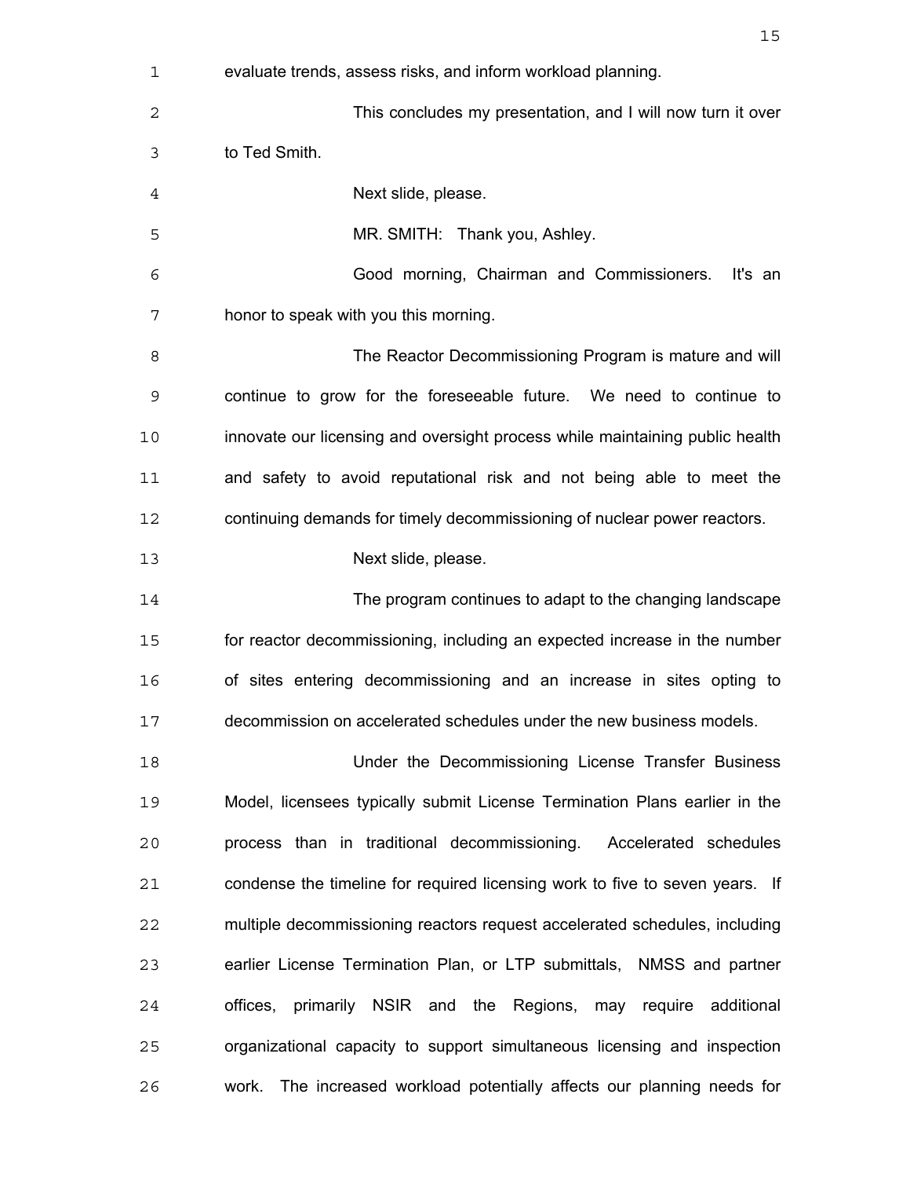evaluate trends, assess risks, and inform workload planning.

This concludes my presentation, and I will now turn it over to Ted Smith.

Next slide, please.

MR. SMITH: Thank you, Ashley.

Good morning, Chairman and Commissioners. It's an honor to speak with you this morning.

The Reactor Decommissioning Program is mature and will continue to grow for the foreseeable future. We need to continue to innovate our licensing and oversight process while maintaining public health and safety to avoid reputational risk and not being able to meet the continuing demands for timely decommissioning of nuclear power reactors.

Next slide, please.

The program continues to adapt to the changing landscape for reactor decommissioning, including an expected increase in the number of sites entering decommissioning and an increase in sites opting to decommission on accelerated schedules under the new business models.

Under the Decommissioning License Transfer Business Model, licensees typically submit License Termination Plans earlier in the process than in traditional decommissioning. Accelerated schedules condense the timeline for required licensing work to five to seven years. If multiple decommissioning reactors request accelerated schedules, including earlier License Termination Plan, or LTP submittals, NMSS and partner offices, primarily NSIR and the Regions, may require additional organizational capacity to support simultaneous licensing and inspection work. The increased workload potentially affects our planning needs for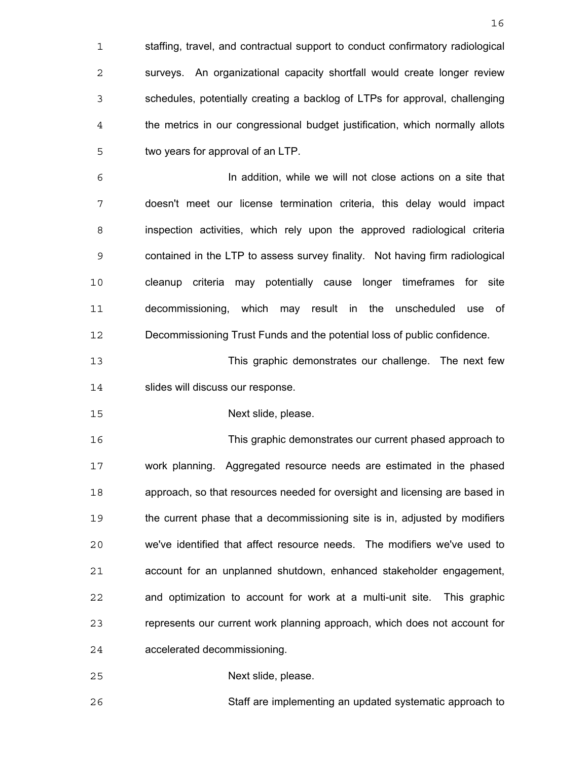staffing, travel, and contractual support to conduct confirmatory radiological surveys. An organizational capacity shortfall would create longer review schedules, potentially creating a backlog of LTPs for approval, challenging the metrics in our congressional budget justification, which normally allots two years for approval of an LTP.

In addition, while we will not close actions on a site that doesn't meet our license termination criteria, this delay would impact inspection activities, which rely upon the approved radiological criteria contained in the LTP to assess survey finality. Not having firm radiological cleanup criteria may potentially cause longer timeframes for site decommissioning, which may result in the unscheduled use of Decommissioning Trust Funds and the potential loss of public confidence.

This graphic demonstrates our challenge. The next few slides will discuss our response.

Next slide, please.

This graphic demonstrates our current phased approach to work planning. Aggregated resource needs are estimated in the phased approach, so that resources needed for oversight and licensing are based in the current phase that a decommissioning site is in, adjusted by modifiers we've identified that affect resource needs. The modifiers we've used to account for an unplanned shutdown, enhanced stakeholder engagement, and optimization to account for work at a multi-unit site. This graphic represents our current work planning approach, which does not account for accelerated decommissioning.

Next slide, please.

Staff are implementing an updated systematic approach to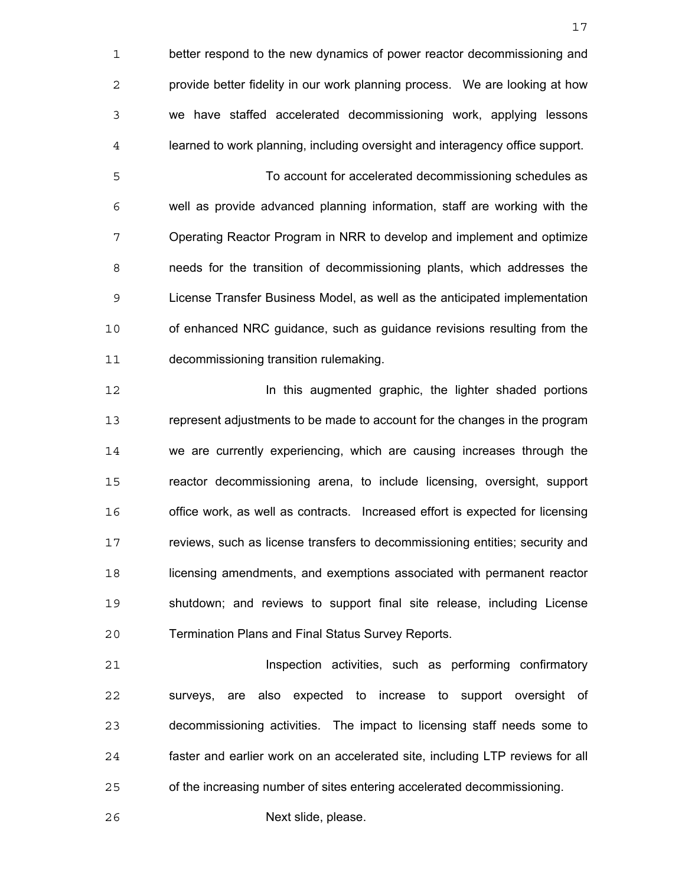better respond to the new dynamics of power reactor decommissioning and provide better fidelity in our work planning process. We are looking at how we have staffed accelerated decommissioning work, applying lessons learned to work planning, including oversight and interagency office support.

To account for accelerated decommissioning schedules as well as provide advanced planning information, staff are working with the Operating Reactor Program in NRR to develop and implement and optimize needs for the transition of decommissioning plants, which addresses the License Transfer Business Model, as well as the anticipated implementation of enhanced NRC guidance, such as guidance revisions resulting from the decommissioning transition rulemaking.

In this augmented graphic, the lighter shaded portions represent adjustments to be made to account for the changes in the program we are currently experiencing, which are causing increases through the reactor decommissioning arena, to include licensing, oversight, support office work, as well as contracts. Increased effort is expected for licensing reviews, such as license transfers to decommissioning entities; security and licensing amendments, and exemptions associated with permanent reactor shutdown; and reviews to support final site release, including License Termination Plans and Final Status Survey Reports.

Inspection activities, such as performing confirmatory surveys, are also expected to increase to support oversight of decommissioning activities. The impact to licensing staff needs some to faster and earlier work on an accelerated site, including LTP reviews for all of the increasing number of sites entering accelerated decommissioning.

Next slide, please.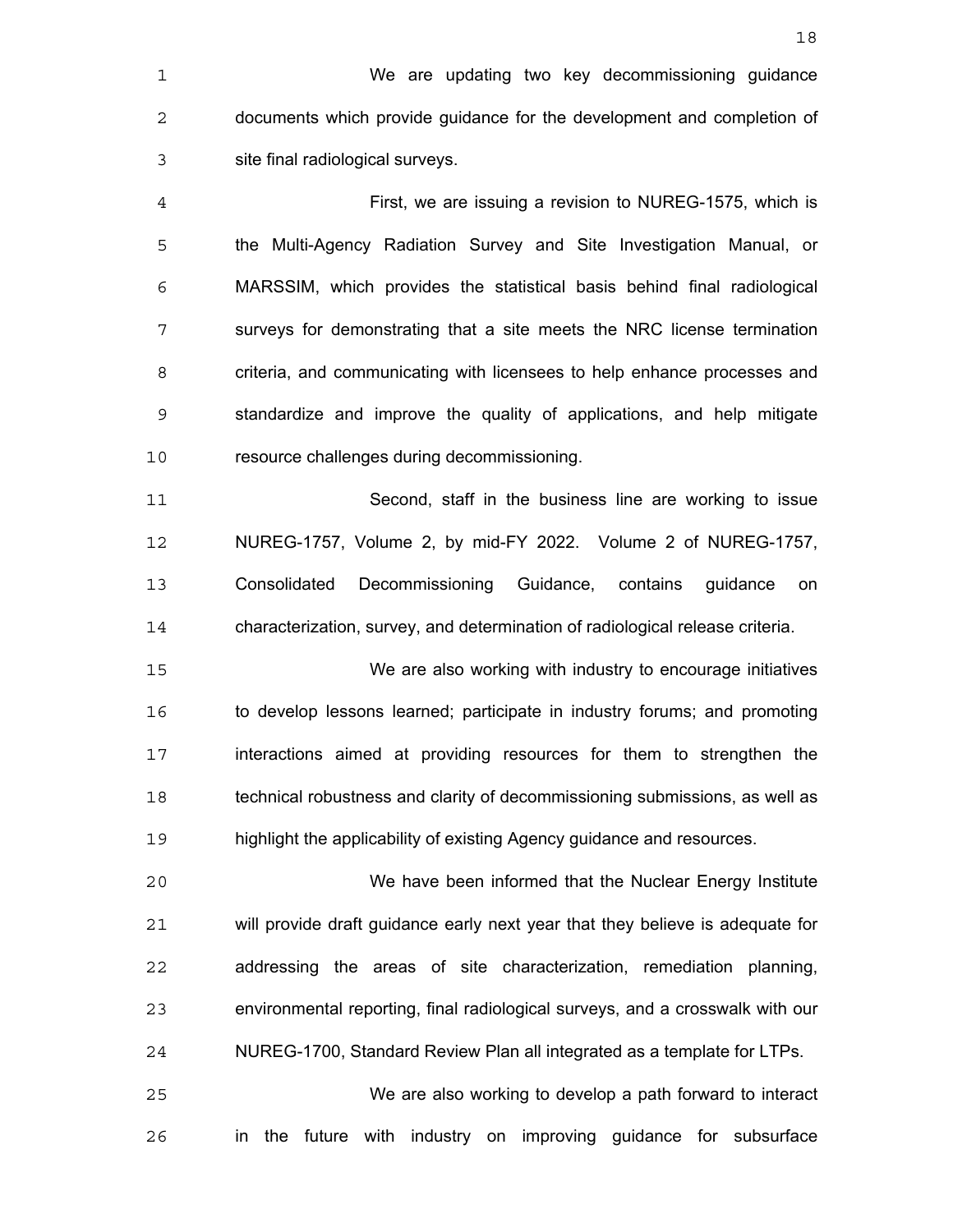We are updating two key decommissioning guidance documents which provide guidance for the development and completion of site final radiological surveys.

First, we are issuing a revision to NUREG-1575, which is the Multi-Agency Radiation Survey and Site Investigation Manual, or MARSSIM, which provides the statistical basis behind final radiological surveys for demonstrating that a site meets the NRC license termination criteria, and communicating with licensees to help enhance processes and standardize and improve the quality of applications, and help mitigate resource challenges during decommissioning.

Second, staff in the business line are working to issue NUREG-1757, Volume 2, by mid-FY 2022. Volume 2 of NUREG-1757, Consolidated Decommissioning Guidance, contains guidance on characterization, survey, and determination of radiological release criteria.

We are also working with industry to encourage initiatives to develop lessons learned; participate in industry forums; and promoting interactions aimed at providing resources for them to strengthen the technical robustness and clarity of decommissioning submissions, as well as highlight the applicability of existing Agency guidance and resources.

We have been informed that the Nuclear Energy Institute will provide draft guidance early next year that they believe is adequate for addressing the areas of site characterization, remediation planning, environmental reporting, final radiological surveys, and a crosswalk with our NUREG-1700, Standard Review Plan all integrated as a template for LTPs.

We are also working to develop a path forward to interact in the future with industry on improving guidance for subsurface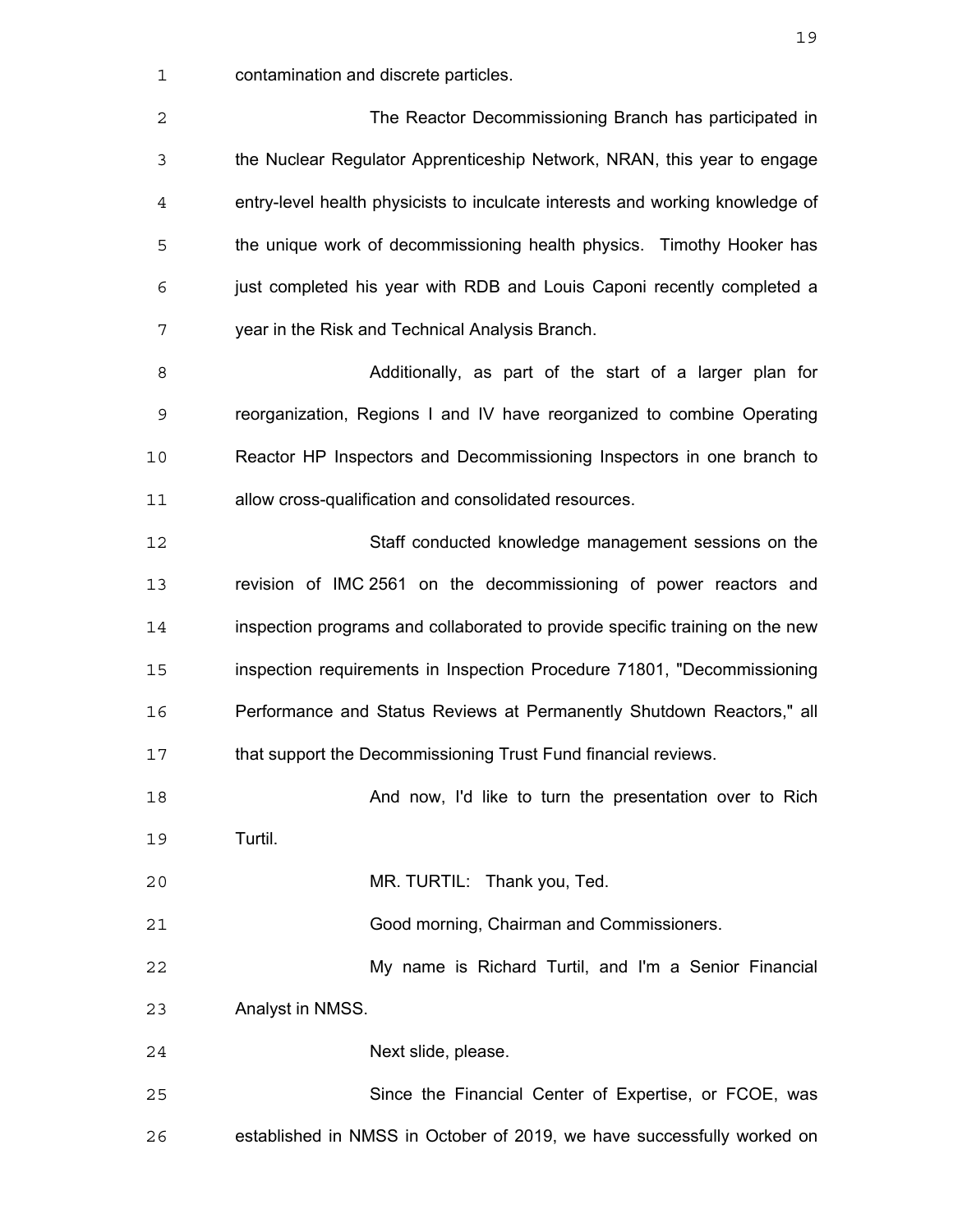contamination and discrete particles.

The Reactor Decommissioning Branch has participated in the Nuclear Regulator Apprenticeship Network, NRAN, this year to engage entry-level health physicists to inculcate interests and working knowledge of the unique work of decommissioning health physics. Timothy Hooker has just completed his year with RDB and Louis Caponi recently completed a year in the Risk and Technical Analysis Branch.

Additionally, as part of the start of a larger plan for reorganization, Regions I and IV have reorganized to combine Operating Reactor HP Inspectors and Decommissioning Inspectors in one branch to allow cross-qualification and consolidated resources.

Staff conducted knowledge management sessions on the revision of IMC 2561 on the decommissioning of power reactors and inspection programs and collaborated to provide specific training on the new inspection requirements in Inspection Procedure 71801, "Decommissioning Performance and Status Reviews at Permanently Shutdown Reactors," all that support the Decommissioning Trust Fund financial reviews.

And now, I'd like to turn the presentation over to Rich Turtil.

MR. TURTIL: Thank you, Ted.

Good morning, Chairman and Commissioners.

My name is Richard Turtil, and I'm a Senior Financial Analyst in NMSS.

Next slide, please.

Since the Financial Center of Expertise, or FCOE, was established in NMSS in October of 2019, we have successfully worked on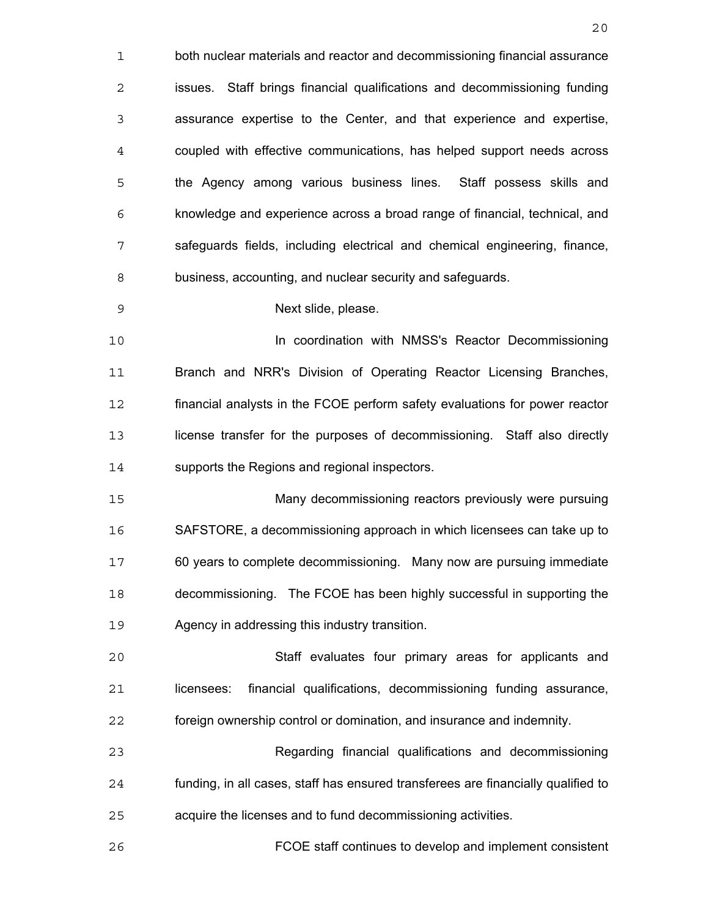both nuclear materials and reactor and decommissioning financial assurance issues. Staff brings financial qualifications and decommissioning funding assurance expertise to the Center, and that experience and expertise, coupled with effective communications, has helped support needs across the Agency among various business lines. Staff possess skills and knowledge and experience across a broad range of financial, technical, and safeguards fields, including electrical and chemical engineering, finance, business, accounting, and nuclear security and safeguards.

Next slide, please.

In coordination with NMSS's Reactor Decommissioning Branch and NRR's Division of Operating Reactor Licensing Branches, financial analysts in the FCOE perform safety evaluations for power reactor license transfer for the purposes of decommissioning. Staff also directly supports the Regions and regional inspectors.

Many decommissioning reactors previously were pursuing SAFSTORE, a decommissioning approach in which licensees can take up to 60 years to complete decommissioning. Many now are pursuing immediate decommissioning. The FCOE has been highly successful in supporting the Agency in addressing this industry transition.

Staff evaluates four primary areas for applicants and licensees: financial qualifications, decommissioning funding assurance, foreign ownership control or domination, and insurance and indemnity.

Regarding financial qualifications and decommissioning funding, in all cases, staff has ensured transferees are financially qualified to acquire the licenses and to fund decommissioning activities.

FCOE staff continues to develop and implement consistent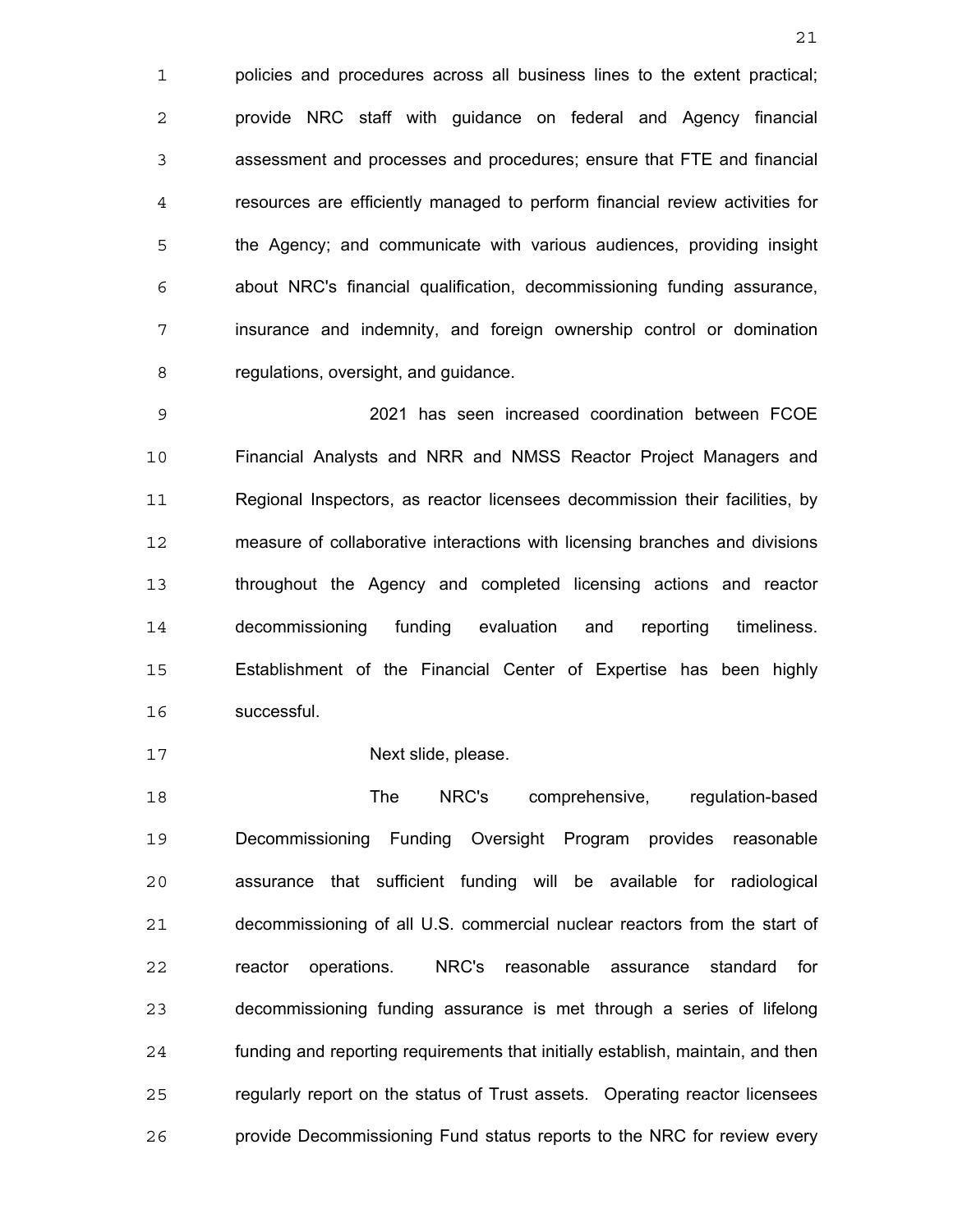policies and procedures across all business lines to the extent practical; provide NRC staff with guidance on federal and Agency financial assessment and processes and procedures; ensure that FTE and financial resources are efficiently managed to perform financial review activities for the Agency; and communicate with various audiences, providing insight about NRC's financial qualification, decommissioning funding assurance, insurance and indemnity, and foreign ownership control or domination regulations, oversight, and guidance.

2021 has seen increased coordination between FCOE Financial Analysts and NRR and NMSS Reactor Project Managers and Regional Inspectors, as reactor licensees decommission their facilities, by measure of collaborative interactions with licensing branches and divisions throughout the Agency and completed licensing actions and reactor decommissioning funding evaluation and reporting timeliness. Establishment of the Financial Center of Expertise has been highly successful.

Next slide, please.

The NRC's comprehensive, regulation-based Decommissioning Funding Oversight Program provides reasonable assurance that sufficient funding will be available for radiological decommissioning of all U.S. commercial nuclear reactors from the start of reactor operations. NRC's reasonable assurance standard for decommissioning funding assurance is met through a series of lifelong funding and reporting requirements that initially establish, maintain, and then regularly report on the status of Trust assets. Operating reactor licensees provide Decommissioning Fund status reports to the NRC for review every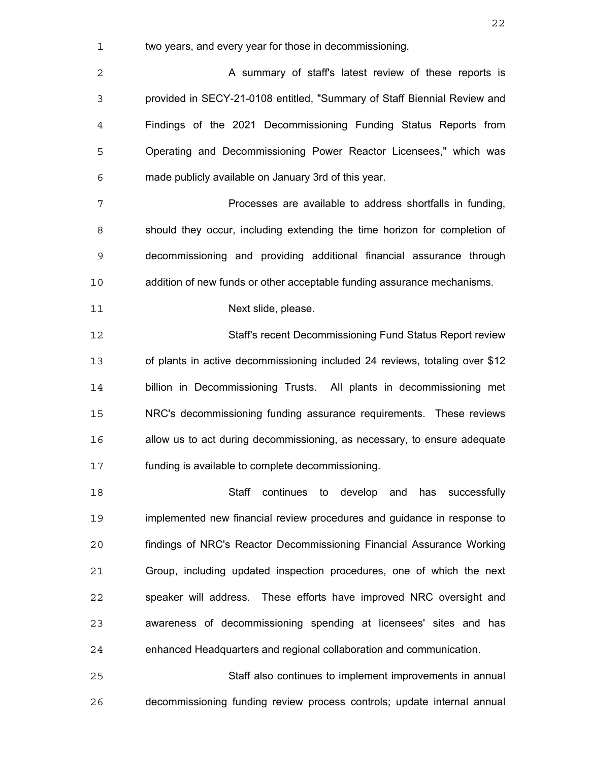two years, and every year for those in decommissioning.

A summary of staff's latest review of these reports is provided in SECY-21-0108 entitled, "Summary of Staff Biennial Review and Findings of the 2021 Decommissioning Funding Status Reports from Operating and Decommissioning Power Reactor Licensees," which was made publicly available on January 3rd of this year.

Processes are available to address shortfalls in funding, should they occur, including extending the time horizon for completion of decommissioning and providing additional financial assurance through addition of new funds or other acceptable funding assurance mechanisms.

Next slide, please.

Staff's recent Decommissioning Fund Status Report review of plants in active decommissioning included 24 reviews, totaling over $12 billion in Decommissioning Trusts. All plants in decommissioning met NRC's decommissioning funding assurance requirements. These reviews allow us to act during decommissioning, as necessary, to ensure adequate funding is available to complete decommissioning.

Staff continues to develop and has successfully implemented new financial review procedures and guidance in response to findings of NRC's Reactor Decommissioning Financial Assurance Working Group, including updated inspection procedures, one of which the next speaker will address. These efforts have improved NRC oversight and awareness of decommissioning spending at licensees' sites and has enhanced Headquarters and regional collaboration and communication.

Staff also continues to implement improvements in annual decommissioning funding review process controls; update internal annual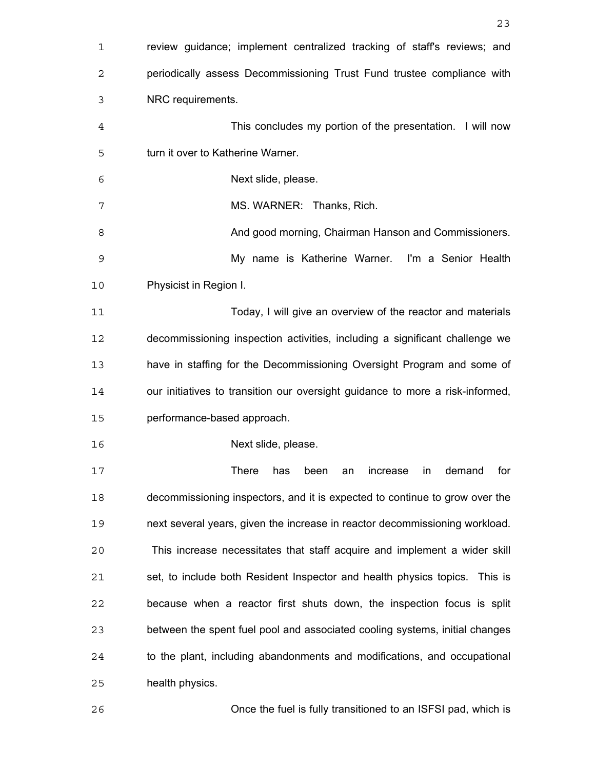review guidance; implement centralized tracking of staff's reviews; and periodically assess Decommissioning Trust Fund trustee compliance with NRC requirements.

This concludes my portion of the presentation. I will now turn it over to Katherine Warner.

Next slide, please.

MS. WARNER: Thanks, Rich.

And good morning, Chairman Hanson and Commissioners.

My name is Katherine Warner. I'm a Senior Health Physicist in Region I.

Today, I will give an overview of the reactor and materials decommissioning inspection activities, including a significant challenge we have in staffing for the Decommissioning Oversight Program and some of our initiatives to transition our oversight guidance to more a risk-informed, performance-based approach.

Next slide, please.

There has been an increase in demand for decommissioning inspectors, and it is expected to continue to grow over the next several years, given the increase in reactor decommissioning workload. This increase necessitates that staff acquire and implement a wider skill set, to include both Resident Inspector and health physics topics. This is because when a reactor first shuts down, the inspection focus is split between the spent fuel pool and associated cooling systems, initial changes to the plant, including abandonments and modifications, and occupational health physics.

Once the fuel is fully transitioned to an ISFSI pad, which is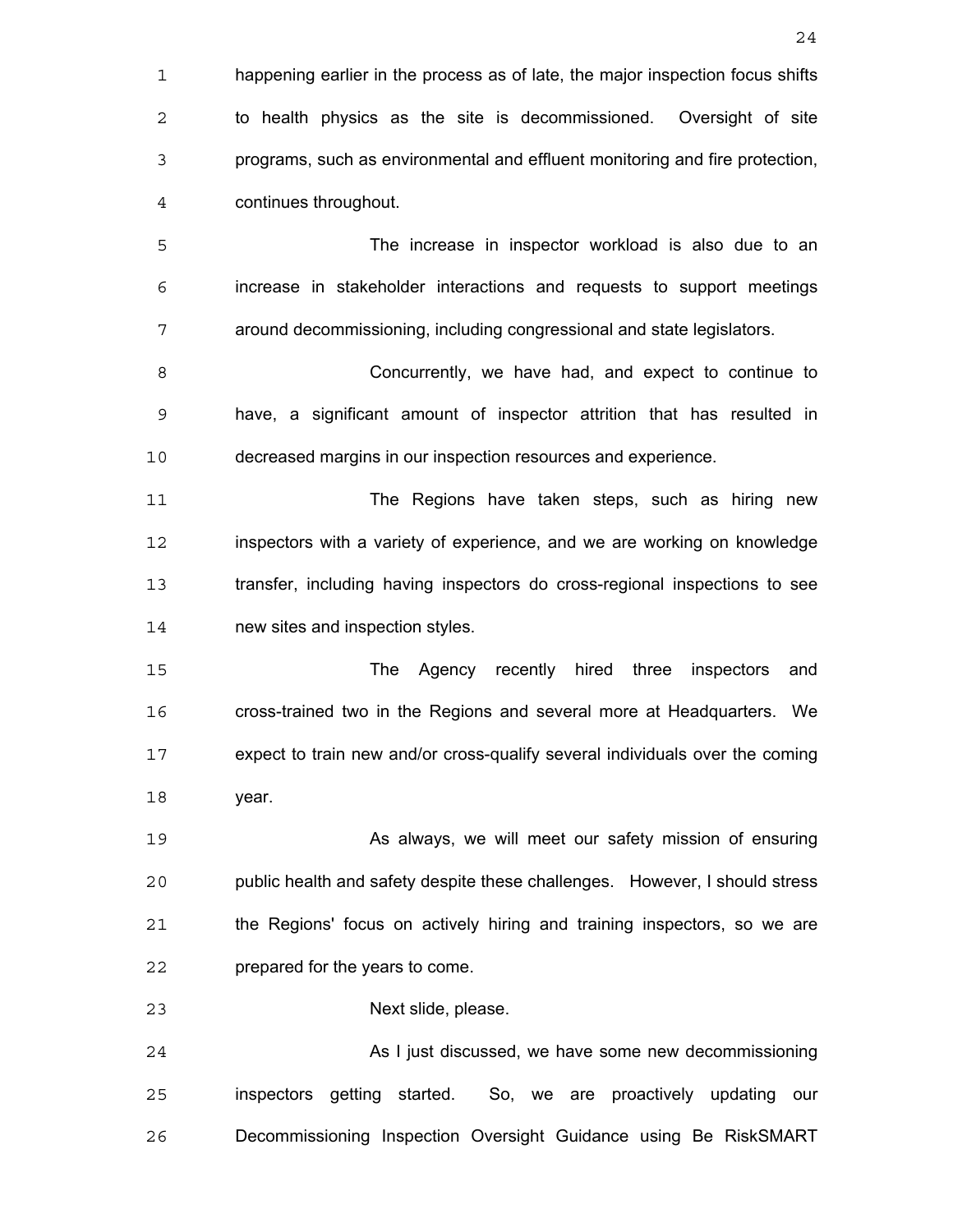happening earlier in the process as of late, the major inspection focus shifts to health physics as the site is decommissioned. Oversight of site programs, such as environmental and effluent monitoring and fire protection, continues throughout.

The increase in inspector workload is also due to an increase in stakeholder interactions and requests to support meetings around decommissioning, including congressional and state legislators.

Concurrently, we have had, and expect to continue to have, a significant amount of inspector attrition that has resulted in decreased margins in our inspection resources and experience.

The Regions have taken steps, such as hiring new inspectors with a variety of experience, and we are working on knowledge transfer, including having inspectors do cross-regional inspections to see new sites and inspection styles.

The Agency recently hired three inspectors and cross-trained two in the Regions and several more at Headquarters. We expect to train new and/or cross-qualify several individuals over the coming year.

As always, we will meet our safety mission of ensuring public health and safety despite these challenges. However, I should stress the Regions' focus on actively hiring and training inspectors, so we are prepared for the years to come.

Next slide, please.

As I just discussed, we have some new decommissioning inspectors getting started. So, we are proactively updating our Decommissioning Inspection Oversight Guidance using Be RiskSMART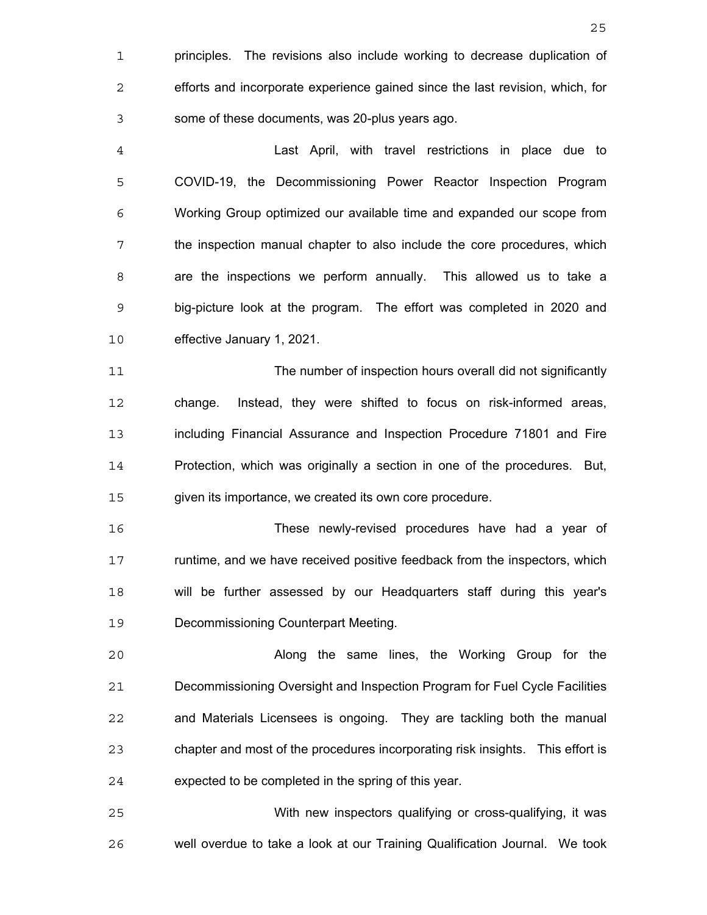principles. The revisions also include working to decrease duplication of efforts and incorporate experience gained since the last revision, which, for some of these documents, was 20-plus years ago.

Last April, with travel restrictions in place due to COVID-19, the Decommissioning Power Reactor Inspection Program Working Group optimized our available time and expanded our scope from the inspection manual chapter to also include the core procedures, which are the inspections we perform annually. This allowed us to take a big-picture look at the program. The effort was completed in 2020 and effective January 1, 2021.

The number of inspection hours overall did not significantly change. Instead, they were shifted to focus on risk-informed areas, including Financial Assurance and Inspection Procedure 71801 and Fire Protection, which was originally a section in one of the procedures. But, given its importance, we created its own core procedure.

These newly-revised procedures have had a year of runtime, and we have received positive feedback from the inspectors, which will be further assessed by our Headquarters staff during this year's Decommissioning Counterpart Meeting.

Along the same lines, the Working Group for the Decommissioning Oversight and Inspection Program for Fuel Cycle Facilities and Materials Licensees is ongoing. They are tackling both the manual chapter and most of the procedures incorporating risk insights. This effort is expected to be completed in the spring of this year.

With new inspectors qualifying or cross-qualifying, it was well overdue to take a look at our Training Qualification Journal. We took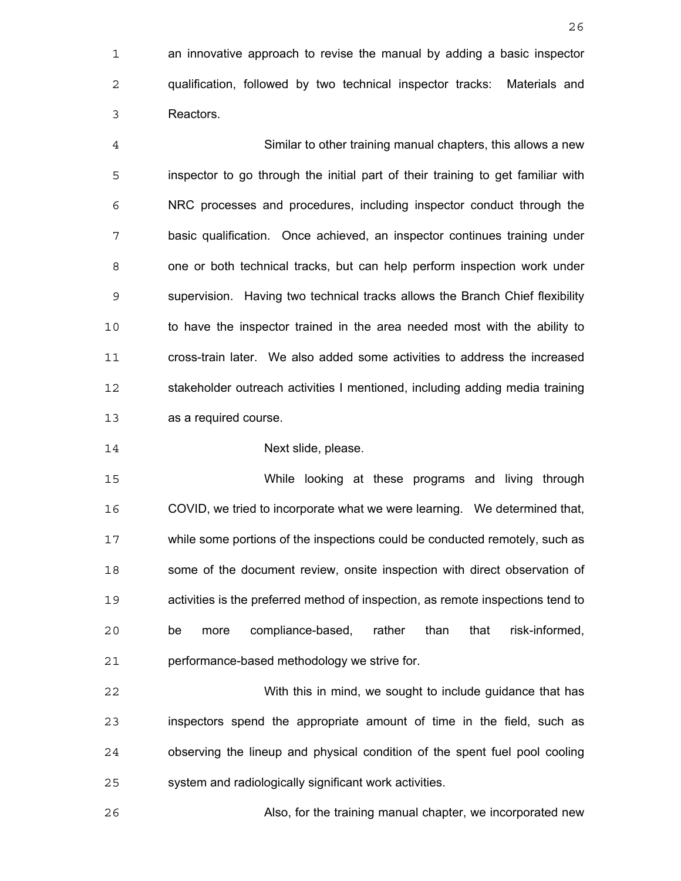an innovative approach to revise the manual by adding a basic inspector qualification, followed by two technical inspector tracks: Materials and Reactors.

Similar to other training manual chapters, this allows a new inspector to go through the initial part of their training to get familiar with NRC processes and procedures, including inspector conduct through the basic qualification. Once achieved, an inspector continues training under one or both technical tracks, but can help perform inspection work under supervision. Having two technical tracks allows the Branch Chief flexibility to have the inspector trained in the area needed most with the ability to cross-train later. We also added some activities to address the increased stakeholder outreach activities I mentioned, including adding media training as a required course.

Next slide, please.

While looking at these programs and living through COVID, we tried to incorporate what we were learning. We determined that, while some portions of the inspections could be conducted remotely, such as some of the document review, onsite inspection with direct observation of activities is the preferred method of inspection, as remote inspections tend to be more compliance-based, rather than that risk-informed, performance-based methodology we strive for.

With this in mind, we sought to include guidance that has inspectors spend the appropriate amount of time in the field, such as observing the lineup and physical condition of the spent fuel pool cooling system and radiologically significant work activities.

Also, for the training manual chapter, we incorporated new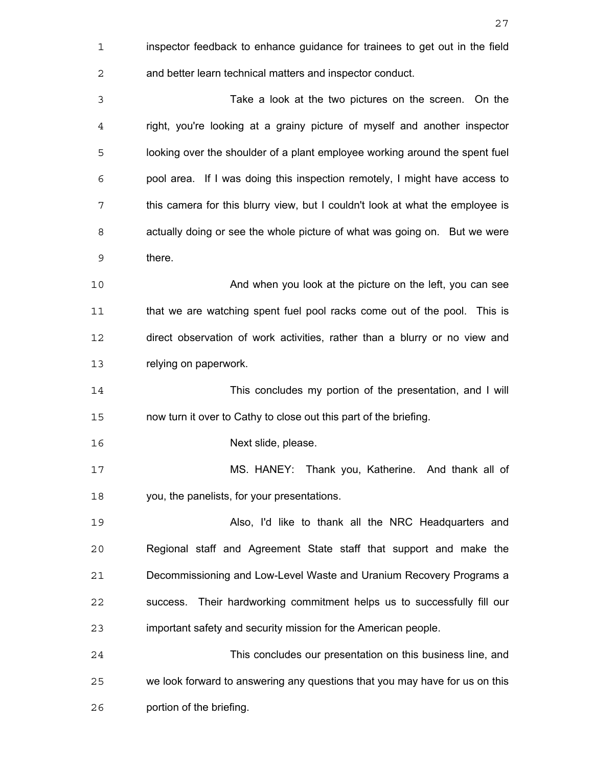inspector feedback to enhance guidance for trainees to get out in the field and better learn technical matters and inspector conduct.

Take a look at the two pictures on the screen. On the right, you're looking at a grainy picture of myself and another inspector looking over the shoulder of a plant employee working around the spent fuel pool area. If I was doing this inspection remotely, I might have access to this camera for this blurry view, but I couldn't look at what the employee is actually doing or see the whole picture of what was going on. But we were there.

And when you look at the picture on the left, you can see that we are watching spent fuel pool racks come out of the pool. This is direct observation of work activities, rather than a blurry or no view and relying on paperwork.

This concludes my portion of the presentation, and I will now turn it over to Cathy to close out this part of the briefing.

Next slide, please.

MS. HANEY: Thank you, Katherine. And thank all of you, the panelists, for your presentations.

Also, I'd like to thank all the NRC Headquarters and Regional staff and Agreement State staff that support and make the Decommissioning and Low-Level Waste and Uranium Recovery Programs a success. Their hardworking commitment helps us to successfully fill our important safety and security mission for the American people.

This concludes our presentation on this business line, and we look forward to answering any questions that you may have for us on this portion of the briefing.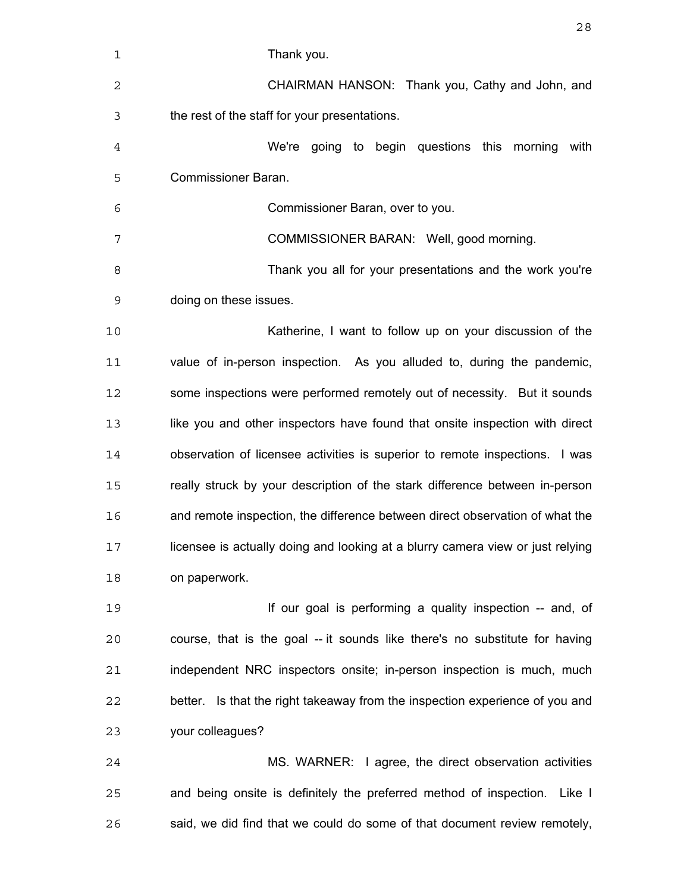Thank you.

CHAIRMAN HANSON: Thank you, Cathy and John, and the rest of the staff for your presentations.

We're going to begin questions this morning with Commissioner Baran.

Commissioner Baran, over to you.

COMMISSIONER BARAN: Well, good morning.

Thank you all for your presentations and the work you're doing on these issues.

Katherine, I want to follow up on your discussion of the value of in-person inspection. As you alluded to, during the pandemic, some inspections were performed remotely out of necessity. But it sounds like you and other inspectors have found that onsite inspection with direct observation of licensee activities is superior to remote inspections. I was really struck by your description of the stark difference between in-person and remote inspection, the difference between direct observation of what the licensee is actually doing and looking at a blurry camera view or just relying on paperwork.

If our goal is performing a quality inspection -- and, of course, that is the goal -- it sounds like there's no substitute for having independent NRC inspectors onsite; in-person inspection is much, much better. Is that the right takeaway from the inspection experience of you and your colleagues?

MS. WARNER: I agree, the direct observation activities and being onsite is definitely the preferred method of inspection. Like I said, we did find that we could do some of that document review remotely,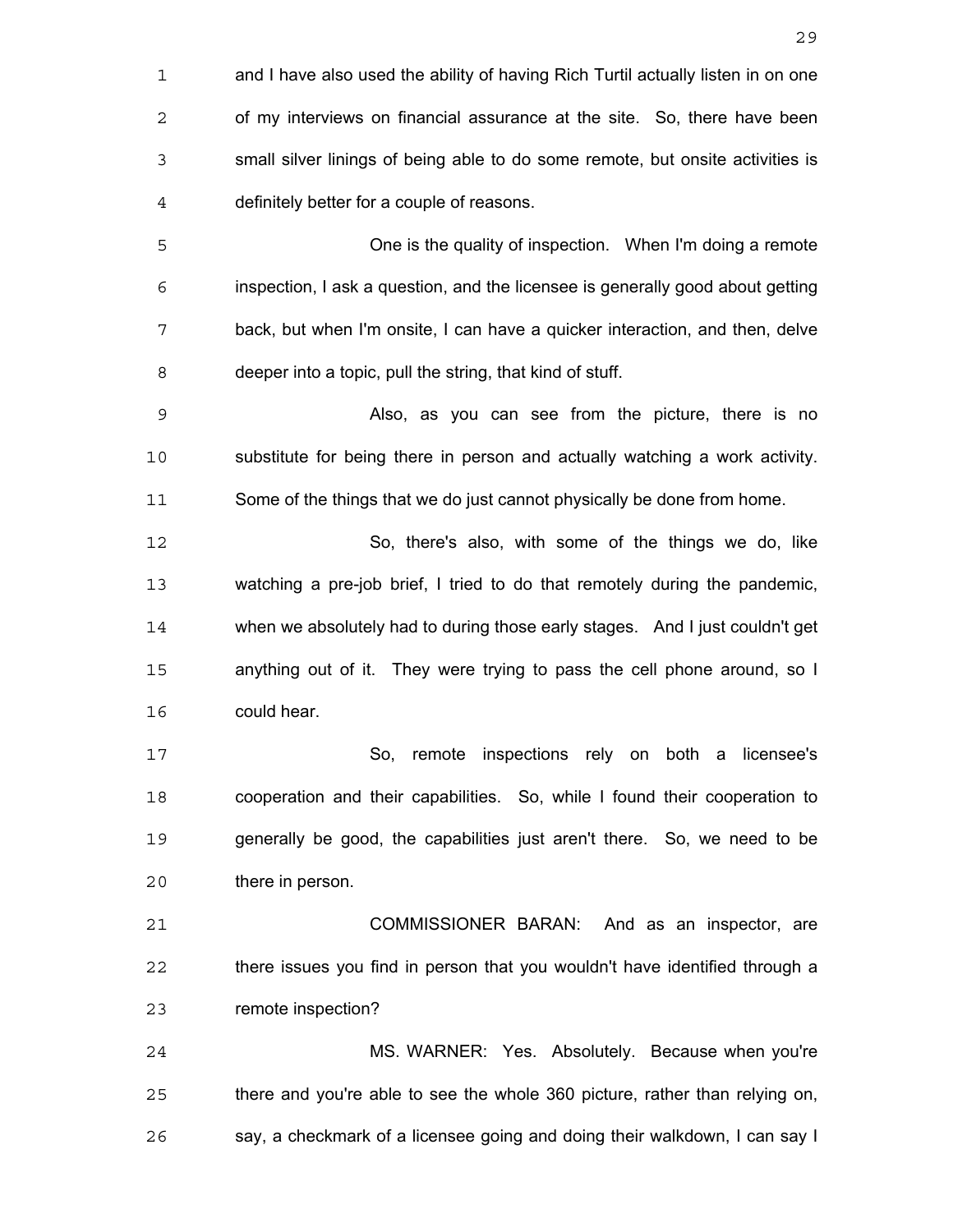and I have also used the ability of having Rich Turtil actually listen in on one of my interviews on financial assurance at the site. So, there have been small silver linings of being able to do some remote, but onsite activities is definitely better for a couple of reasons.

One is the quality of inspection. When I'm doing a remote inspection, I ask a question, and the licensee is generally good about getting back, but when I'm onsite, I can have a quicker interaction, and then, delve deeper into a topic, pull the string, that kind of stuff.

Also, as you can see from the picture, there is no substitute for being there in person and actually watching a work activity. Some of the things that we do just cannot physically be done from home.

So, there's also, with some of the things we do, like watching a pre-job brief, I tried to do that remotely during the pandemic, when we absolutely had to during those early stages. And I just couldn't get anything out of it. They were trying to pass the cell phone around, so I could hear.

So, remote inspections rely on both a licensee's cooperation and their capabilities. So, while I found their cooperation to generally be good, the capabilities just aren't there. So, we need to be there in person.

COMMISSIONER BARAN: And as an inspector, are there issues you find in person that you wouldn't have identified through a remote inspection?

MS. WARNER: Yes. Absolutely. Because when you're there and you're able to see the whole 360 picture, rather than relying on, say, a checkmark of a licensee going and doing their walkdown, I can say I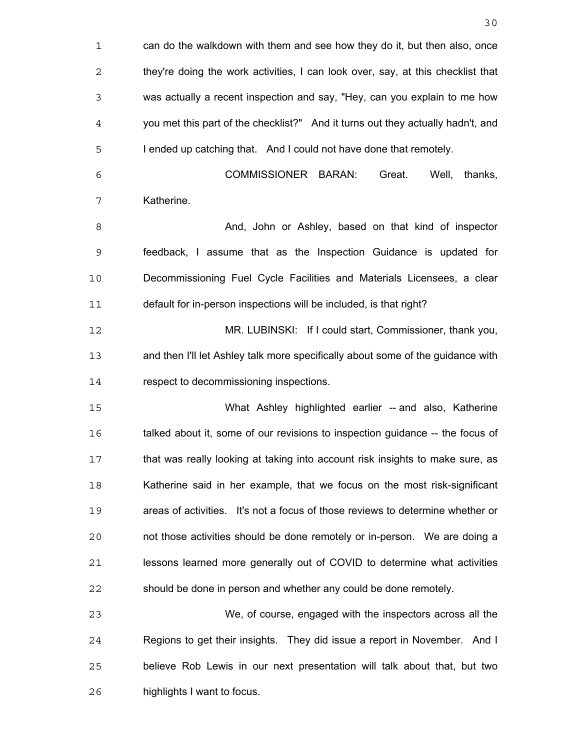can do the walkdown with them and see how they do it, but then also, once they're doing the work activities, I can look over, say, at this checklist that was actually a recent inspection and say, "Hey, can you explain to me how you met this part of the checklist?" And it turns out they actually hadn't, and I ended up catching that. And I could not have done that remotely.

COMMISSIONER BARAN: Great. Well, thanks, Katherine.

And, John or Ashley, based on that kind of inspector feedback, I assume that as the Inspection Guidance is updated for Decommissioning Fuel Cycle Facilities and Materials Licensees, a clear default for in-person inspections will be included, is that right?

MR. LUBINSKI: If I could start, Commissioner, thank you, and then I'll let Ashley talk more specifically about some of the guidance with respect to decommissioning inspections.

What Ashley highlighted earlier -- and also, Katherine talked about it, some of our revisions to inspection guidance -- the focus of that was really looking at taking into account risk insights to make sure, as Katherine said in her example, that we focus on the most risk-significant areas of activities. It's not a focus of those reviews to determine whether or not those activities should be done remotely or in-person. We are doing a lessons learned more generally out of COVID to determine what activities should be done in person and whether any could be done remotely.

We, of course, engaged with the inspectors across all the Regions to get their insights. They did issue a report in November. And I believe Rob Lewis in our next presentation will talk about that, but two highlights I want to focus.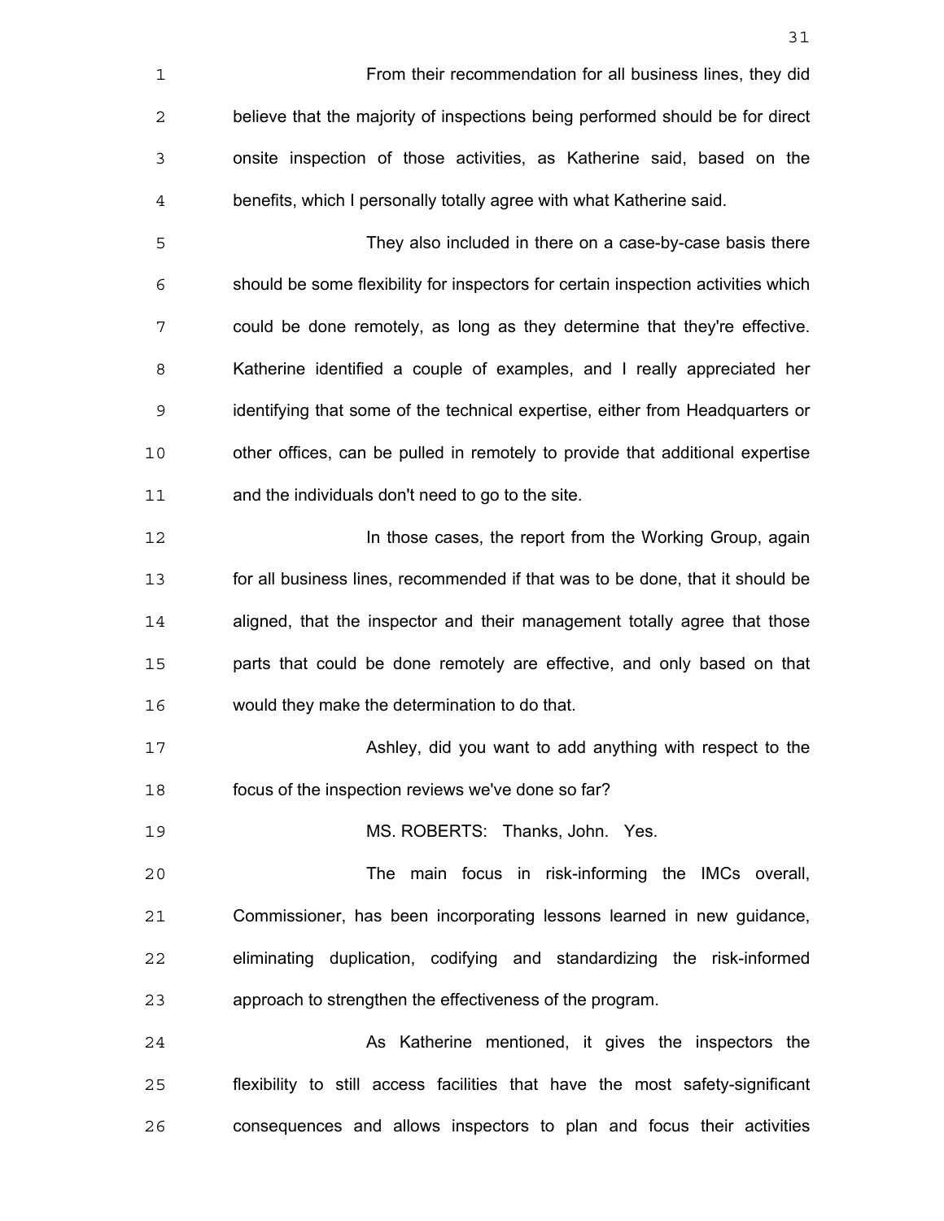From their recommendation for all business lines, they did believe that the majority of inspections being performed should be for direct onsite inspection of those activities, as Katherine said, based on the benefits, which I personally totally agree with what Katherine said.

They also included in there on a case-by-case basis there should be some flexibility for inspectors for certain inspection activities which could be done remotely, as long as they determine that they're effective. Katherine identified a couple of examples, and I really appreciated her identifying that some of the technical expertise, either from Headquarters or other offices, can be pulled in remotely to provide that additional expertise and the individuals don't need to go to the site.

In those cases, the report from the Working Group, again for all business lines, recommended if that was to be done, that it should be aligned, that the inspector and their management totally agree that those parts that could be done remotely are effective, and only based on that would they make the determination to do that.

Ashley, did you want to add anything with respect to the focus of the inspection reviews we've done so far?

MS. ROBERTS: Thanks, John. Yes.

The main focus in risk-informing the IMCs overall, Commissioner, has been incorporating lessons learned in new guidance, eliminating duplication, codifying and standardizing the risk-informed approach to strengthen the effectiveness of the program.

As Katherine mentioned, it gives the inspectors the flexibility to still access facilities that have the most safety-significant consequences and allows inspectors to plan and focus their activities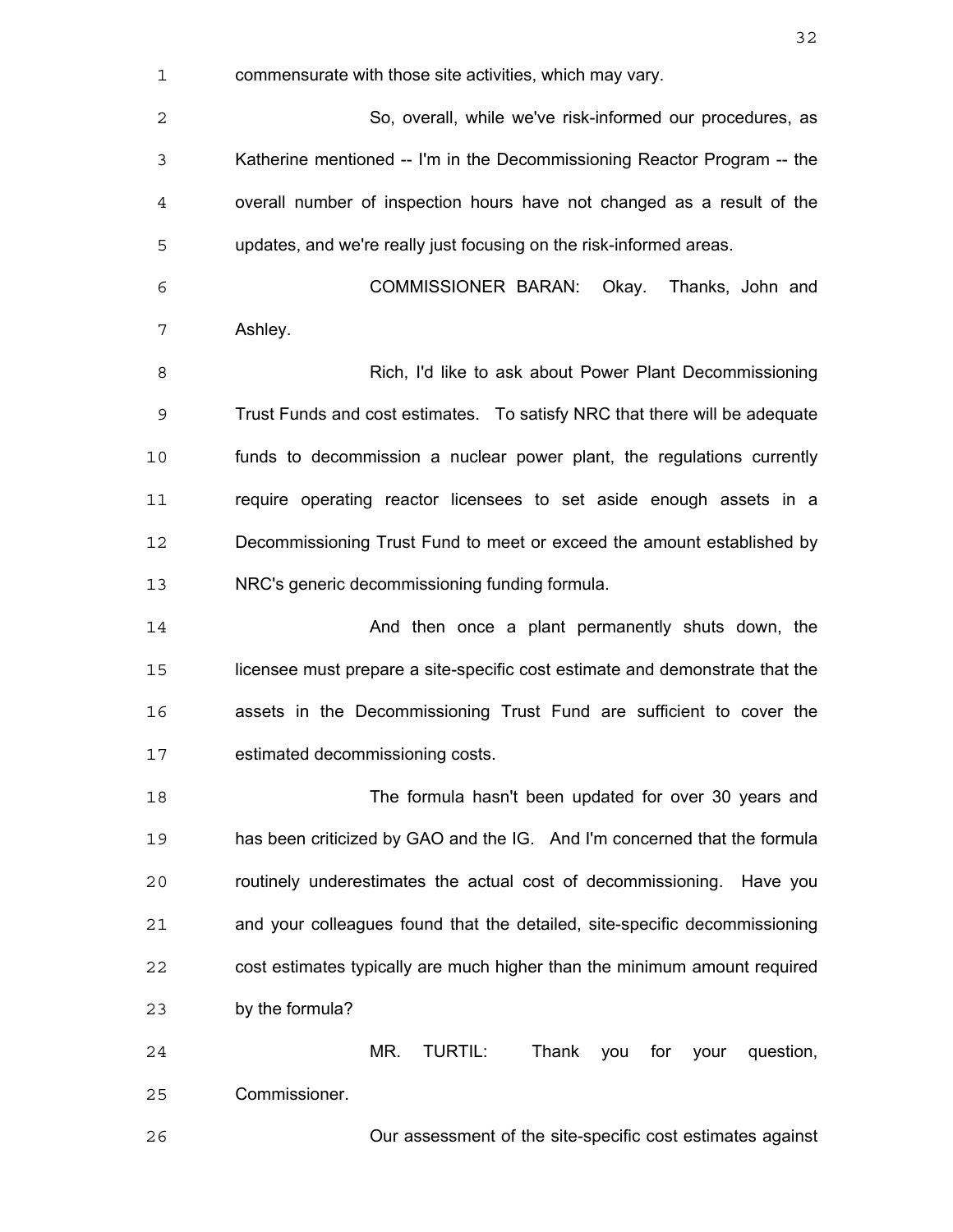commensurate with those site activities, which may vary.

So, overall, while we've risk-informed our procedures, as Katherine mentioned -- I'm in the Decommissioning Reactor Program -- the overall number of inspection hours have not changed as a result of the updates, and we're really just focusing on the risk-informed areas.

COMMISSIONER BARAN: Okay. Thanks, John and Ashley.

Rich, I'd like to ask about Power Plant Decommissioning Trust Funds and cost estimates. To satisfy NRC that there will be adequate funds to decommission a nuclear power plant, the regulations currently require operating reactor licensees to set aside enough assets in a Decommissioning Trust Fund to meet or exceed the amount established by NRC's generic decommissioning funding formula.

And then once a plant permanently shuts down, the licensee must prepare a site-specific cost estimate and demonstrate that the assets in the Decommissioning Trust Fund are sufficient to cover the estimated decommissioning costs.

The formula hasn't been updated for over 30 years and has been criticized by GAO and the IG. And I'm concerned that the formula routinely underestimates the actual cost of decommissioning. Have you and your colleagues found that the detailed, site-specific decommissioning cost estimates typically are much higher than the minimum amount required by the formula?

MR. TURTIL: Thank you for your question, Commissioner.

Our assessment of the site-specific cost estimates against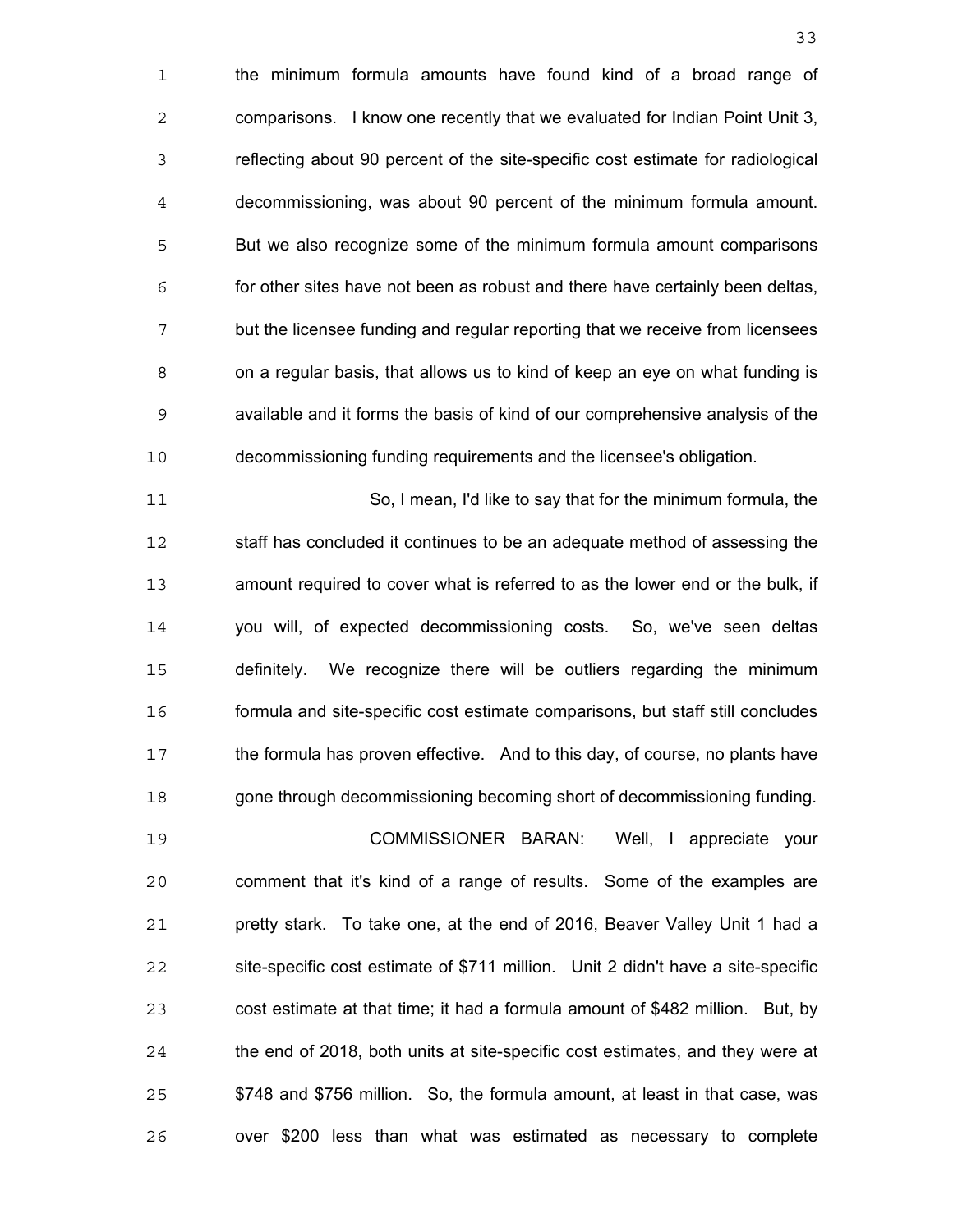the minimum formula amounts have found kind of a broad range of comparisons. I know one recently that we evaluated for Indian Point Unit 3, reflecting about 90 percent of the site-specific cost estimate for radiological decommissioning, was about 90 percent of the minimum formula amount. But we also recognize some of the minimum formula amount comparisons for other sites have not been as robust and there have certainly been deltas, but the licensee funding and regular reporting that we receive from licensees on a regular basis, that allows us to kind of keep an eye on what funding is available and it forms the basis of kind of our comprehensive analysis of the decommissioning funding requirements and the licensee's obligation.

So, I mean, I'd like to say that for the minimum formula, the staff has concluded it continues to be an adequate method of assessing the amount required to cover what is referred to as the lower end or the bulk, if you will, of expected decommissioning costs. So, we've seen deltas definitely. We recognize there will be outliers regarding the minimum formula and site-specific cost estimate comparisons, but staff still concludes the formula has proven effective. And to this day, of course, no plants have gone through decommissioning becoming short of decommissioning funding.

COMMISSIONER BARAN: Well, I appreciate your comment that it's kind of a range of results. Some of the examples are pretty stark. To take one, at the end of 2016, Beaver Valley Unit 1 had a site-specific cost estimate of $711 million. Unit 2 didn't have a site-specific cost estimate at that time; it had a formula amount of $482 million. But, by the end of 2018, both units at site-specific cost estimates, and they were at $748 and $756 million. So, the formula amount, at least in that case, was over $200 less than what was estimated as necessary to complete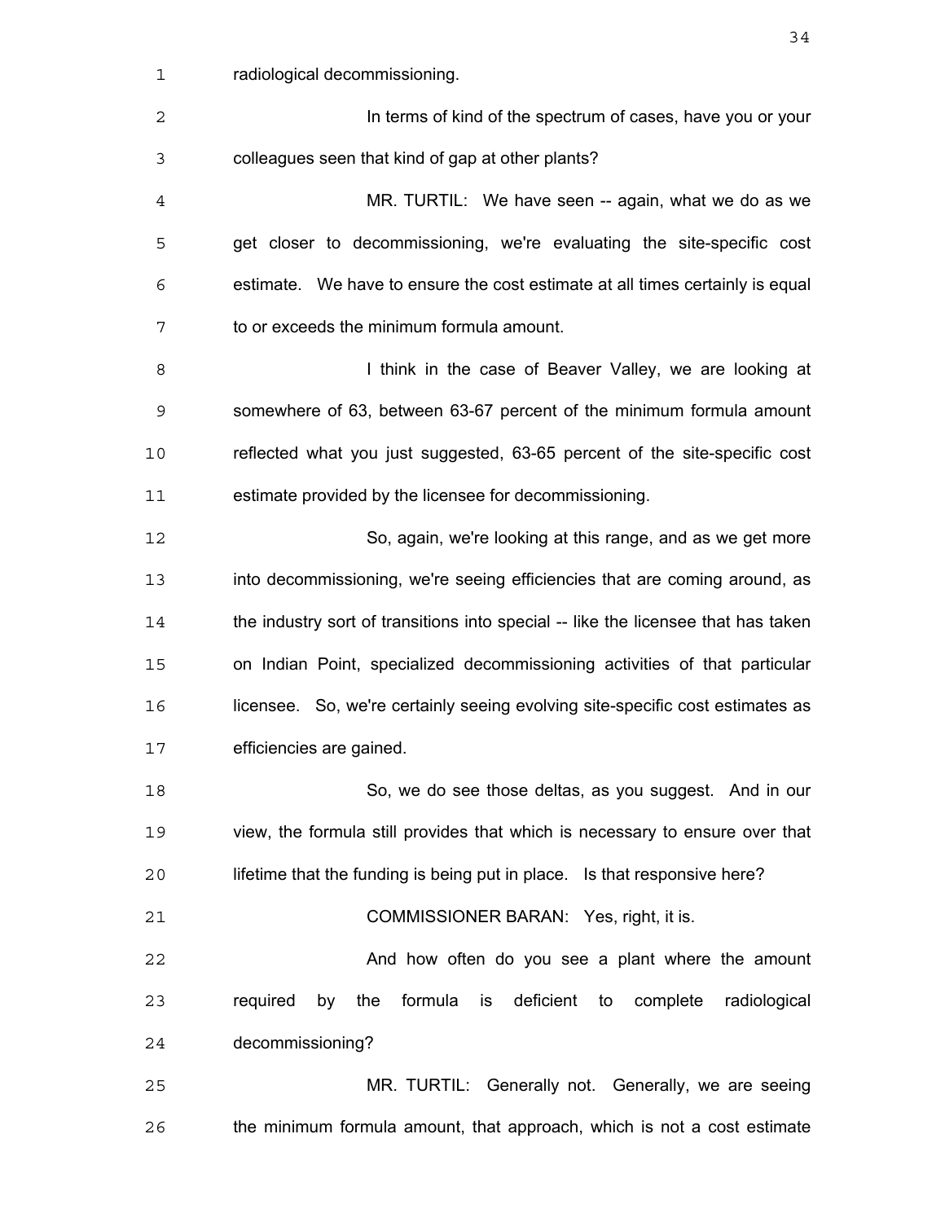radiological decommissioning.

In terms of kind of the spectrum of cases, have you or your colleagues seen that kind of gap at other plants?

MR. TURTIL: We have seen -- again, what we do as we get closer to decommissioning, we're evaluating the site-specific cost estimate. We have to ensure the cost estimate at all times certainly is equal to or exceeds the minimum formula amount.

I think in the case of Beaver Valley, we are looking at somewhere of 63, between 63-67 percent of the minimum formula amount reflected what you just suggested, 63-65 percent of the site-specific cost estimate provided by the licensee for decommissioning.

So, again, we're looking at this range, and as we get more into decommissioning, we're seeing efficiencies that are coming around, as the industry sort of transitions into special -- like the licensee that has taken on Indian Point, specialized decommissioning activities of that particular licensee. So, we're certainly seeing evolving site-specific cost estimates as efficiencies are gained.

So, we do see those deltas, as you suggest. And in our view, the formula still provides that which is necessary to ensure over that lifetime that the funding is being put in place. Is that responsive here?

COMMISSIONER BARAN: Yes, right, it is.

And how often do you see a plant where the amount required by the formula is deficient to complete radiological decommissioning?

MR. TURTIL: Generally not. Generally, we are seeing the minimum formula amount, that approach, which is not a cost estimate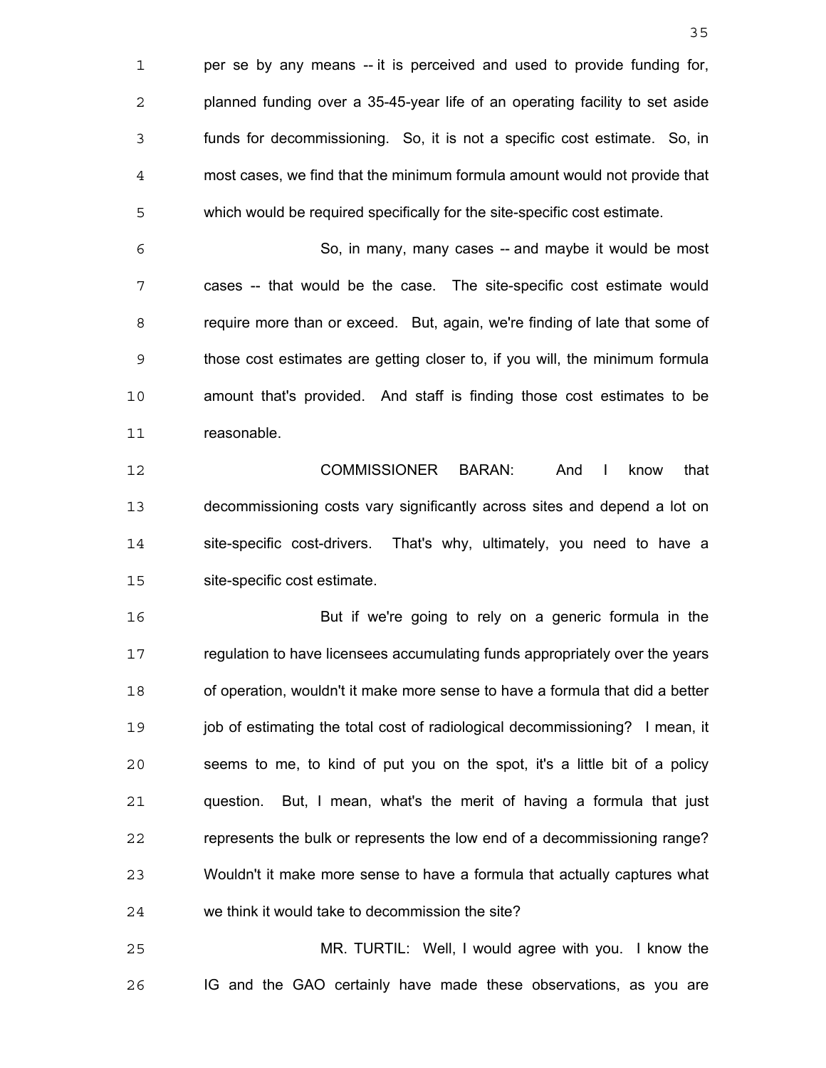per se by any means -- it is perceived and used to provide funding for, planned funding over a 35-45-year life of an operating facility to set aside funds for decommissioning. So, it is not a specific cost estimate. So, in most cases, we find that the minimum formula amount would not provide that which would be required specifically for the site-specific cost estimate.

So, in many, many cases -- and maybe it would be most cases -- that would be the case. The site-specific cost estimate would require more than or exceed. But, again, we're finding of late that some of those cost estimates are getting closer to, if you will, the minimum formula amount that's provided. And staff is finding those cost estimates to be reasonable.

COMMISSIONER BARAN: And I know that decommissioning costs vary significantly across sites and depend a lot on site-specific cost-drivers. That's why, ultimately, you need to have a site-specific cost estimate.

But if we're going to rely on a generic formula in the regulation to have licensees accumulating funds appropriately over the years of operation, wouldn't it make more sense to have a formula that did a better job of estimating the total cost of radiological decommissioning? I mean, it seems to me, to kind of put you on the spot, it's a little bit of a policy question. But, I mean, what's the merit of having a formula that just represents the bulk or represents the low end of a decommissioning range? Wouldn't it make more sense to have a formula that actually captures what we think it would take to decommission the site?

MR. TURTIL: Well, I would agree with you. I know the IG and the GAO certainly have made these observations, as you are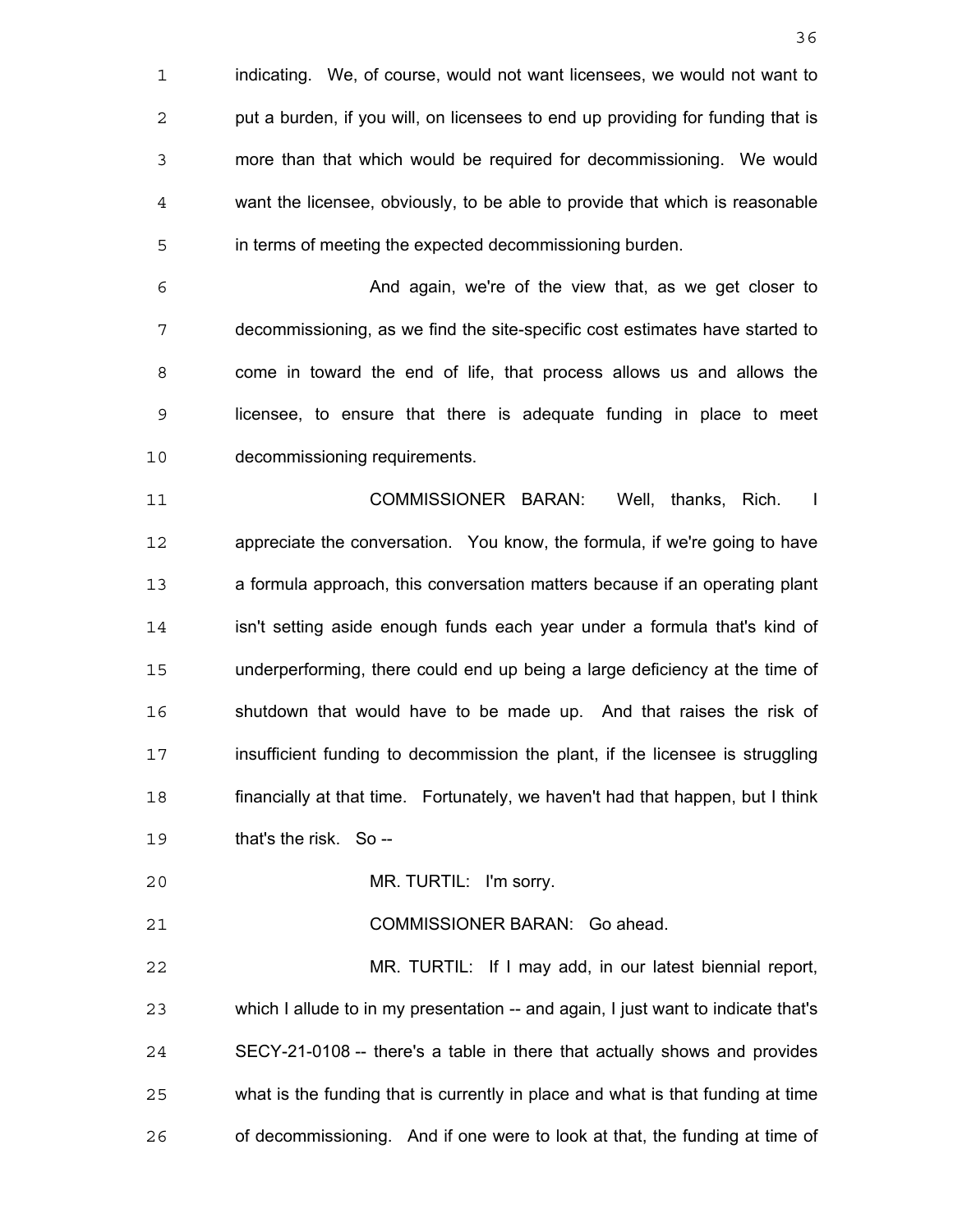indicating. We, of course, would not want licensees, we would not want to put a burden, if you will, on licensees to end up providing for funding that is more than that which would be required for decommissioning. We would want the licensee, obviously, to be able to provide that which is reasonable in terms of meeting the expected decommissioning burden.

And again, we're of the view that, as we get closer to decommissioning, as we find the site-specific cost estimates have started to come in toward the end of life, that process allows us and allows the licensee, to ensure that there is adequate funding in place to meet decommissioning requirements.

COMMISSIONER BARAN: Well, thanks, Rich. I appreciate the conversation. You know, the formula, if we're going to have a formula approach, this conversation matters because if an operating plant isn't setting aside enough funds each year under a formula that's kind of underperforming, there could end up being a large deficiency at the time of shutdown that would have to be made up. And that raises the risk of insufficient funding to decommission the plant, if the licensee is struggling financially at that time. Fortunately, we haven't had that happen, but I think that's the risk. So --

MR. TURTIL: I'm sorry.

COMMISSIONER BARAN: Go ahead.

MR. TURTIL: If I may add, in our latest biennial report, which I allude to in my presentation -- and again, I just want to indicate that's SECY-21-0108 -- there's a table in there that actually shows and provides what is the funding that is currently in place and what is that funding at time of decommissioning. And if one were to look at that, the funding at time of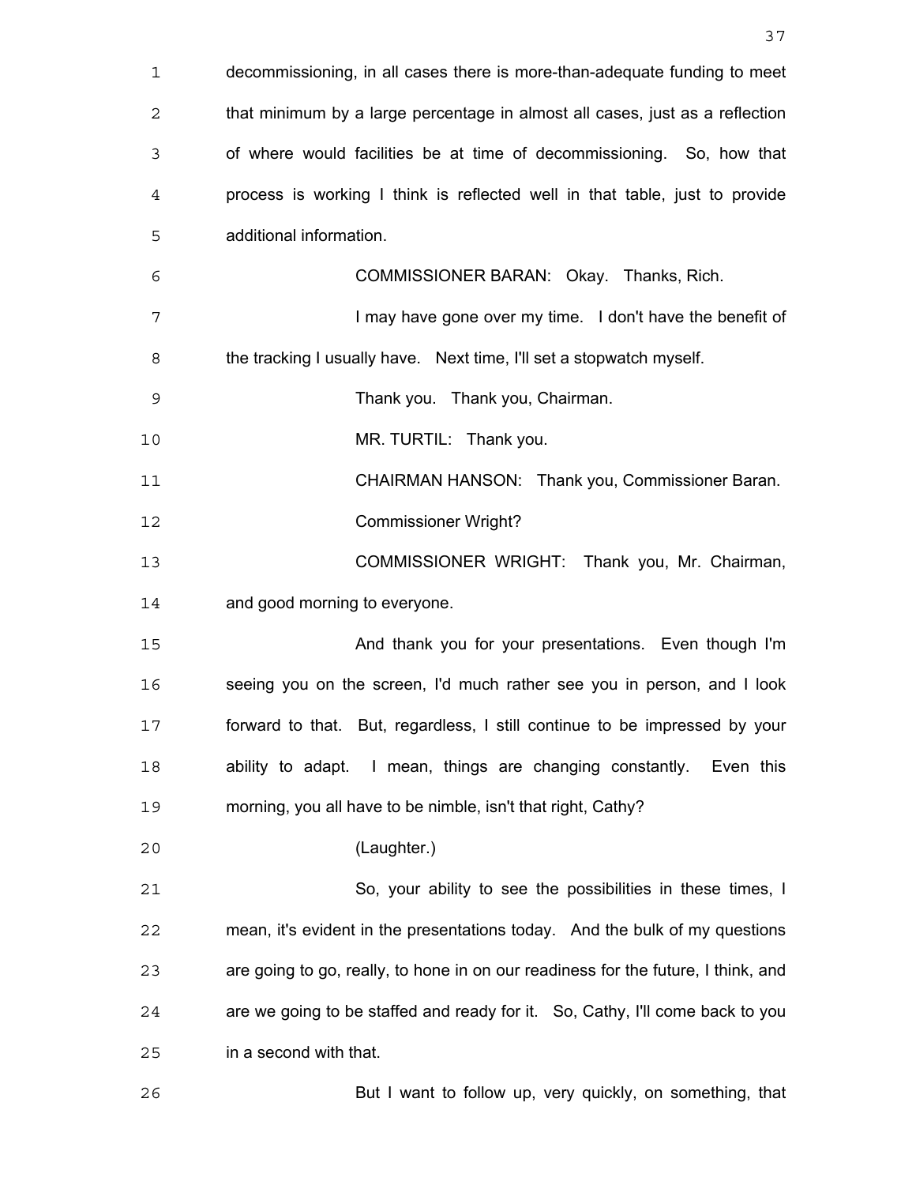decommissioning, in all cases there is more-than-adequate funding to meet that minimum by a large percentage in almost all cases, just as a reflection of where would facilities be at time of decommissioning. So, how that process is working I think is reflected well in that table, just to provide additional information.

COMMISSIONER BARAN: Okay. Thanks, Rich.

I may have gone over my time. I don't have the benefit of the tracking I usually have. Next time, I'll set a stopwatch myself.

Thank you. Thank you, Chairman.

MR. TURTIL: Thank you.

CHAIRMAN HANSON: Thank you, Commissioner Baran.

Commissioner Wright?

COMMISSIONER WRIGHT: Thank you, Mr. Chairman, and good morning to everyone.

And thank you for your presentations. Even though I'm seeing you on the screen, I'd much rather see you in person, and I look forward to that. But, regardless, I still continue to be impressed by your ability to adapt. I mean, things are changing constantly. Even this morning, you all have to be nimble, isn't that right, Cathy?

(Laughter.)

So, your ability to see the possibilities in these times, I mean, it's evident in the presentations today. And the bulk of my questions are going to go, really, to hone in on our readiness for the future, I think, and are we going to be staffed and ready for it. So, Cathy, I'll come back to you in a second with that.

But I want to follow up, very quickly, on something, that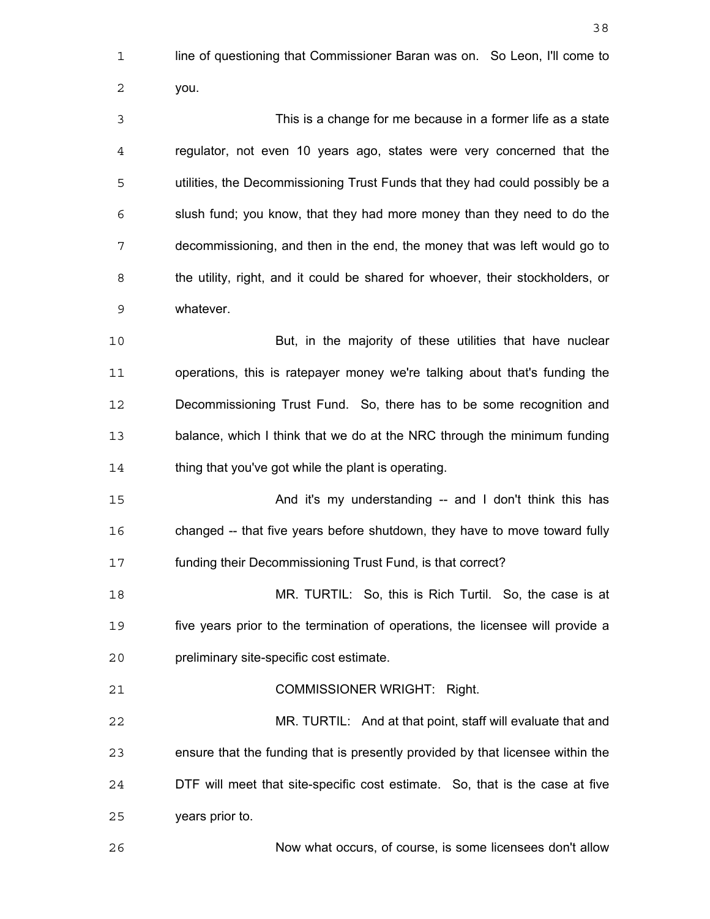line of questioning that Commissioner Baran was on. So Leon, I'll come to you.

This is a change for me because in a former life as a state regulator, not even 10 years ago, states were very concerned that the utilities, the Decommissioning Trust Funds that they had could possibly be a slush fund; you know, that they had more money than they need to do the decommissioning, and then in the end, the money that was left would go to the utility, right, and it could be shared for whoever, their stockholders, or whatever.

But, in the majority of these utilities that have nuclear operations, this is ratepayer money we're talking about that's funding the Decommissioning Trust Fund. So, there has to be some recognition and balance, which I think that we do at the NRC through the minimum funding thing that you've got while the plant is operating.

And it's my understanding -- and I don't think this has changed -- that five years before shutdown, they have to move toward fully funding their Decommissioning Trust Fund, is that correct?

MR. TURTIL: So, this is Rich Turtil. So, the case is at five years prior to the termination of operations, the licensee will provide a preliminary site-specific cost estimate.

COMMISSIONER WRIGHT: Right.

MR. TURTIL: And at that point, staff will evaluate that and ensure that the funding that is presently provided by that licensee within the DTF will meet that site-specific cost estimate. So, that is the case at five years prior to.

Now what occurs, of course, is some licensees don't allow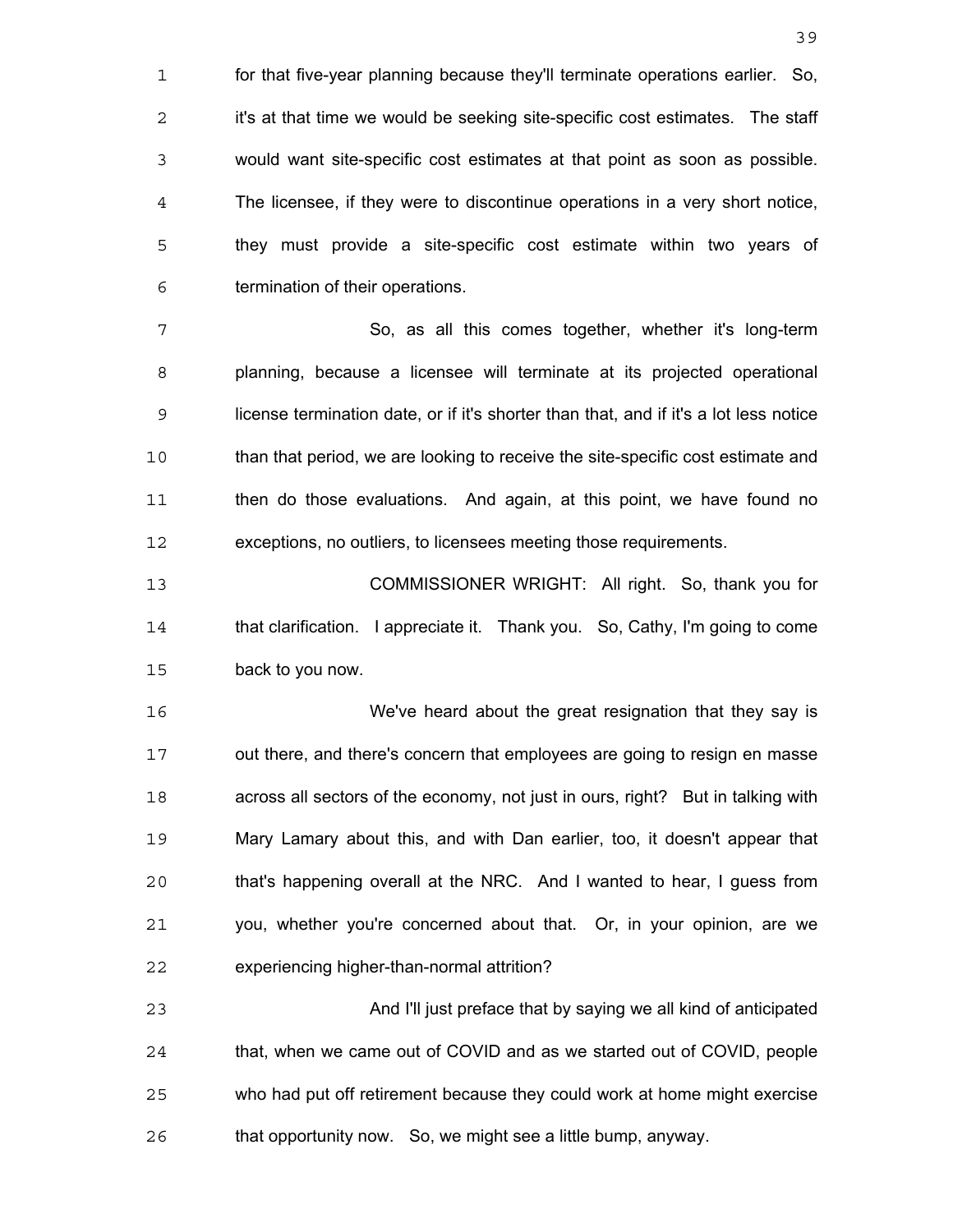for that five-year planning because they'll terminate operations earlier. So, it's at that time we would be seeking site-specific cost estimates. The staff would want site-specific cost estimates at that point as soon as possible. The licensee, if they were to discontinue operations in a very short notice, they must provide a site-specific cost estimate within two years of termination of their operations.

So, as all this comes together, whether it's long-term planning, because a licensee will terminate at its projected operational license termination date, or if it's shorter than that, and if it's a lot less notice than that period, we are looking to receive the site-specific cost estimate and then do those evaluations. And again, at this point, we have found no exceptions, no outliers, to licensees meeting those requirements.

COMMISSIONER WRIGHT: All right. So, thank you for that clarification. I appreciate it. Thank you. So, Cathy, I'm going to come back to you now.

We've heard about the great resignation that they say is out there, and there's concern that employees are going to resign en masse across all sectors of the economy, not just in ours, right? But in talking with Mary Lamary about this, and with Dan earlier, too, it doesn't appear that that's happening overall at the NRC. And I wanted to hear, I guess from you, whether you're concerned about that. Or, in your opinion, are we experiencing higher-than-normal attrition?

And I'll just preface that by saying we all kind of anticipated that, when we came out of COVID and as we started out of COVID, people who had put off retirement because they could work at home might exercise that opportunity now. So, we might see a little bump, anyway.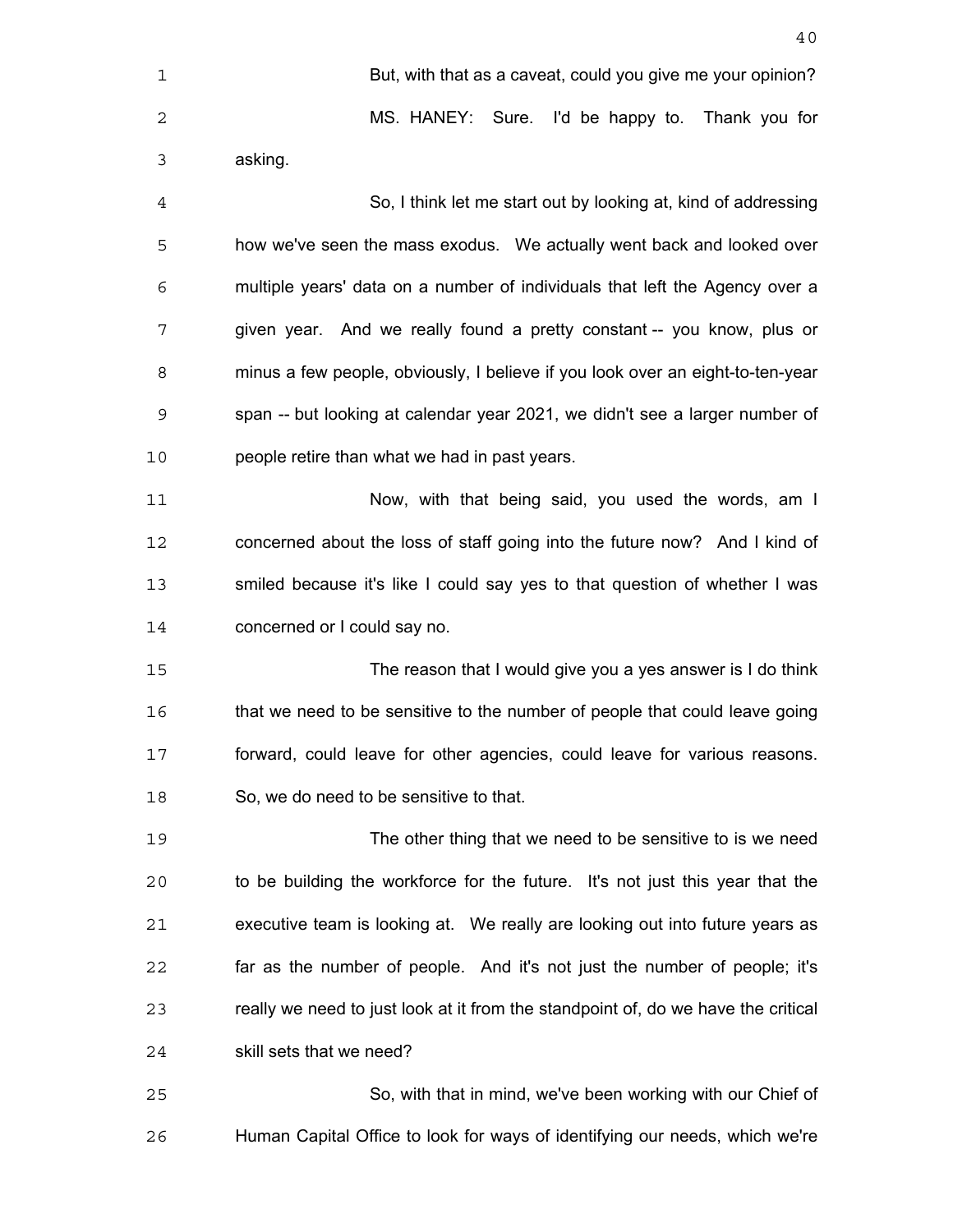But, with that as a caveat, could you give me your opinion?

MS. HANEY: Sure. I'd be happy to. Thank you for asking.

So, I think let me start out by looking at, kind of addressing how we've seen the mass exodus. We actually went back and looked over multiple years' data on a number of individuals that left the Agency over a given year. And we really found a pretty constant -- you know, plus or minus a few people, obviously, I believe if you look over an eight-to-ten-year span -- but looking at calendar year 2021, we didn't see a larger number of people retire than what we had in past years.

Now, with that being said, you used the words, am I concerned about the loss of staff going into the future now? And I kind of smiled because it's like I could say yes to that question of whether I was concerned or I could say no.

The reason that I would give you a yes answer is I do think that we need to be sensitive to the number of people that could leave going forward, could leave for other agencies, could leave for various reasons. So, we do need to be sensitive to that.

The other thing that we need to be sensitive to is we need to be building the workforce for the future. It's not just this year that the executive team is looking at. We really are looking out into future years as far as the number of people. And it's not just the number of people; it's really we need to just look at it from the standpoint of, do we have the critical skill sets that we need?

So, with that in mind, we've been working with our Chief of Human Capital Office to look for ways of identifying our needs, which we're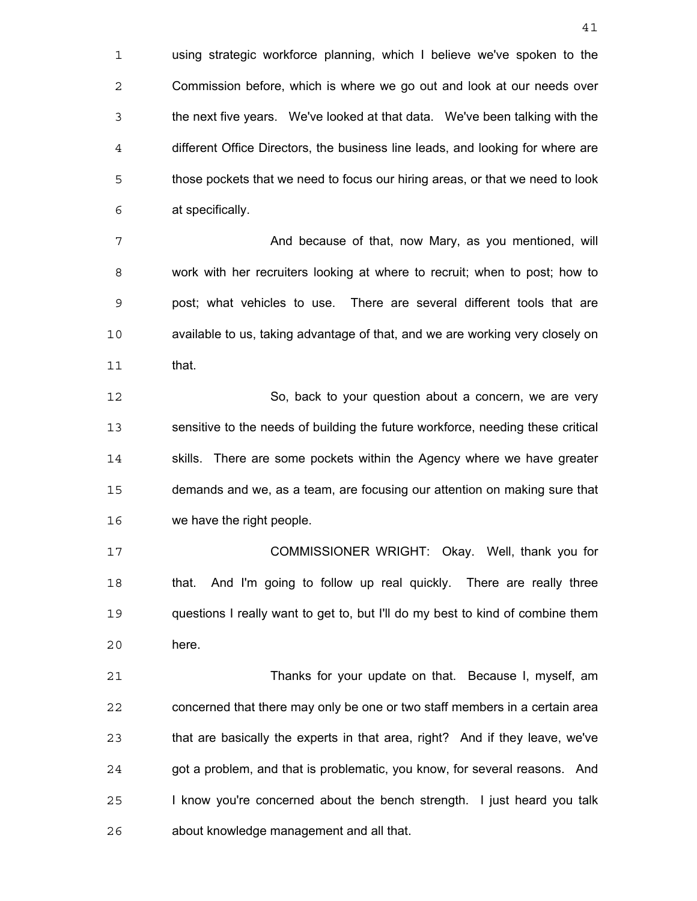using strategic workforce planning, which I believe we've spoken to the Commission before, which is where we go out and look at our needs over the next five years. We've looked at that data. We've been talking with the different Office Directors, the business line leads, and looking for where are those pockets that we need to focus our hiring areas, or that we need to look at specifically.

And because of that, now Mary, as you mentioned, will work with her recruiters looking at where to recruit; when to post; how to post; what vehicles to use. There are several different tools that are available to us, taking advantage of that, and we are working very closely on that.

So, back to your question about a concern, we are very sensitive to the needs of building the future workforce, needing these critical skills. There are some pockets within the Agency where we have greater demands and we, as a team, are focusing our attention on making sure that we have the right people.

COMMISSIONER WRIGHT: Okay. Well, thank you for that. And I'm going to follow up real quickly. There are really three questions I really want to get to, but I'll do my best to kind of combine them here.

Thanks for your update on that. Because I, myself, am concerned that there may only be one or two staff members in a certain area that are basically the experts in that area, right? And if they leave, we've got a problem, and that is problematic, you know, for several reasons. And I know you're concerned about the bench strength. I just heard you talk about knowledge management and all that.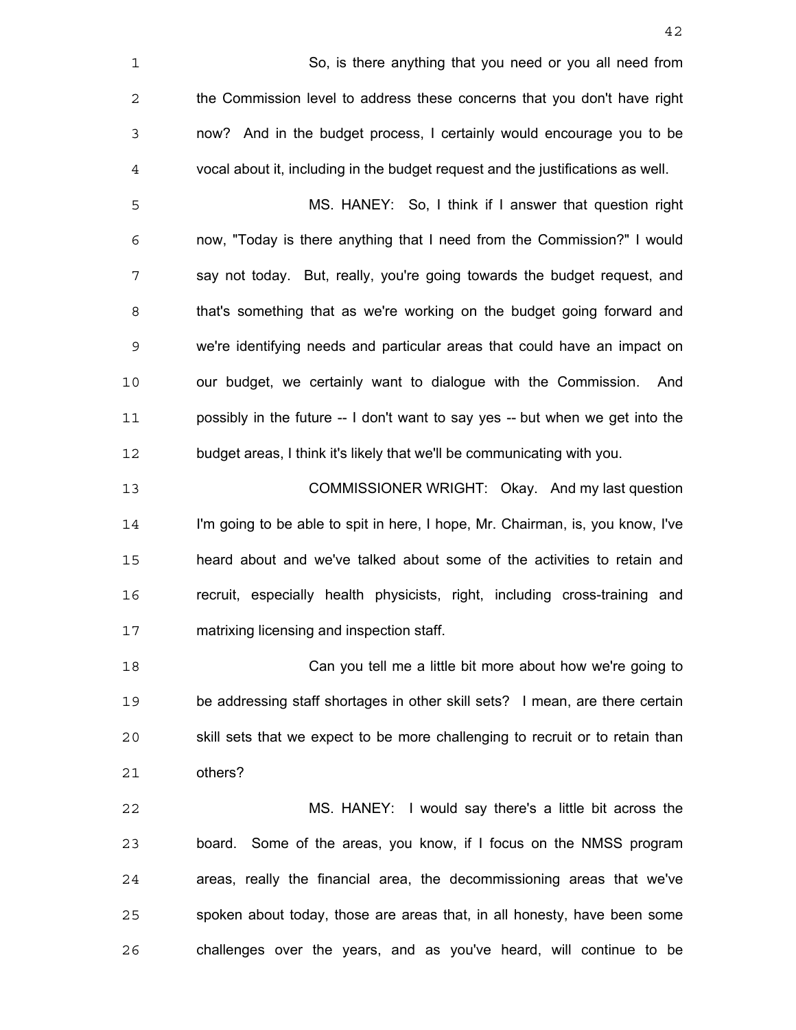So, is there anything that you need or you all need from the Commission level to address these concerns that you don't have right now? And in the budget process, I certainly would encourage you to be vocal about it, including in the budget request and the justifications as well.

MS. HANEY: So, I think if I answer that question right now, "Today is there anything that I need from the Commission?" I would say not today. But, really, you're going towards the budget request, and that's something that as we're working on the budget going forward and we're identifying needs and particular areas that could have an impact on our budget, we certainly want to dialogue with the Commission. And possibly in the future -- I don't want to say yes -- but when we get into the budget areas, I think it's likely that we'll be communicating with you.

COMMISSIONER WRIGHT: Okay. And my last question I'm going to be able to spit in here, I hope, Mr. Chairman, is, you know, I've heard about and we've talked about some of the activities to retain and recruit, especially health physicists, right, including cross-training and matrixing licensing and inspection staff.

Can you tell me a little bit more about how we're going to be addressing staff shortages in other skill sets? I mean, are there certain skill sets that we expect to be more challenging to recruit or to retain than others?

MS. HANEY: I would say there's a little bit across the board. Some of the areas, you know, if I focus on the NMSS program areas, really the financial area, the decommissioning areas that we've spoken about today, those are areas that, in all honesty, have been some challenges over the years, and as you've heard, will continue to be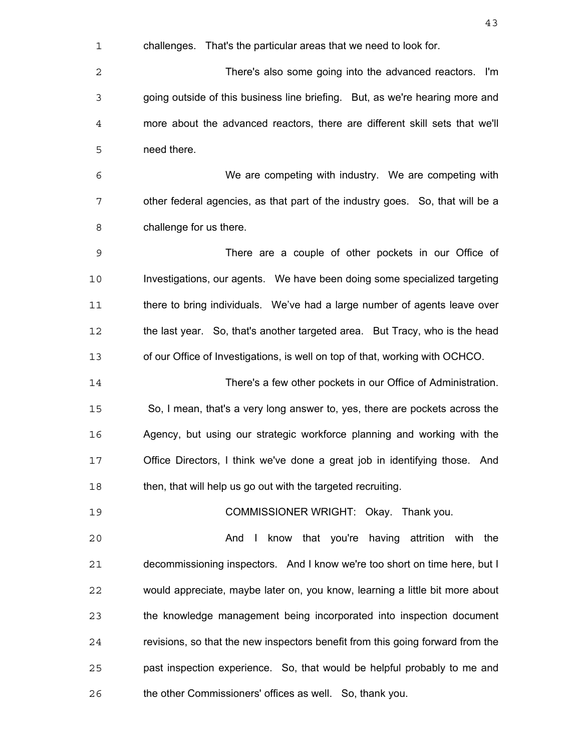challenges. That's the particular areas that we need to look for.

There's also some going into the advanced reactors. I'm going outside of this business line briefing. But, as we're hearing more and more about the advanced reactors, there are different skill sets that we'll need there.

We are competing with industry. We are competing with other federal agencies, as that part of the industry goes. So, that will be a challenge for us there.

There are a couple of other pockets in our Office of Investigations, our agents. We have been doing some specialized targeting there to bring individuals. We've had a large number of agents leave over the last year. So, that's another targeted area. But Tracy, who is the head of our Office of Investigations, is well on top of that, working with OCHCO.

There's a few other pockets in our Office of Administration. So, I mean, that's a very long answer to, yes, there are pockets across the Agency, but using our strategic workforce planning and working with the Office Directors, I think we've done a great job in identifying those. And then, that will help us go out with the targeted recruiting.

COMMISSIONER WRIGHT: Okay. Thank you.

And I know that you're having attrition with the decommissioning inspectors. And I know we're too short on time here, but I would appreciate, maybe later on, you know, learning a little bit more about the knowledge management being incorporated into inspection document revisions, so that the new inspectors benefit from this going forward from the past inspection experience. So, that would be helpful probably to me and the other Commissioners' offices as well. So, thank you.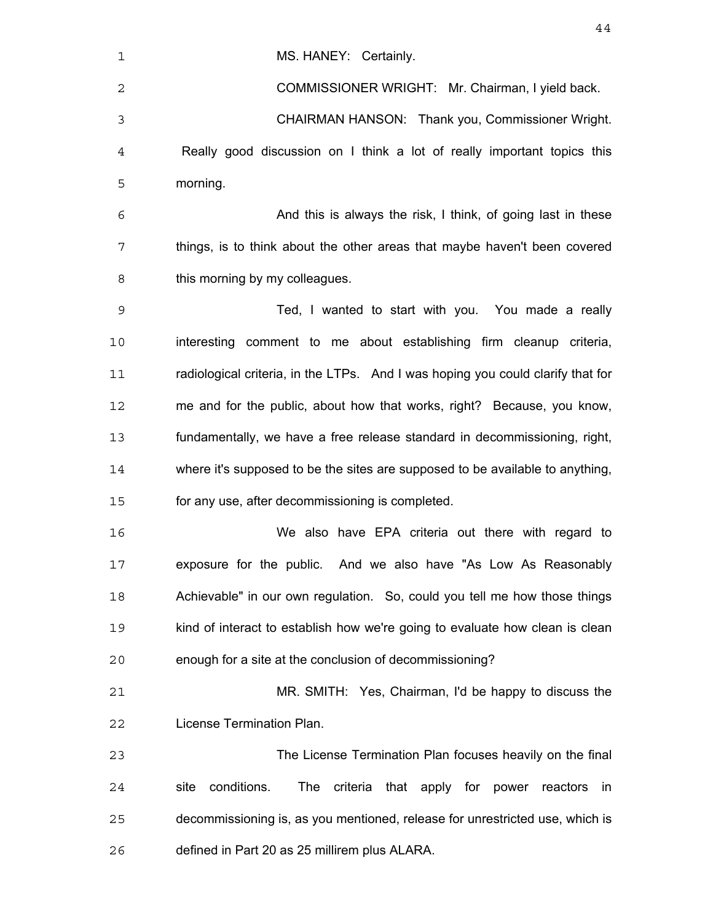MS. HANEY: Certainly.

COMMISSIONER WRIGHT: Mr. Chairman, I yield back.

CHAIRMAN HANSON: Thank you, Commissioner Wright. Really good discussion on I think a lot of really important topics this morning.

And this is always the risk, I think, of going last in these things, is to think about the other areas that maybe haven't been covered this morning by my colleagues.

Ted, I wanted to start with you. You made a really interesting comment to me about establishing firm cleanup criteria, radiological criteria, in the LTPs. And I was hoping you could clarify that for me and for the public, about how that works, right? Because, you know, fundamentally, we have a free release standard in decommissioning, right, where it's supposed to be the sites are supposed to be available to anything, for any use, after decommissioning is completed.

We also have EPA criteria out there with regard to exposure for the public. And we also have "As Low As Reasonably Achievable" in our own regulation. So, could you tell me how those things kind of interact to establish how we're going to evaluate how clean is clean enough for a site at the conclusion of decommissioning?

MR. SMITH: Yes, Chairman, I'd be happy to discuss the License Termination Plan.

The License Termination Plan focuses heavily on the final site conditions. The criteria that apply for power reactors in decommissioning is, as you mentioned, release for unrestricted use, which is defined in Part 20 as 25 millirem plus ALARA.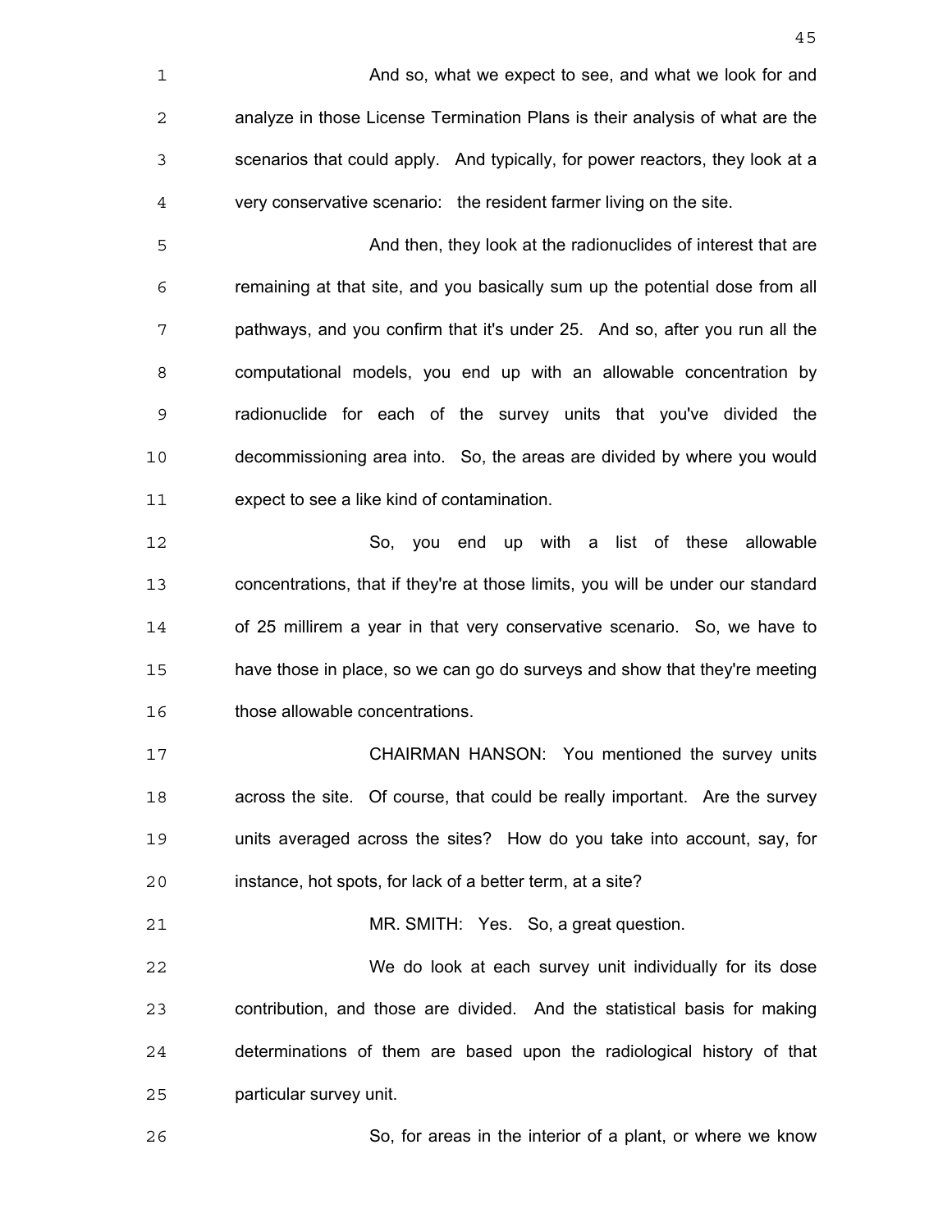And so, what we expect to see, and what we look for and analyze in those License Termination Plans is their analysis of what are the scenarios that could apply. And typically, for power reactors, they look at a very conservative scenario: the resident farmer living on the site.

And then, they look at the radionuclides of interest that are remaining at that site, and you basically sum up the potential dose from all pathways, and you confirm that it's under 25. And so, after you run all the computational models, you end up with an allowable concentration by radionuclide for each of the survey units that you've divided the decommissioning area into. So, the areas are divided by where you would expect to see a like kind of contamination.

So, you end up with a list of these allowable concentrations, that if they're at those limits, you will be under our standard of 25 millirem a year in that very conservative scenario. So, we have to have those in place, so we can go do surveys and show that they're meeting those allowable concentrations.

CHAIRMAN HANSON: You mentioned the survey units across the site. Of course, that could be really important. Are the survey units averaged across the sites? How do you take into account, say, for instance, hot spots, for lack of a better term, at a site?

MR. SMITH: Yes. So, a great question.

We do look at each survey unit individually for its dose contribution, and those are divided. And the statistical basis for making determinations of them are based upon the radiological history of that particular survey unit.

So, for areas in the interior of a plant, or where we know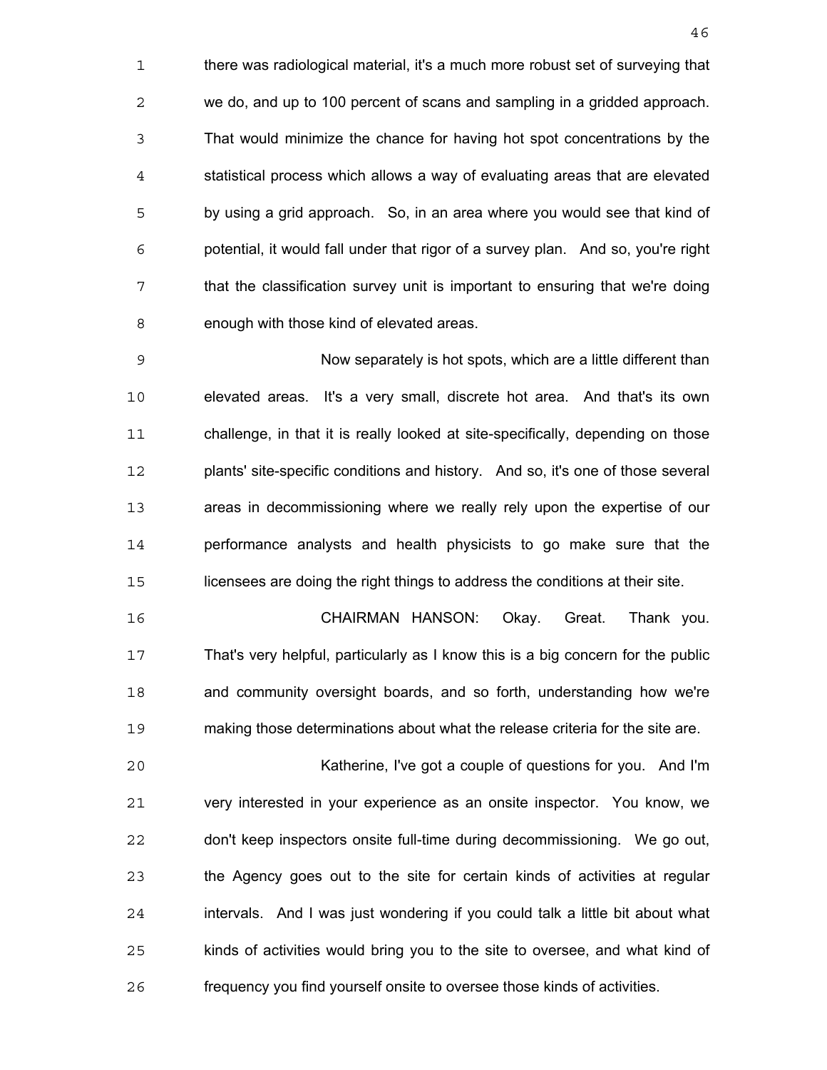there was radiological material, it's a much more robust set of surveying that we do, and up to 100 percent of scans and sampling in a gridded approach. That would minimize the chance for having hot spot concentrations by the statistical process which allows a way of evaluating areas that are elevated by using a grid approach. So, in an area where you would see that kind of potential, it would fall under that rigor of a survey plan. And so, you're right that the classification survey unit is important to ensuring that we're doing enough with those kind of elevated areas.

Now separately is hot spots, which are a little different than elevated areas. It's a very small, discrete hot area. And that's its own challenge, in that it is really looked at site-specifically, depending on those plants' site-specific conditions and history. And so, it's one of those several areas in decommissioning where we really rely upon the expertise of our performance analysts and health physicists to go make sure that the licensees are doing the right things to address the conditions at their site.

CHAIRMAN HANSON: Okay. Great. Thank you. That's very helpful, particularly as I know this is a big concern for the public and community oversight boards, and so forth, understanding how we're making those determinations about what the release criteria for the site are.

Katherine, I've got a couple of questions for you. And I'm very interested in your experience as an onsite inspector. You know, we don't keep inspectors onsite full-time during decommissioning. We go out, the Agency goes out to the site for certain kinds of activities at regular intervals. And I was just wondering if you could talk a little bit about what kinds of activities would bring you to the site to oversee, and what kind of frequency you find yourself onsite to oversee those kinds of activities.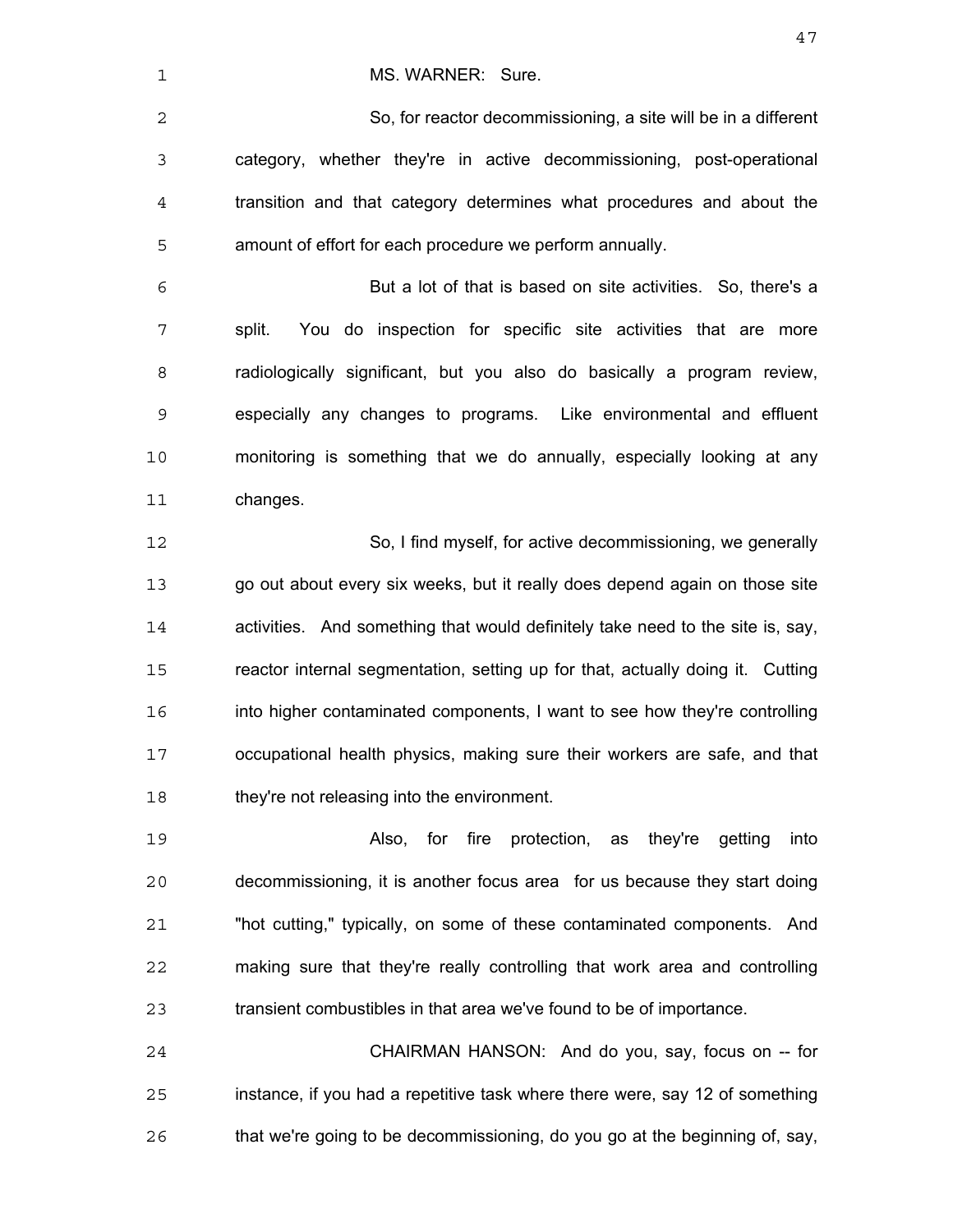MS. WARNER: Sure.

So, for reactor decommissioning, a site will be in a different category, whether they're in active decommissioning, post-operational transition and that category determines what procedures and about the amount of effort for each procedure we perform annually.

But a lot of that is based on site activities. So, there's a split. You do inspection for specific site activities that are more radiologically significant, but you also do basically a program review, especially any changes to programs. Like environmental and effluent monitoring is something that we do annually, especially looking at any changes.

So, I find myself, for active decommissioning, we generally go out about every six weeks, but it really does depend again on those site activities. And something that would definitely take need to the site is, say, reactor internal segmentation, setting up for that, actually doing it. Cutting into higher contaminated components, I want to see how they're controlling occupational health physics, making sure their workers are safe, and that they're not releasing into the environment.

Also, for fire protection, as they're getting into decommissioning, it is another focus area for us because they start doing "hot cutting," typically, on some of these contaminated components. And making sure that they're really controlling that work area and controlling transient combustibles in that area we've found to be of importance.

CHAIRMAN HANSON: And do you, say, focus on -- for instance, if you had a repetitive task where there were, say 12 of something that we're going to be decommissioning, do you go at the beginning of, say,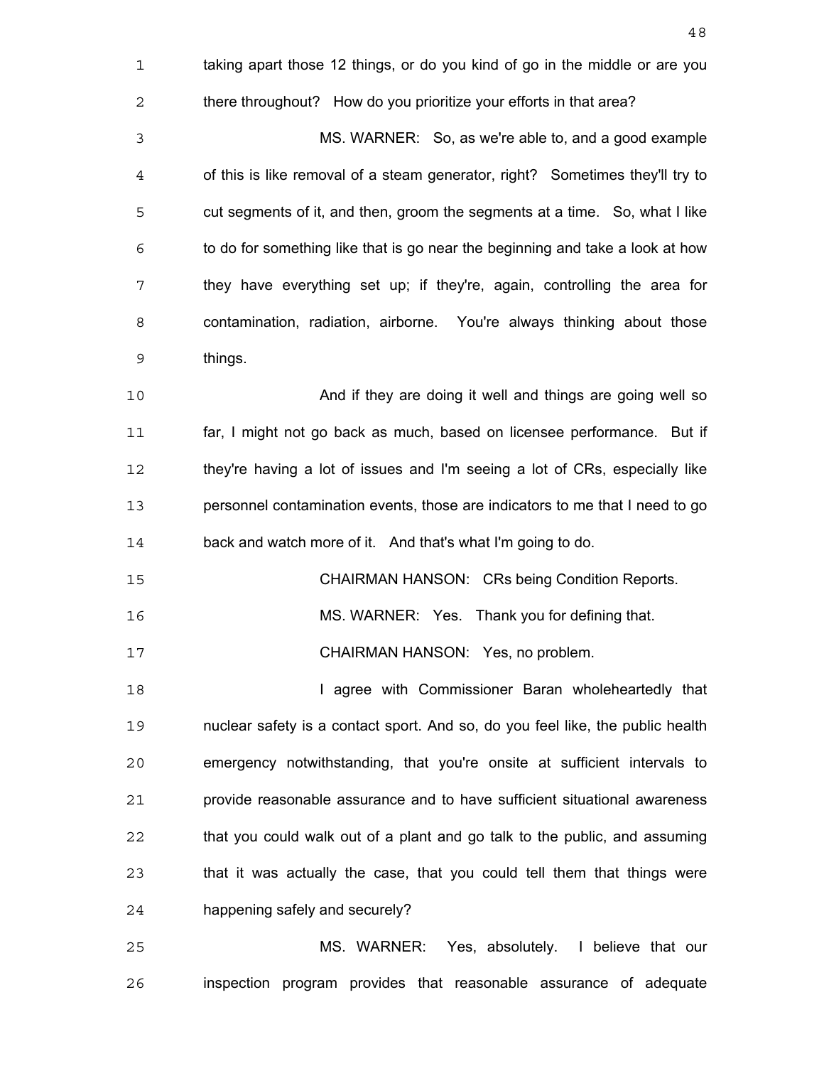taking apart those 12 things, or do you kind of go in the middle or are you there throughout? How do you prioritize your efforts in that area?

MS. WARNER: So, as we're able to, and a good example of this is like removal of a steam generator, right? Sometimes they'll try to cut segments of it, and then, groom the segments at a time. So, what I like to do for something like that is go near the beginning and take a look at how they have everything set up; if they're, again, controlling the area for contamination, radiation, airborne. You're always thinking about those things.

And if they are doing it well and things are going well so far, I might not go back as much, based on licensee performance. But if they're having a lot of issues and I'm seeing a lot of CRs, especially like personnel contamination events, those are indicators to me that I need to go back and watch more of it. And that's what I'm going to do.

CHAIRMAN HANSON: CRs being Condition Reports.

MS. WARNER: Yes. Thank you for defining that.

CHAIRMAN HANSON: Yes, no problem.

I agree with Commissioner Baran wholeheartedly that nuclear safety is a contact sport. And so, do you feel like, the public health emergency notwithstanding, that you're onsite at sufficient intervals to provide reasonable assurance and to have sufficient situational awareness that you could walk out of a plant and go talk to the public, and assuming that it was actually the case, that you could tell them that things were happening safely and securely?

MS. WARNER: Yes, absolutely. I believe that our inspection program provides that reasonable assurance of adequate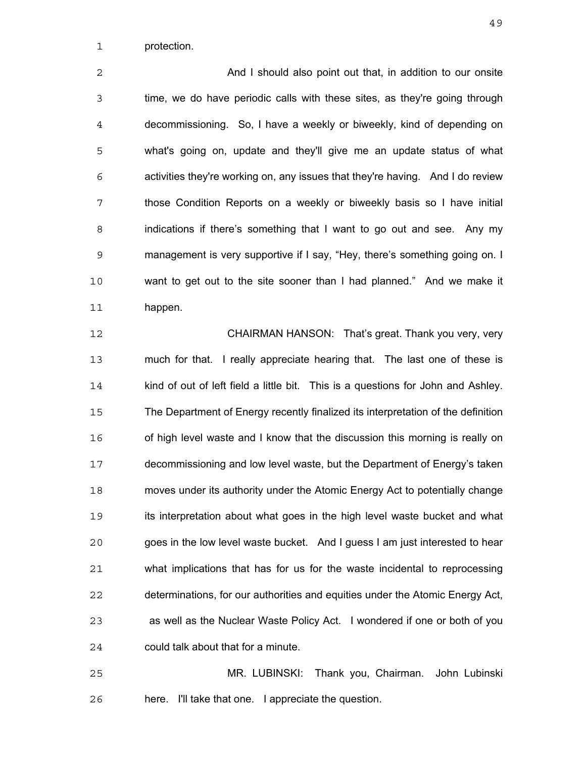protection.

And I should also point out that, in addition to our onsite time, we do have periodic calls with these sites, as they're going through decommissioning. So, I have a weekly or biweekly, kind of depending on what's going on, update and they'll give me an update status of what activities they're working on, any issues that they're having. And I do review those Condition Reports on a weekly or biweekly basis so I have initial indications if there's something that I want to go out and see. Any my management is very supportive if I say, "Hey, there's something going on. I want to get out to the site sooner than I had planned." And we make it happen.

CHAIRMAN HANSON: That's great. Thank you very, very much for that. I really appreciate hearing that. The last one of these is kind of out of left field a little bit. This is a questions for John and Ashley. The Department of Energy recently finalized its interpretation of the definition of high level waste and I know that the discussion this morning is really on decommissioning and low level waste, but the Department of Energy's taken moves under its authority under the Atomic Energy Act to potentially change its interpretation about what goes in the high level waste bucket and what goes in the low level waste bucket. And I guess I am just interested to hear what implications that has for us for the waste incidental to reprocessing determinations, for our authorities and equities under the Atomic Energy Act, as well as the Nuclear Waste Policy Act. I wondered if one or both of you could talk about that for a minute.

MR. LUBINSKI: Thank you, Chairman. John Lubinski here. I'll take that one. I appreciate the question.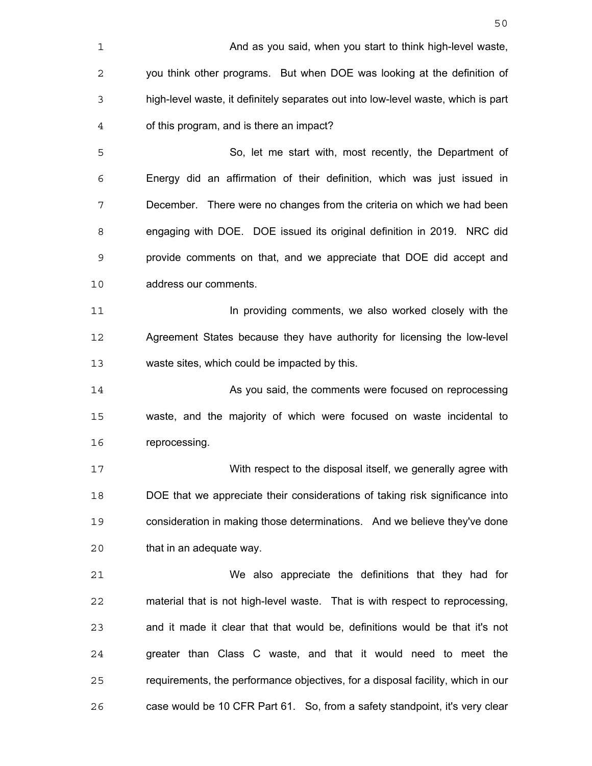And as you said, when you start to think high-level waste, you think other programs. But when DOE was looking at the definition of high-level waste, it definitely separates out into low-level waste, which is part of this program, and is there an impact?

So, let me start with, most recently, the Department of Energy did an affirmation of their definition, which was just issued in December. There were no changes from the criteria on which we had been engaging with DOE. DOE issued its original definition in 2019. NRC did provide comments on that, and we appreciate that DOE did accept and address our comments.

In providing comments, we also worked closely with the Agreement States because they have authority for licensing the low-level waste sites, which could be impacted by this.

As you said, the comments were focused on reprocessing waste, and the majority of which were focused on waste incidental to reprocessing.

With respect to the disposal itself, we generally agree with DOE that we appreciate their considerations of taking risk significance into consideration in making those determinations. And we believe they've done that in an adequate way.

We also appreciate the definitions that they had for material that is not high-level waste. That is with respect to reprocessing, and it made it clear that that would be, definitions would be that it's not greater than Class C waste, and that it would need to meet the requirements, the performance objectives, for a disposal facility, which in our case would be 10 CFR Part 61. So, from a safety standpoint, it's very clear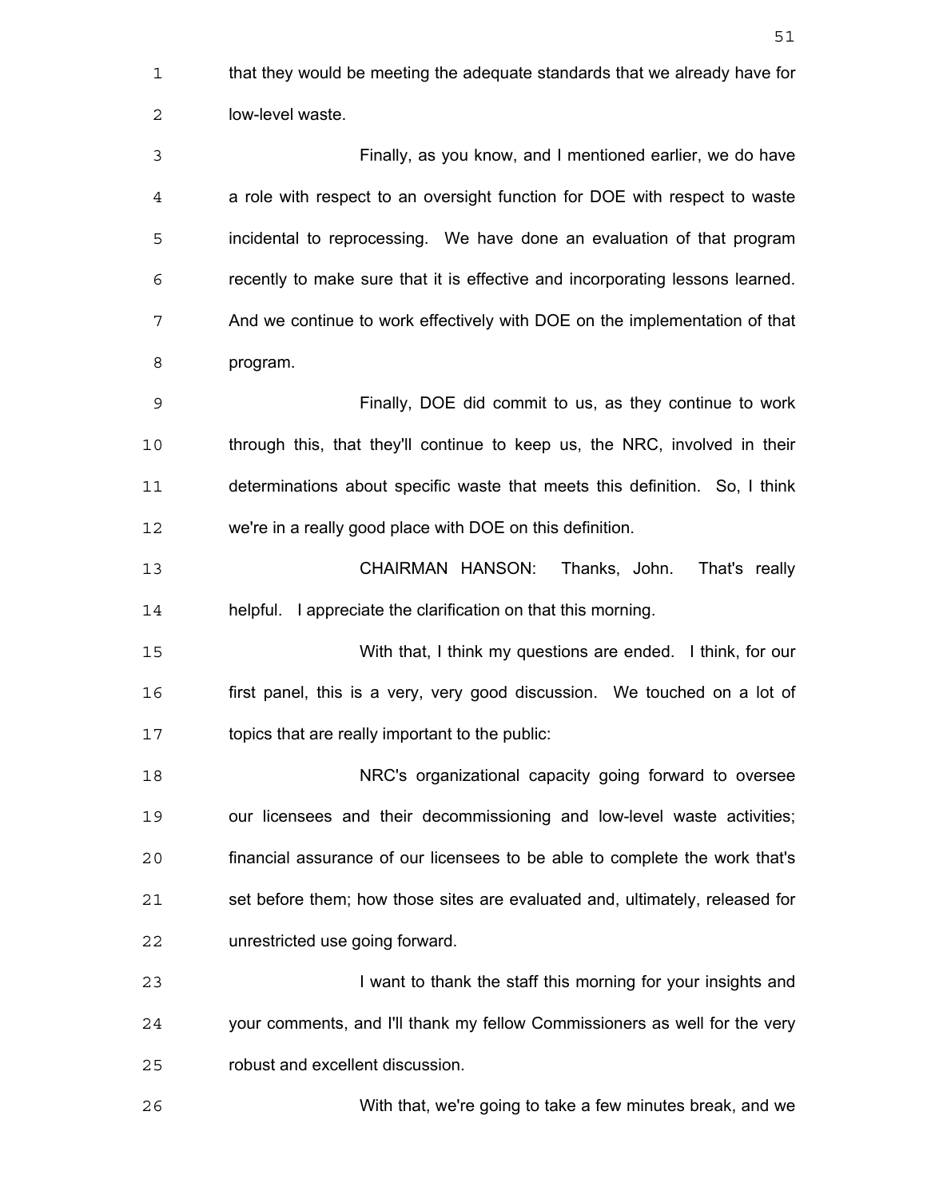that they would be meeting the adequate standards that we already have for low-level waste.

Finally, as you know, and I mentioned earlier, we do have a role with respect to an oversight function for DOE with respect to waste incidental to reprocessing. We have done an evaluation of that program recently to make sure that it is effective and incorporating lessons learned. And we continue to work effectively with DOE on the implementation of that program.

Finally, DOE did commit to us, as they continue to work through this, that they'll continue to keep us, the NRC, involved in their determinations about specific waste that meets this definition. So, I think we're in a really good place with DOE on this definition.

CHAIRMAN HANSON: Thanks, John. That's really helpful. I appreciate the clarification on that this morning.

With that, I think my questions are ended. I think, for our first panel, this is a very, very good discussion. We touched on a lot of topics that are really important to the public:

NRC's organizational capacity going forward to oversee our licensees and their decommissioning and low-level waste activities; financial assurance of our licensees to be able to complete the work that's set before them; how those sites are evaluated and, ultimately, released for unrestricted use going forward.

I want to thank the staff this morning for your insights and your comments, and I'll thank my fellow Commissioners as well for the very robust and excellent discussion.

With that, we're going to take a few minutes break, and we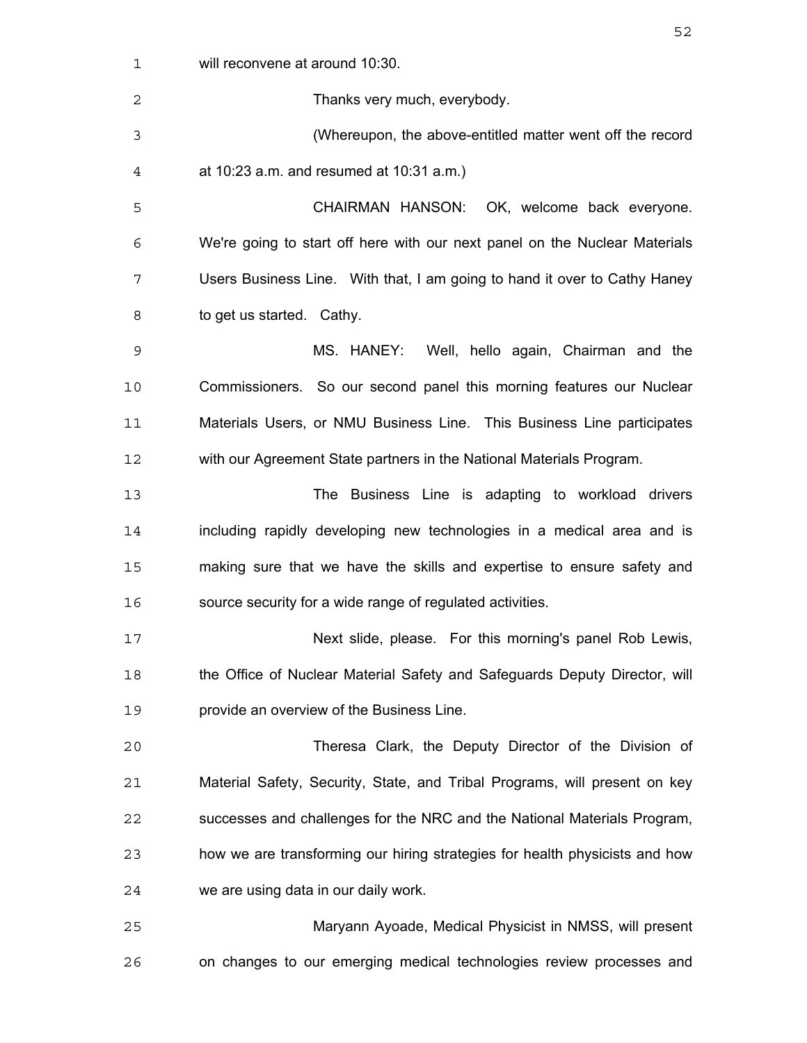will reconvene at around 10:30.

Thanks very much, everybody.

(Whereupon, the above-entitled matter went off the record at 10:23 a.m. and resumed at 10:31 a.m.)

CHAIRMAN HANSON: OK, welcome back everyone. We're going to start off here with our next panel on the Nuclear Materials Users Business Line. With that, I am going to hand it over to Cathy Haney to get us started. Cathy.

MS. HANEY: Well, hello again, Chairman and the Commissioners. So our second panel this morning features our Nuclear Materials Users, or NMU Business Line. This Business Line participates with our Agreement State partners in the National Materials Program.

The Business Line is adapting to workload drivers including rapidly developing new technologies in a medical area and is making sure that we have the skills and expertise to ensure safety and source security for a wide range of regulated activities.

Next slide, please. For this morning's panel Rob Lewis, the Office of Nuclear Material Safety and Safeguards Deputy Director, will provide an overview of the Business Line.

Theresa Clark, the Deputy Director of the Division of Material Safety, Security, State, and Tribal Programs, will present on key successes and challenges for the NRC and the National Materials Program, how we are transforming our hiring strategies for health physicists and how we are using data in our daily work.

Maryann Ayoade, Medical Physicist in NMSS, will present on changes to our emerging medical technologies review processes and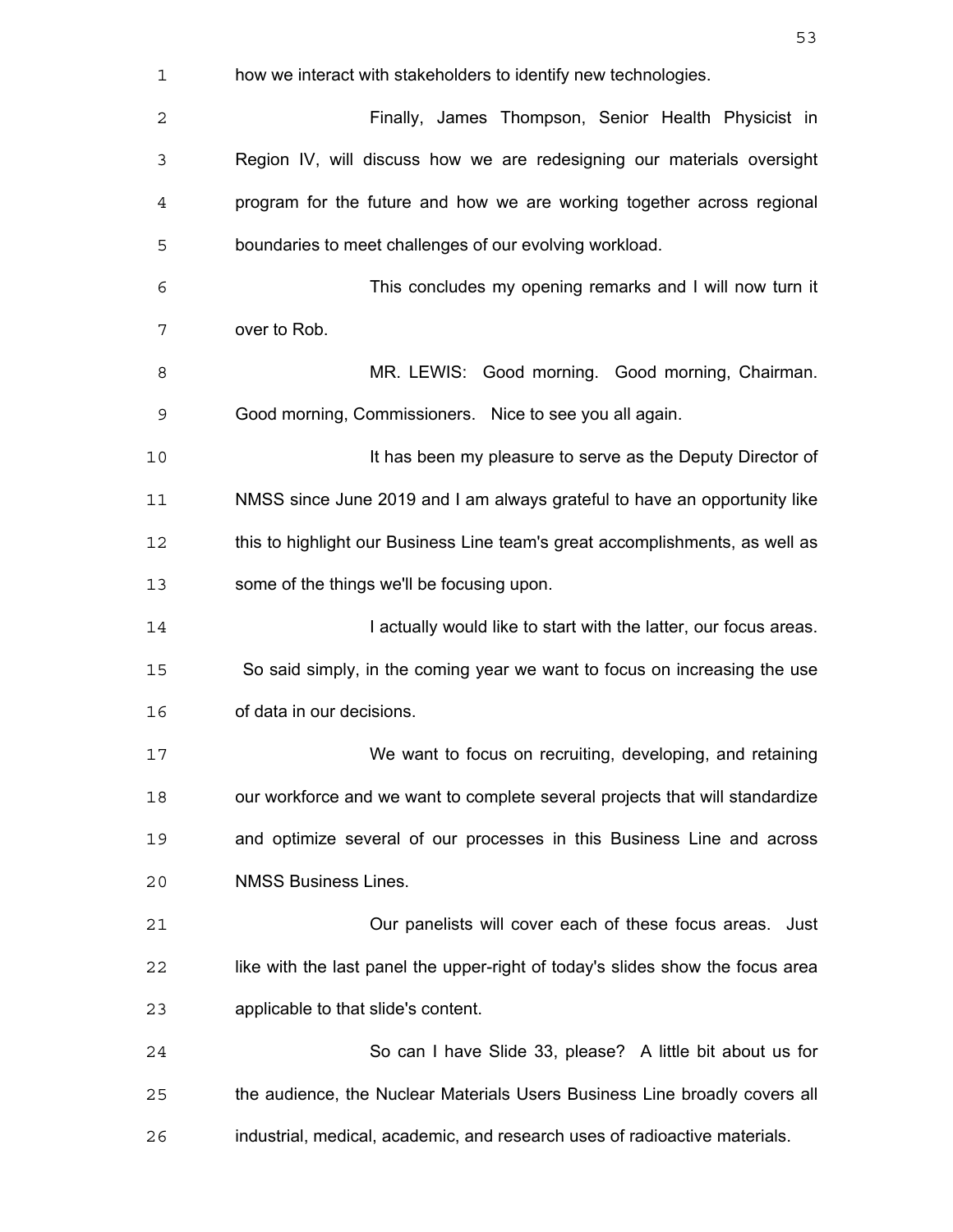how we interact with stakeholders to identify new technologies.

Finally, James Thompson, Senior Health Physicist in Region IV, will discuss how we are redesigning our materials oversight program for the future and how we are working together across regional boundaries to meet challenges of our evolving workload.

This concludes my opening remarks and I will now turn it over to Rob.

MR. LEWIS: Good morning. Good morning, Chairman. Good morning, Commissioners. Nice to see you all again.

It has been my pleasure to serve as the Deputy Director of NMSS since June 2019 and I am always grateful to have an opportunity like this to highlight our Business Line team's great accomplishments, as well as some of the things we'll be focusing upon.

I actually would like to start with the latter, our focus areas. So said simply, in the coming year we want to focus on increasing the use of data in our decisions.

We want to focus on recruiting, developing, and retaining our workforce and we want to complete several projects that will standardize and optimize several of our processes in this Business Line and across NMSS Business Lines.

Our panelists will cover each of these focus areas. Just like with the last panel the upper-right of today's slides show the focus area applicable to that slide's content.

So can I have Slide 33, please? A little bit about us for the audience, the Nuclear Materials Users Business Line broadly covers all industrial, medical, academic, and research uses of radioactive materials.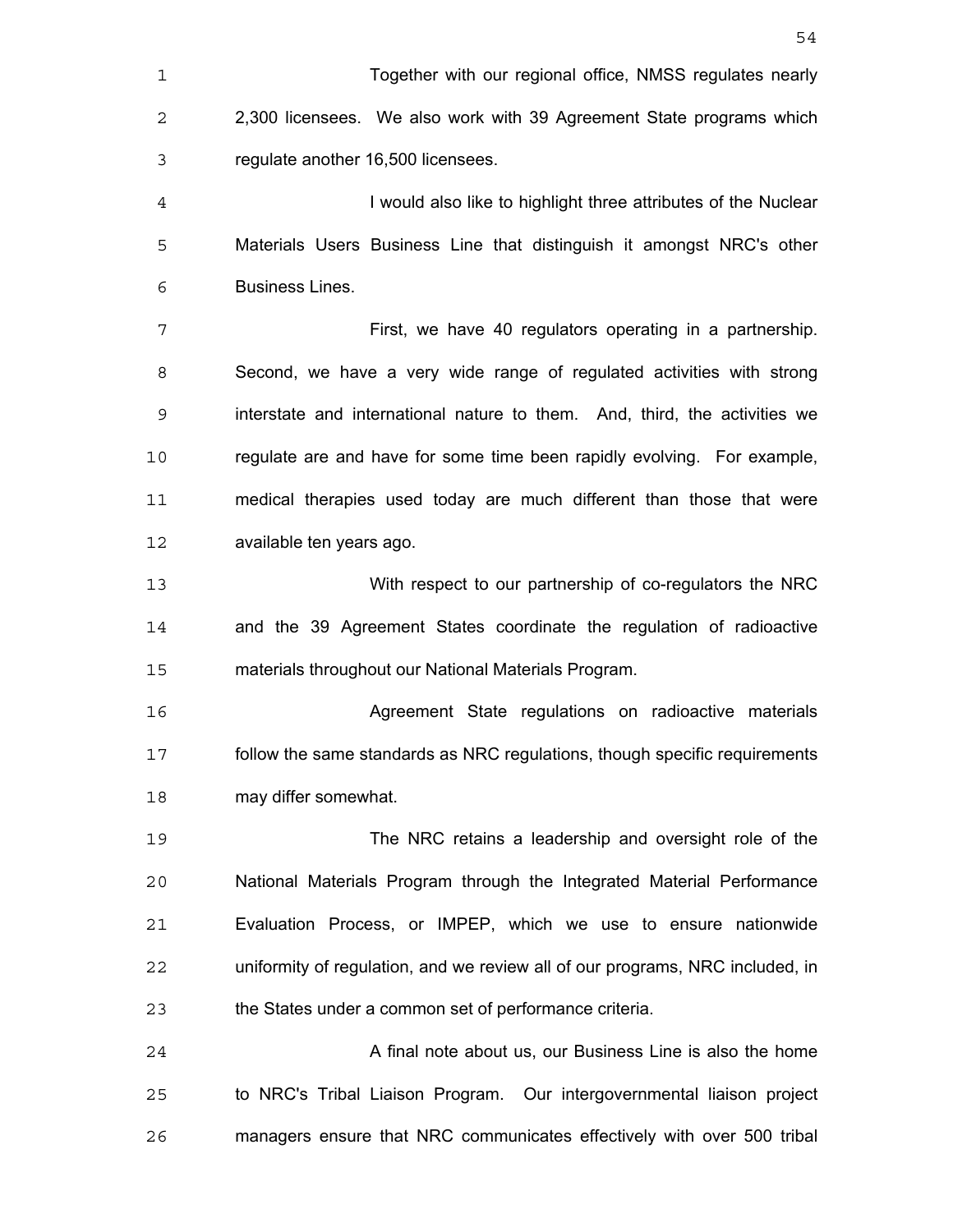Together with our regional office, NMSS regulates nearly 2,300 licensees. We also work with 39 Agreement State programs which regulate another 16,500 licensees.

I would also like to highlight three attributes of the Nuclear Materials Users Business Line that distinguish it amongst NRC's other Business Lines.

First, we have 40 regulators operating in a partnership. Second, we have a very wide range of regulated activities with strong interstate and international nature to them. And, third, the activities we regulate are and have for some time been rapidly evolving. For example, medical therapies used today are much different than those that were available ten years ago.

With respect to our partnership of co-regulators the NRC and the 39 Agreement States coordinate the regulation of radioactive materials throughout our National Materials Program.

Agreement State regulations on radioactive materials follow the same standards as NRC regulations, though specific requirements may differ somewhat.

The NRC retains a leadership and oversight role of the National Materials Program through the Integrated Material Performance Evaluation Process, or IMPEP, which we use to ensure nationwide uniformity of regulation, and we review all of our programs, NRC included, in the States under a common set of performance criteria.

A final note about us, our Business Line is also the home to NRC's Tribal Liaison Program. Our intergovernmental liaison project managers ensure that NRC communicates effectively with over 500 tribal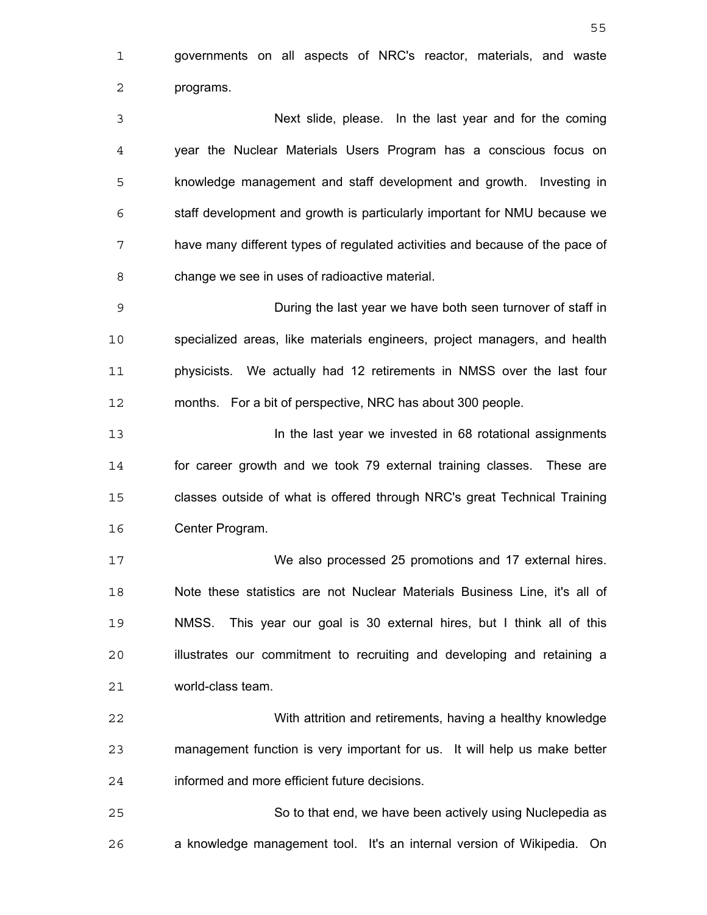governments on all aspects of NRC's reactor, materials, and waste programs.

Next slide, please. In the last year and for the coming year the Nuclear Materials Users Program has a conscious focus on knowledge management and staff development and growth. Investing in staff development and growth is particularly important for NMU because we have many different types of regulated activities and because of the pace of change we see in uses of radioactive material.

During the last year we have both seen turnover of staff in specialized areas, like materials engineers, project managers, and health physicists. We actually had 12 retirements in NMSS over the last four months. For a bit of perspective, NRC has about 300 people.

In the last year we invested in 68 rotational assignments for career growth and we took 79 external training classes. These are classes outside of what is offered through NRC's great Technical Training Center Program.

We also processed 25 promotions and 17 external hires. Note these statistics are not Nuclear Materials Business Line, it's all of NMSS. This year our goal is 30 external hires, but I think all of this illustrates our commitment to recruiting and developing and retaining a world-class team.

With attrition and retirements, having a healthy knowledge management function is very important for us. It will help us make better informed and more efficient future decisions.

So to that end, we have been actively using Nuclepedia as a knowledge management tool. It's an internal version of Wikipedia. On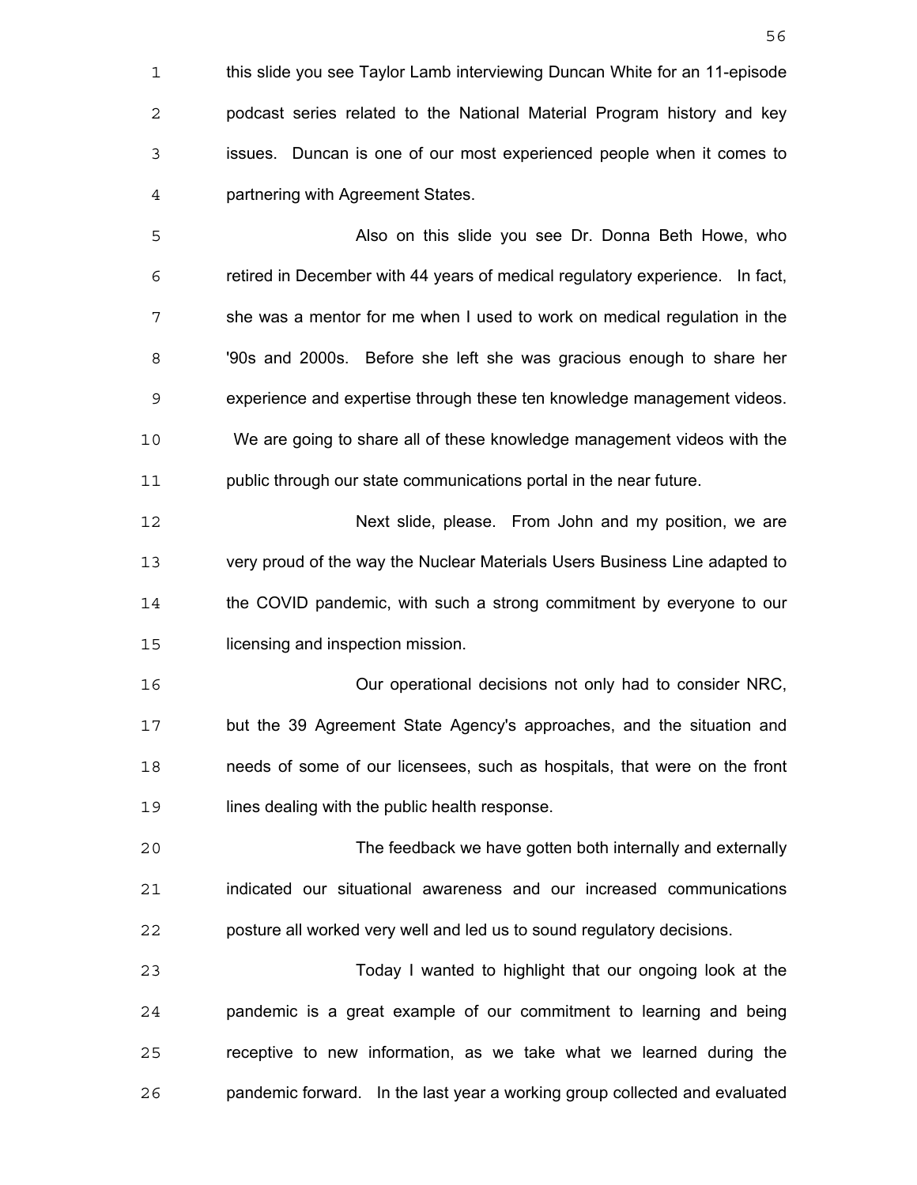this slide you see Taylor Lamb interviewing Duncan White for an 11-episode podcast series related to the National Material Program history and key issues. Duncan is one of our most experienced people when it comes to partnering with Agreement States.

Also on this slide you see Dr. Donna Beth Howe, who retired in December with 44 years of medical regulatory experience. In fact, she was a mentor for me when I used to work on medical regulation in the '90s and 2000s. Before she left she was gracious enough to share her experience and expertise through these ten knowledge management videos. We are going to share all of these knowledge management videos with the public through our state communications portal in the near future.

Next slide, please. From John and my position, we are very proud of the way the Nuclear Materials Users Business Line adapted to the COVID pandemic, with such a strong commitment by everyone to our licensing and inspection mission.

Our operational decisions not only had to consider NRC, but the 39 Agreement State Agency's approaches, and the situation and needs of some of our licensees, such as hospitals, that were on the front lines dealing with the public health response.

The feedback we have gotten both internally and externally indicated our situational awareness and our increased communications posture all worked very well and led us to sound regulatory decisions.

Today I wanted to highlight that our ongoing look at the pandemic is a great example of our commitment to learning and being receptive to new information, as we take what we learned during the pandemic forward. In the last year a working group collected and evaluated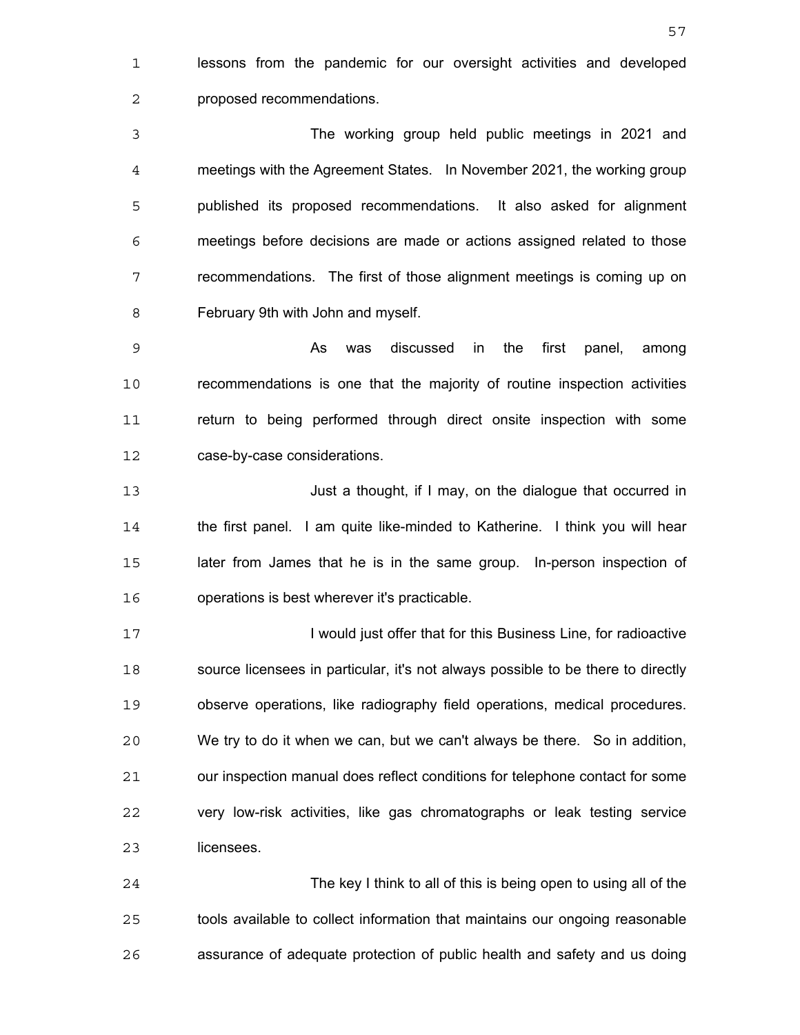lessons from the pandemic for our oversight activities and developed proposed recommendations.

The working group held public meetings in 2021 and meetings with the Agreement States. In November 2021, the working group published its proposed recommendations. It also asked for alignment meetings before decisions are made or actions assigned related to those recommendations. The first of those alignment meetings is coming up on February 9th with John and myself.

As was discussed in the first panel, among recommendations is one that the majority of routine inspection activities return to being performed through direct onsite inspection with some case-by-case considerations.

Just a thought, if I may, on the dialogue that occurred in the first panel. I am quite like-minded to Katherine. I think you will hear later from James that he is in the same group. In-person inspection of operations is best wherever it's practicable.

I would just offer that for this Business Line, for radioactive source licensees in particular, it's not always possible to be there to directly observe operations, like radiography field operations, medical procedures. We try to do it when we can, but we can't always be there. So in addition, our inspection manual does reflect conditions for telephone contact for some very low-risk activities, like gas chromatographs or leak testing service licensees.

The key I think to all of this is being open to using all of the tools available to collect information that maintains our ongoing reasonable assurance of adequate protection of public health and safety and us doing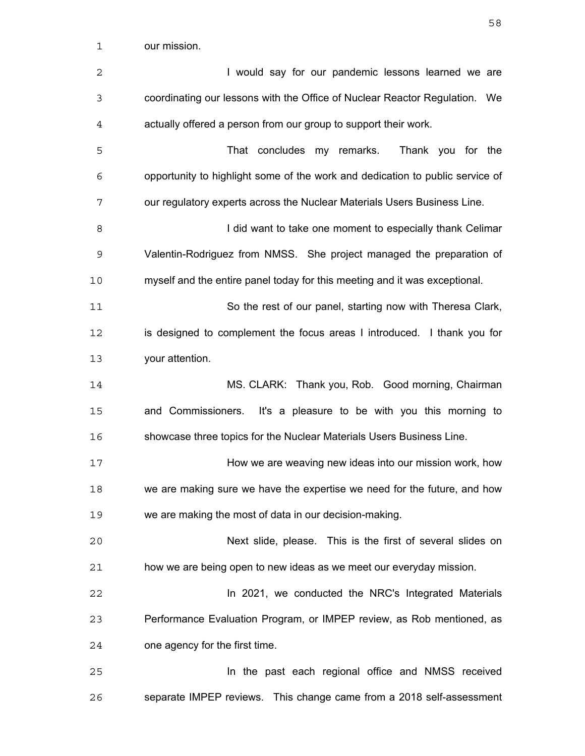our mission.

I would say for our pandemic lessons learned we are coordinating our lessons with the Office of Nuclear Reactor Regulation. We actually offered a person from our group to support their work.

That concludes my remarks. Thank you for the opportunity to highlight some of the work and dedication to public service of our regulatory experts across the Nuclear Materials Users Business Line.

I did want to take one moment to especially thank Celimar Valentin-Rodriguez from NMSS. She project managed the preparation of myself and the entire panel today for this meeting and it was exceptional.

So the rest of our panel, starting now with Theresa Clark, is designed to complement the focus areas I introduced. I thank you for your attention.

MS. CLARK: Thank you, Rob. Good morning, Chairman and Commissioners. It's a pleasure to be with you this morning to showcase three topics for the Nuclear Materials Users Business Line.

How we are weaving new ideas into our mission work, how we are making sure we have the expertise we need for the future, and how we are making the most of data in our decision-making.

Next slide, please. This is the first of several slides on how we are being open to new ideas as we meet our everyday mission.

In 2021, we conducted the NRC's Integrated Materials Performance Evaluation Program, or IMPEP review, as Rob mentioned, as one agency for the first time.

In the past each regional office and NMSS received separate IMPEP reviews. This change came from a 2018 self-assessment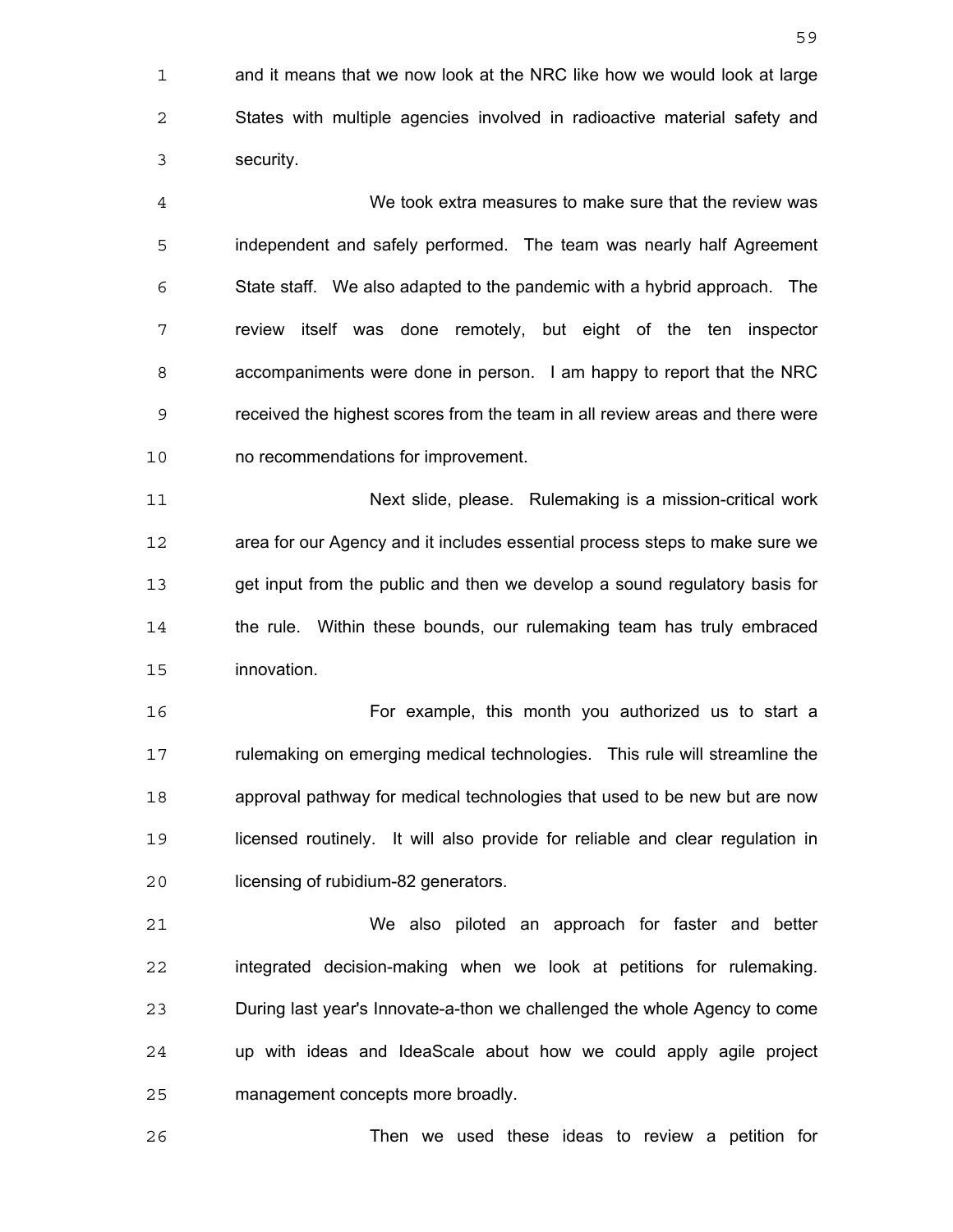and it means that we now look at the NRC like how we would look at large States with multiple agencies involved in radioactive material safety and security.

We took extra measures to make sure that the review was independent and safely performed. The team was nearly half Agreement State staff. We also adapted to the pandemic with a hybrid approach. The review itself was done remotely, but eight of the ten inspector accompaniments were done in person. I am happy to report that the NRC received the highest scores from the team in all review areas and there were no recommendations for improvement.

Next slide, please. Rulemaking is a mission-critical work area for our Agency and it includes essential process steps to make sure we get input from the public and then we develop a sound regulatory basis for the rule. Within these bounds, our rulemaking team has truly embraced innovation.

For example, this month you authorized us to start a rulemaking on emerging medical technologies. This rule will streamline the approval pathway for medical technologies that used to be new but are now licensed routinely. It will also provide for reliable and clear regulation in licensing of rubidium-82 generators.

We also piloted an approach for faster and better integrated decision-making when we look at petitions for rulemaking. During last year's Innovate-a-thon we challenged the whole Agency to come up with ideas and IdeaScale about how we could apply agile project management concepts more broadly.

Then we used these ideas to review a petition for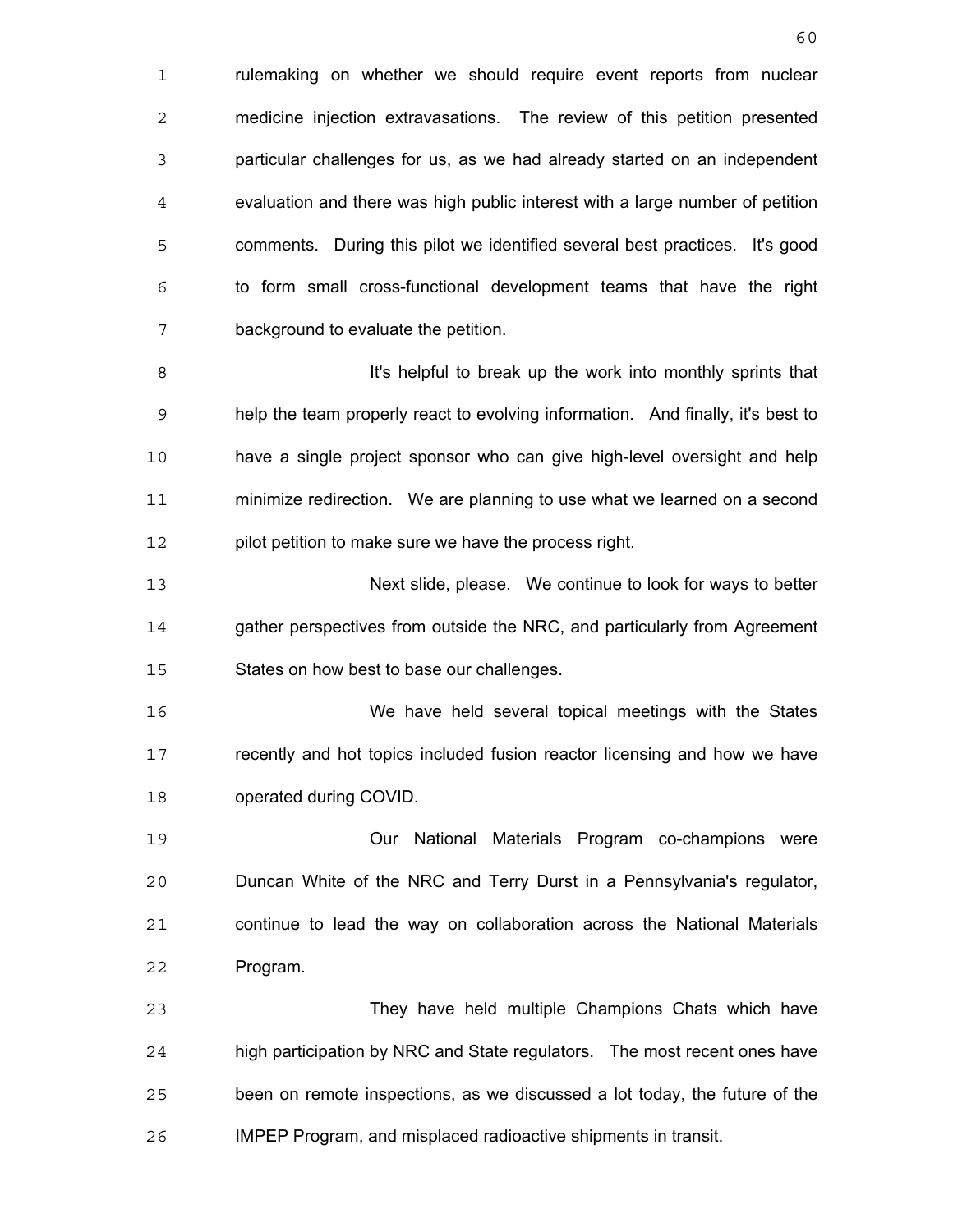rulemaking on whether we should require event reports from nuclear medicine injection extravasations. The review of this petition presented particular challenges for us, as we had already started on an independent evaluation and there was high public interest with a large number of petition comments. During this pilot we identified several best practices. It's good to form small cross-functional development teams that have the right background to evaluate the petition.

It's helpful to break up the work into monthly sprints that help the team properly react to evolving information. And finally, it's best to have a single project sponsor who can give high-level oversight and help minimize redirection. We are planning to use what we learned on a second pilot petition to make sure we have the process right.

Next slide, please. We continue to look for ways to better gather perspectives from outside the NRC, and particularly from Agreement States on how best to base our challenges.

We have held several topical meetings with the States recently and hot topics included fusion reactor licensing and how we have operated during COVID.

Our National Materials Program co-champions were Duncan White of the NRC and Terry Durst in a Pennsylvania's regulator, continue to lead the way on collaboration across the National Materials Program.

They have held multiple Champions Chats which have high participation by NRC and State regulators. The most recent ones have been on remote inspections, as we discussed a lot today, the future of the IMPEP Program, and misplaced radioactive shipments in transit.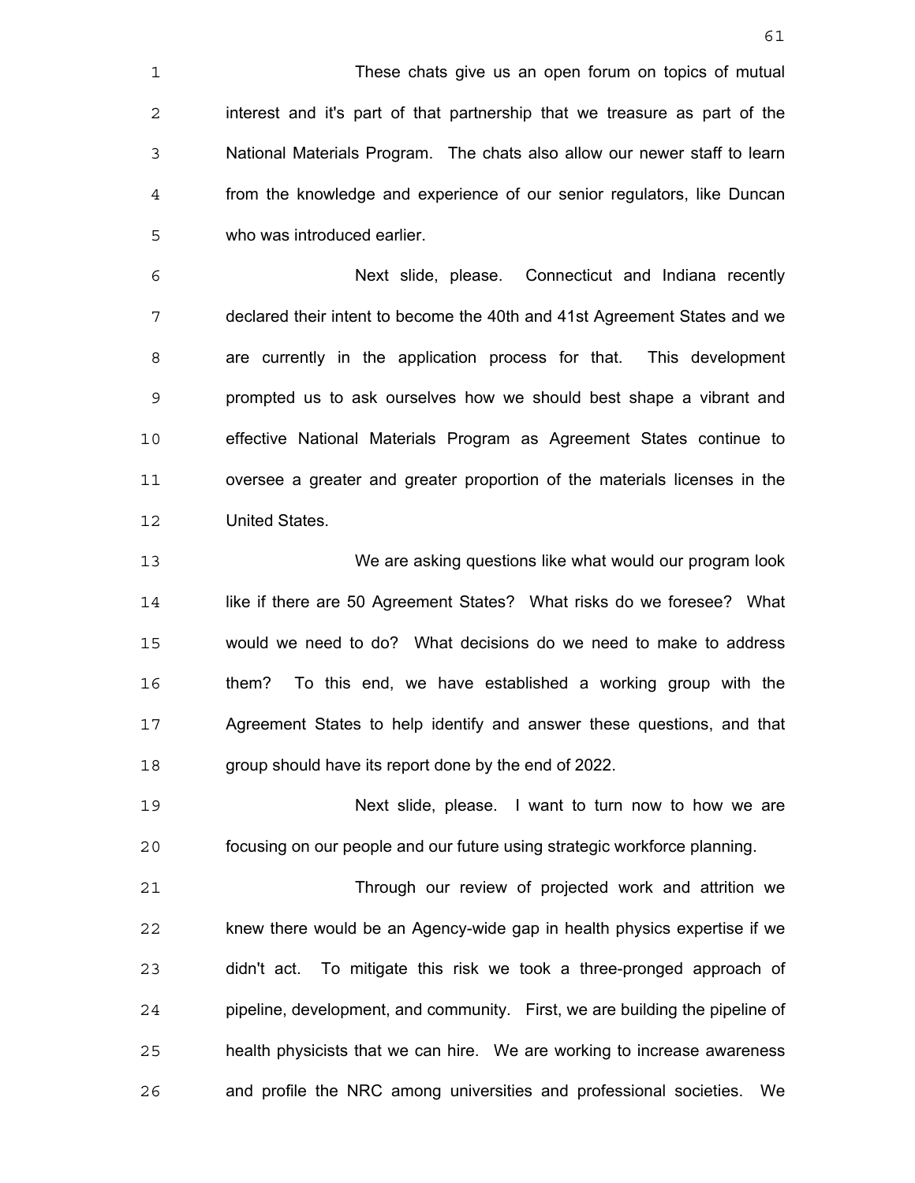These chats give us an open forum on topics of mutual interest and it's part of that partnership that we treasure as part of the National Materials Program. The chats also allow our newer staff to learn from the knowledge and experience of our senior regulators, like Duncan who was introduced earlier.

Next slide, please. Connecticut and Indiana recently declared their intent to become the 40th and 41st Agreement States and we are currently in the application process for that. This development prompted us to ask ourselves how we should best shape a vibrant and effective National Materials Program as Agreement States continue to oversee a greater and greater proportion of the materials licenses in the United States.

We are asking questions like what would our program look like if there are 50 Agreement States? What risks do we foresee? What would we need to do? What decisions do we need to make to address them? To this end, we have established a working group with the Agreement States to help identify and answer these questions, and that group should have its report done by the end of 2022.

Next slide, please. I want to turn now to how we are focusing on our people and our future using strategic workforce planning.

Through our review of projected work and attrition we knew there would be an Agency-wide gap in health physics expertise if we didn't act. To mitigate this risk we took a three-pronged approach of pipeline, development, and community. First, we are building the pipeline of health physicists that we can hire. We are working to increase awareness and profile the NRC among universities and professional societies. We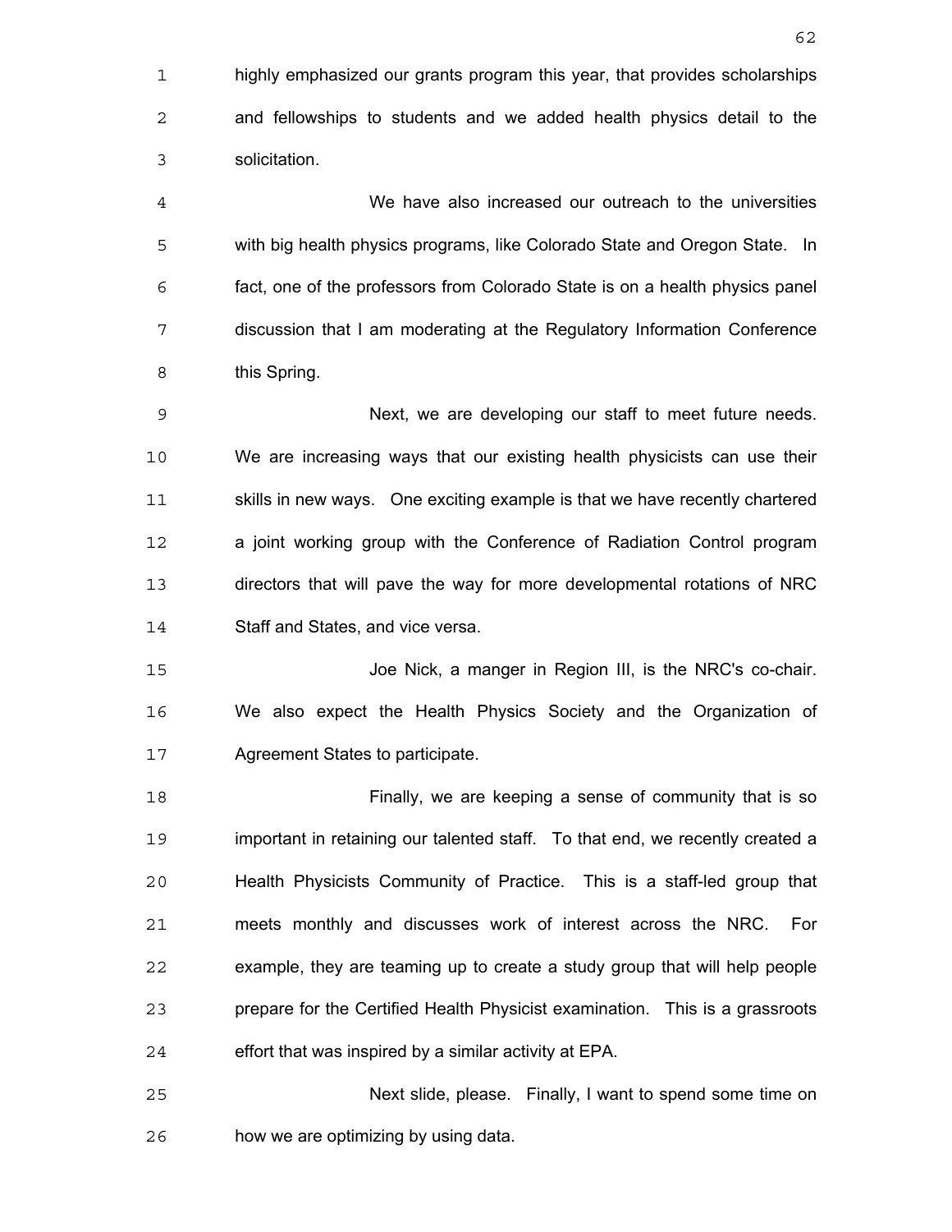highly emphasized our grants program this year, that provides scholarships and fellowships to students and we added health physics detail to the solicitation.

We have also increased our outreach to the universities with big health physics programs, like Colorado State and Oregon State. In fact, one of the professors from Colorado State is on a health physics panel discussion that I am moderating at the Regulatory Information Conference this Spring.

Next, we are developing our staff to meet future needs. We are increasing ways that our existing health physicists can use their skills in new ways. One exciting example is that we have recently chartered a joint working group with the Conference of Radiation Control program directors that will pave the way for more developmental rotations of NRC Staff and States, and vice versa.

Joe Nick, a manger in Region III, is the NRC's co-chair. We also expect the Health Physics Society and the Organization of Agreement States to participate.

Finally, we are keeping a sense of community that is so important in retaining our talented staff. To that end, we recently created a Health Physicists Community of Practice. This is a staff-led group that meets monthly and discusses work of interest across the NRC. For example, they are teaming up to create a study group that will help people prepare for the Certified Health Physicist examination. This is a grassroots effort that was inspired by a similar activity at EPA.

Next slide, please. Finally, I want to spend some time on how we are optimizing by using data.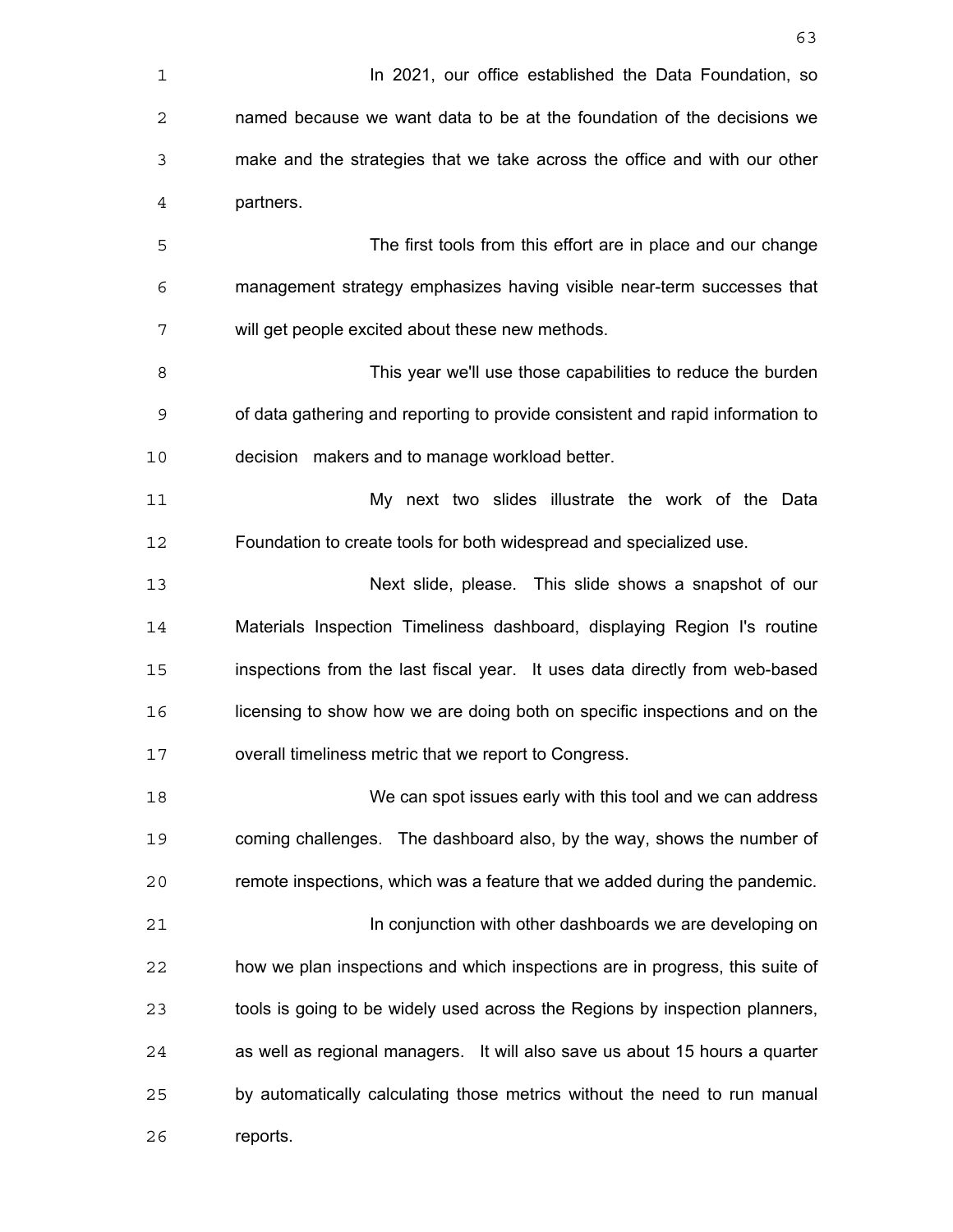In 2021, our office established the Data Foundation, so named because we want data to be at the foundation of the decisions we make and the strategies that we take across the office and with our other partners.

The first tools from this effort are in place and our change management strategy emphasizes having visible near-term successes that will get people excited about these new methods.

This year we'll use those capabilities to reduce the burden of data gathering and reporting to provide consistent and rapid information to decision makers and to manage workload better.

My next two slides illustrate the work of the Data Foundation to create tools for both widespread and specialized use.

Next slide, please. This slide shows a snapshot of our Materials Inspection Timeliness dashboard, displaying Region I's routine inspections from the last fiscal year. It uses data directly from web-based licensing to show how we are doing both on specific inspections and on the overall timeliness metric that we report to Congress.

We can spot issues early with this tool and we can address coming challenges. The dashboard also, by the way, shows the number of remote inspections, which was a feature that we added during the pandemic.

In conjunction with other dashboards we are developing on how we plan inspections and which inspections are in progress, this suite of tools is going to be widely used across the Regions by inspection planners, as well as regional managers. It will also save us about 15 hours a quarter by automatically calculating those metrics without the need to run manual reports.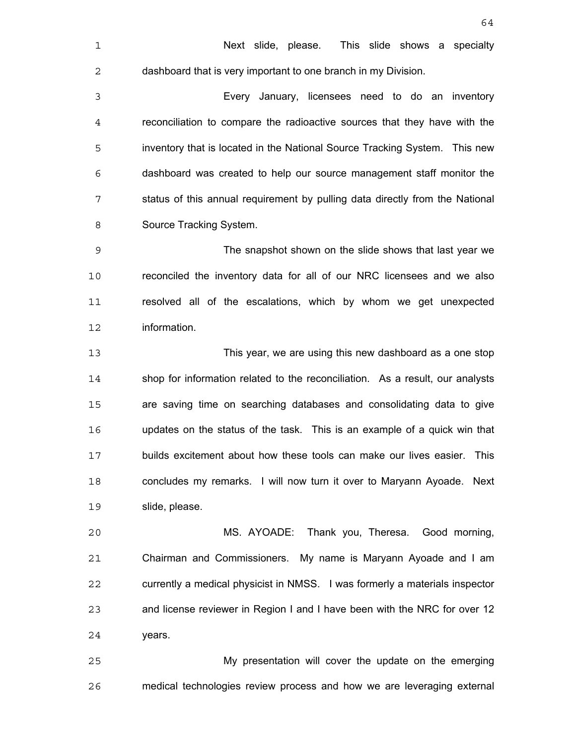Next slide, please. This slide shows a specialty dashboard that is very important to one branch in my Division.

Every January, licensees need to do an inventory reconciliation to compare the radioactive sources that they have with the inventory that is located in the National Source Tracking System. This new dashboard was created to help our source management staff monitor the status of this annual requirement by pulling data directly from the National Source Tracking System.

The snapshot shown on the slide shows that last year we reconciled the inventory data for all of our NRC licensees and we also resolved all of the escalations, which by whom we get unexpected information.

This year, we are using this new dashboard as a one stop shop for information related to the reconciliation. As a result, our analysts are saving time on searching databases and consolidating data to give updates on the status of the task. This is an example of a quick win that builds excitement about how these tools can make our lives easier. This concludes my remarks. I will now turn it over to Maryann Ayoade. Next slide, please.

MS. AYOADE: Thank you, Theresa. Good morning, Chairman and Commissioners. My name is Maryann Ayoade and I am currently a medical physicist in NMSS. I was formerly a materials inspector and license reviewer in Region I and I have been with the NRC for over 12 years.

My presentation will cover the update on the emerging medical technologies review process and how we are leveraging external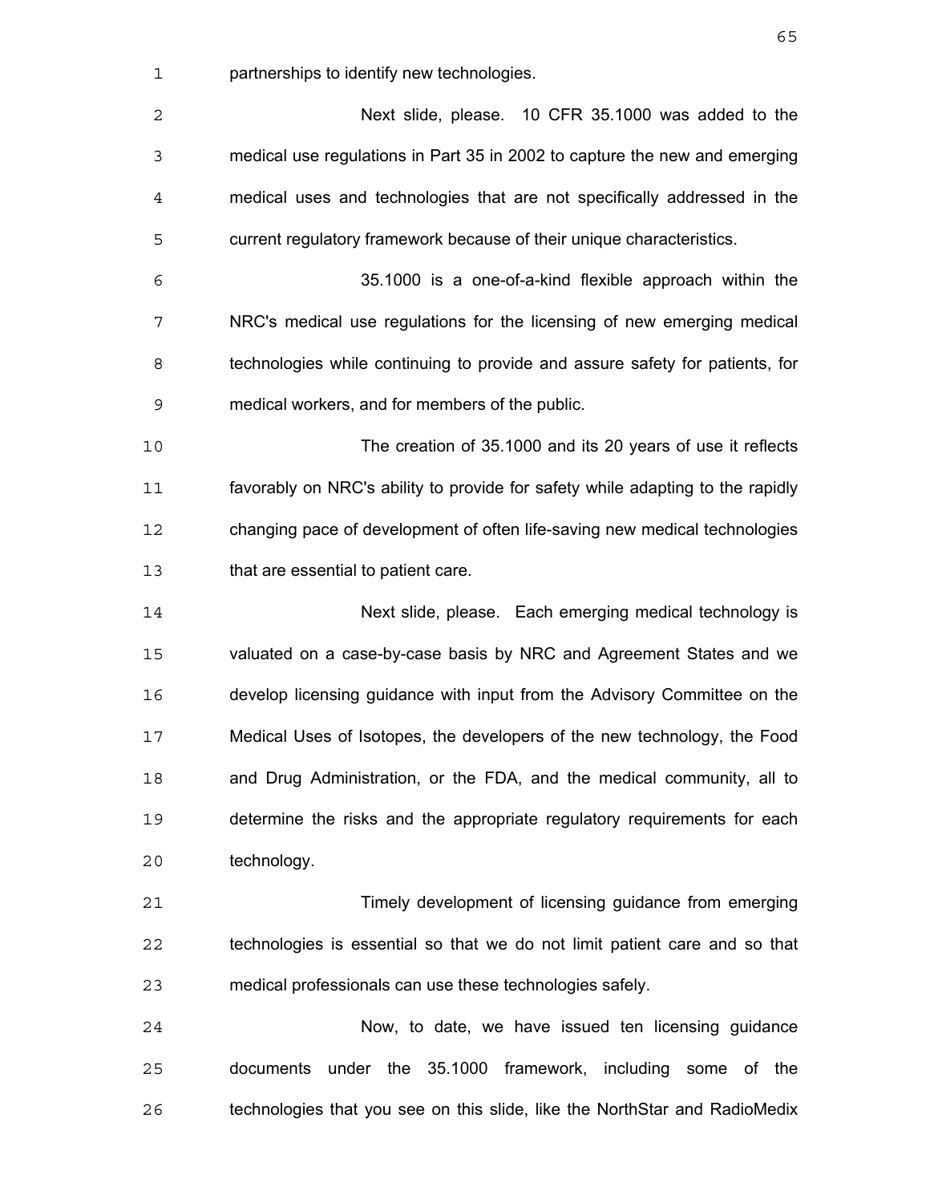partnerships to identify new technologies.

Next slide, please. 10 CFR 35.1000 was added to the medical use regulations in Part 35 in 2002 to capture the new and emerging medical uses and technologies that are not specifically addressed in the current regulatory framework because of their unique characteristics.

35.1000 is a one-of-a-kind flexible approach within the NRC's medical use regulations for the licensing of new emerging medical technologies while continuing to provide and assure safety for patients, for medical workers, and for members of the public.

The creation of 35.1000 and its 20 years of use it reflects favorably on NRC's ability to provide for safety while adapting to the rapidly changing pace of development of often life-saving new medical technologies that are essential to patient care.

Next slide, please. Each emerging medical technology is valuated on a case-by-case basis by NRC and Agreement States and we develop licensing guidance with input from the Advisory Committee on the Medical Uses of Isotopes, the developers of the new technology, the Food and Drug Administration, or the FDA, and the medical community, all to determine the risks and the appropriate regulatory requirements for each technology.

Timely development of licensing guidance from emerging technologies is essential so that we do not limit patient care and so that medical professionals can use these technologies safely.

Now, to date, we have issued ten licensing guidance documents under the 35.1000 framework, including some of the technologies that you see on this slide, like the NorthStar and RadioMedix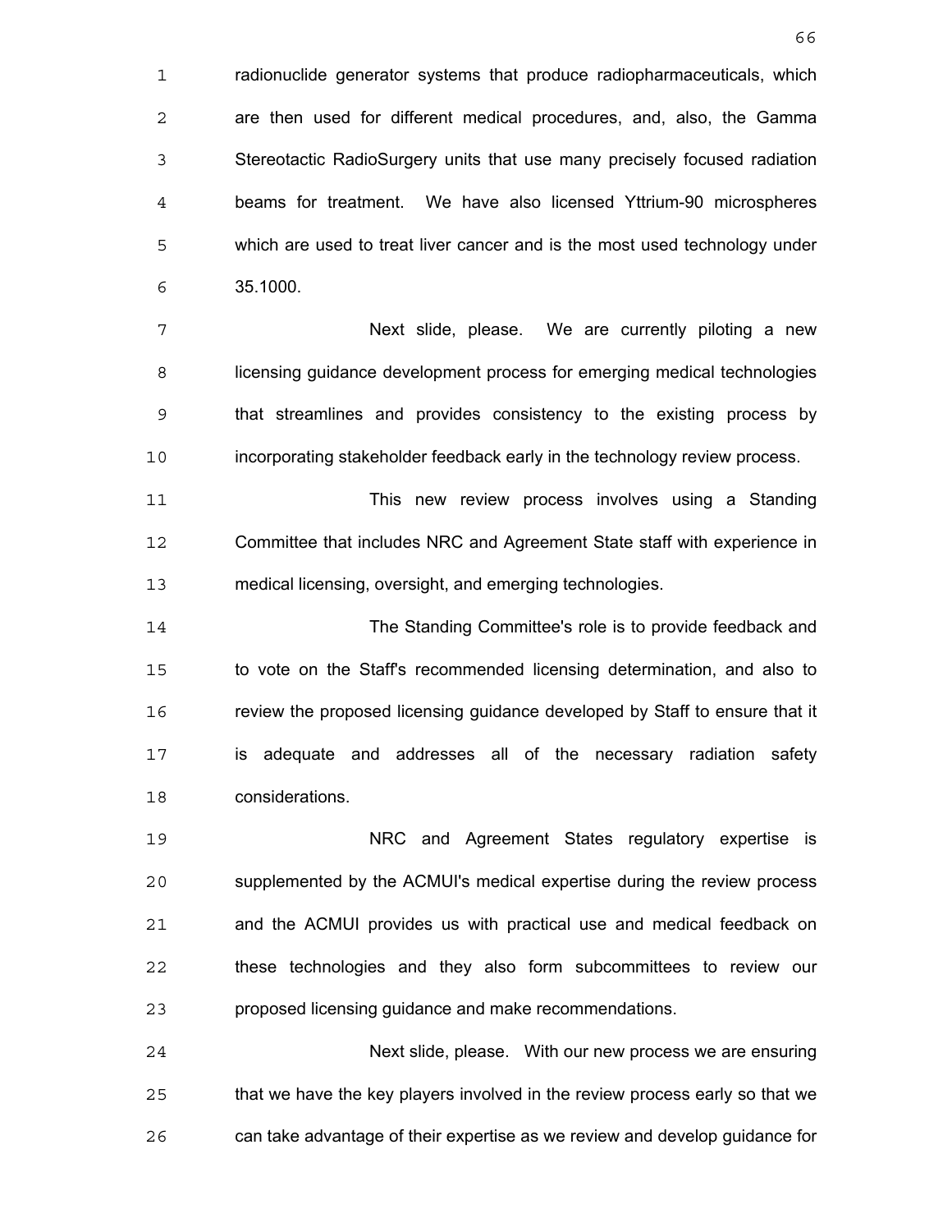radionuclide generator systems that produce radiopharmaceuticals, which are then used for different medical procedures, and, also, the Gamma Stereotactic RadioSurgery units that use many precisely focused radiation beams for treatment. We have also licensed Yttrium-90 microspheres which are used to treat liver cancer and is the most used technology under 35.1000.

Next slide, please. We are currently piloting a new licensing guidance development process for emerging medical technologies that streamlines and provides consistency to the existing process by incorporating stakeholder feedback early in the technology review process.

This new review process involves using a Standing Committee that includes NRC and Agreement State staff with experience in medical licensing, oversight, and emerging technologies.

The Standing Committee's role is to provide feedback and to vote on the Staff's recommended licensing determination, and also to review the proposed licensing guidance developed by Staff to ensure that it is adequate and addresses all of the necessary radiation safety considerations.

NRC and Agreement States regulatory expertise is supplemented by the ACMUI's medical expertise during the review process and the ACMUI provides us with practical use and medical feedback on these technologies and they also form subcommittees to review our proposed licensing guidance and make recommendations.

Next slide, please. With our new process we are ensuring that we have the key players involved in the review process early so that we can take advantage of their expertise as we review and develop guidance for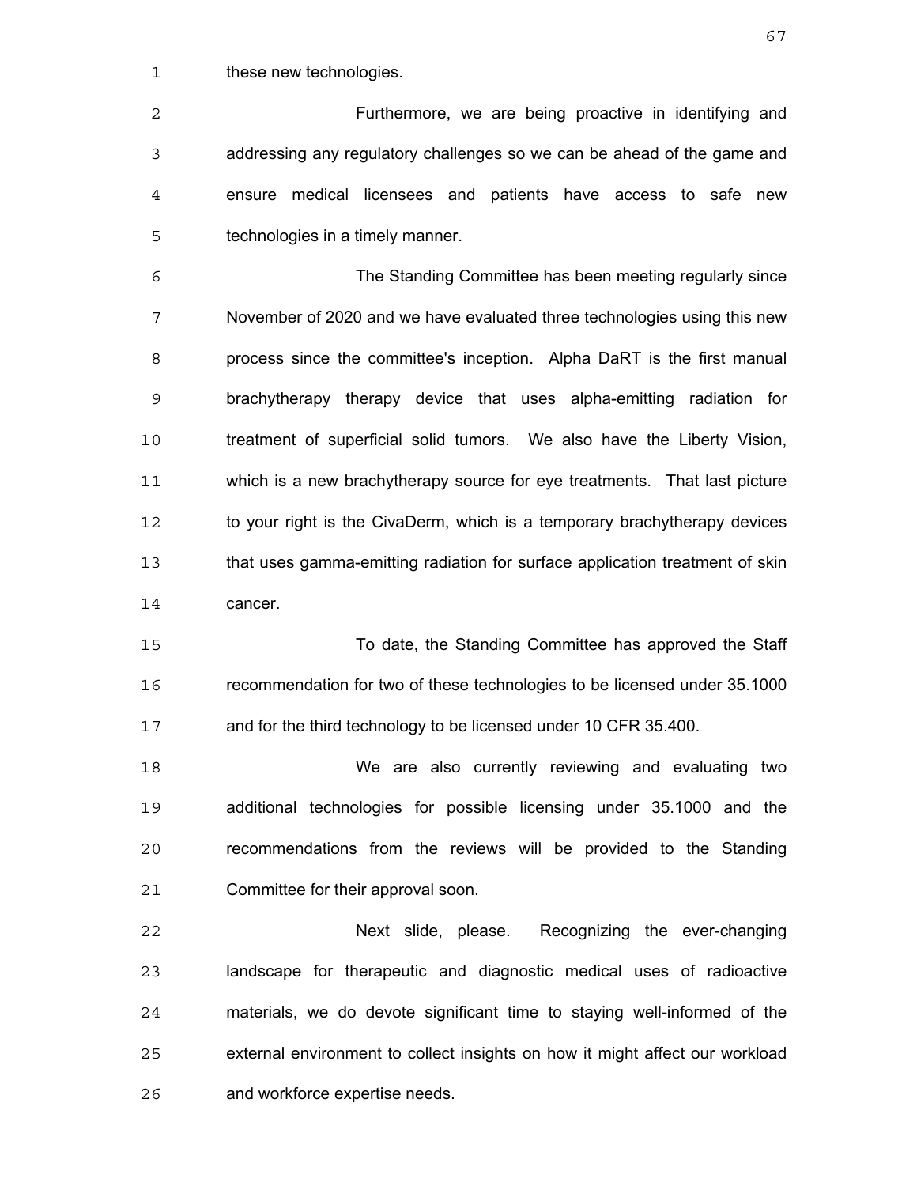these new technologies.

Furthermore, we are being proactive in identifying and addressing any regulatory challenges so we can be ahead of the game and ensure medical licensees and patients have access to safe new technologies in a timely manner.

The Standing Committee has been meeting regularly since November of 2020 and we have evaluated three technologies using this new process since the committee's inception. Alpha DaRT is the first manual brachytherapy therapy device that uses alpha-emitting radiation for treatment of superficial solid tumors. We also have the Liberty Vision, which is a new brachytherapy source for eye treatments. That last picture to your right is the CivaDerm, which is a temporary brachytherapy devices that uses gamma-emitting radiation for surface application treatment of skin cancer.

To date, the Standing Committee has approved the Staff recommendation for two of these technologies to be licensed under 35.1000 and for the third technology to be licensed under 10 CFR 35.400.

We are also currently reviewing and evaluating two additional technologies for possible licensing under 35.1000 and the recommendations from the reviews will be provided to the Standing Committee for their approval soon.

Next slide, please. Recognizing the ever-changing landscape for therapeutic and diagnostic medical uses of radioactive materials, we do devote significant time to staying well-informed of the external environment to collect insights on how it might affect our workload and workforce expertise needs.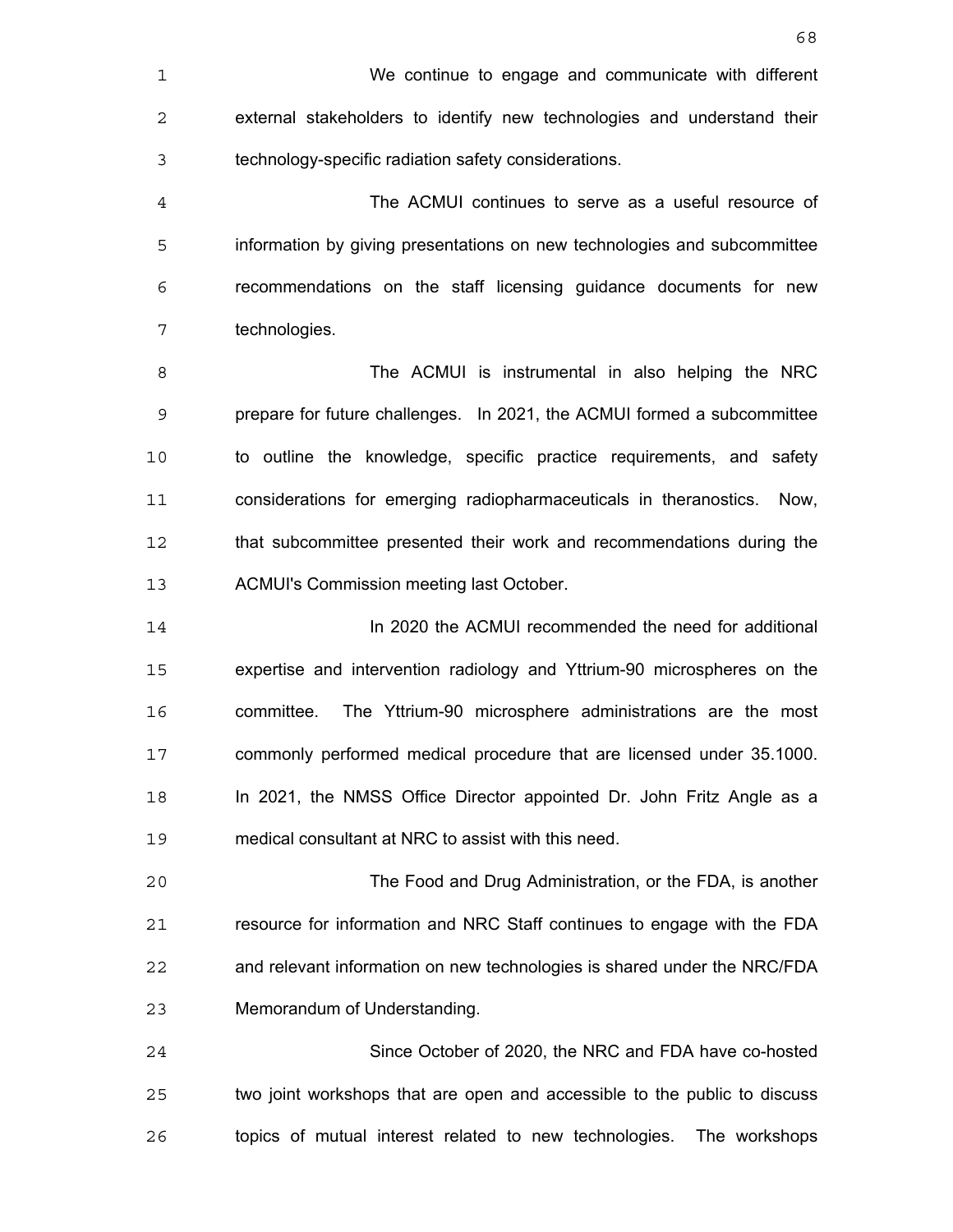We continue to engage and communicate with different external stakeholders to identify new technologies and understand their technology-specific radiation safety considerations.

The ACMUI continues to serve as a useful resource of information by giving presentations on new technologies and subcommittee recommendations on the staff licensing guidance documents for new technologies.

The ACMUI is instrumental in also helping the NRC prepare for future challenges. In 2021, the ACMUI formed a subcommittee to outline the knowledge, specific practice requirements, and safety considerations for emerging radiopharmaceuticals in theranostics. Now, that subcommittee presented their work and recommendations during the ACMUI's Commission meeting last October.

In 2020 the ACMUI recommended the need for additional expertise and intervention radiology and Yttrium-90 microspheres on the committee. The Yttrium-90 microsphere administrations are the most commonly performed medical procedure that are licensed under 35.1000. In 2021, the NMSS Office Director appointed Dr. John Fritz Angle as a medical consultant at NRC to assist with this need.

The Food and Drug Administration, or the FDA, is another resource for information and NRC Staff continues to engage with the FDA and relevant information on new technologies is shared under the NRC/FDA Memorandum of Understanding.

Since October of 2020, the NRC and FDA have co-hosted two joint workshops that are open and accessible to the public to discuss topics of mutual interest related to new technologies. The workshops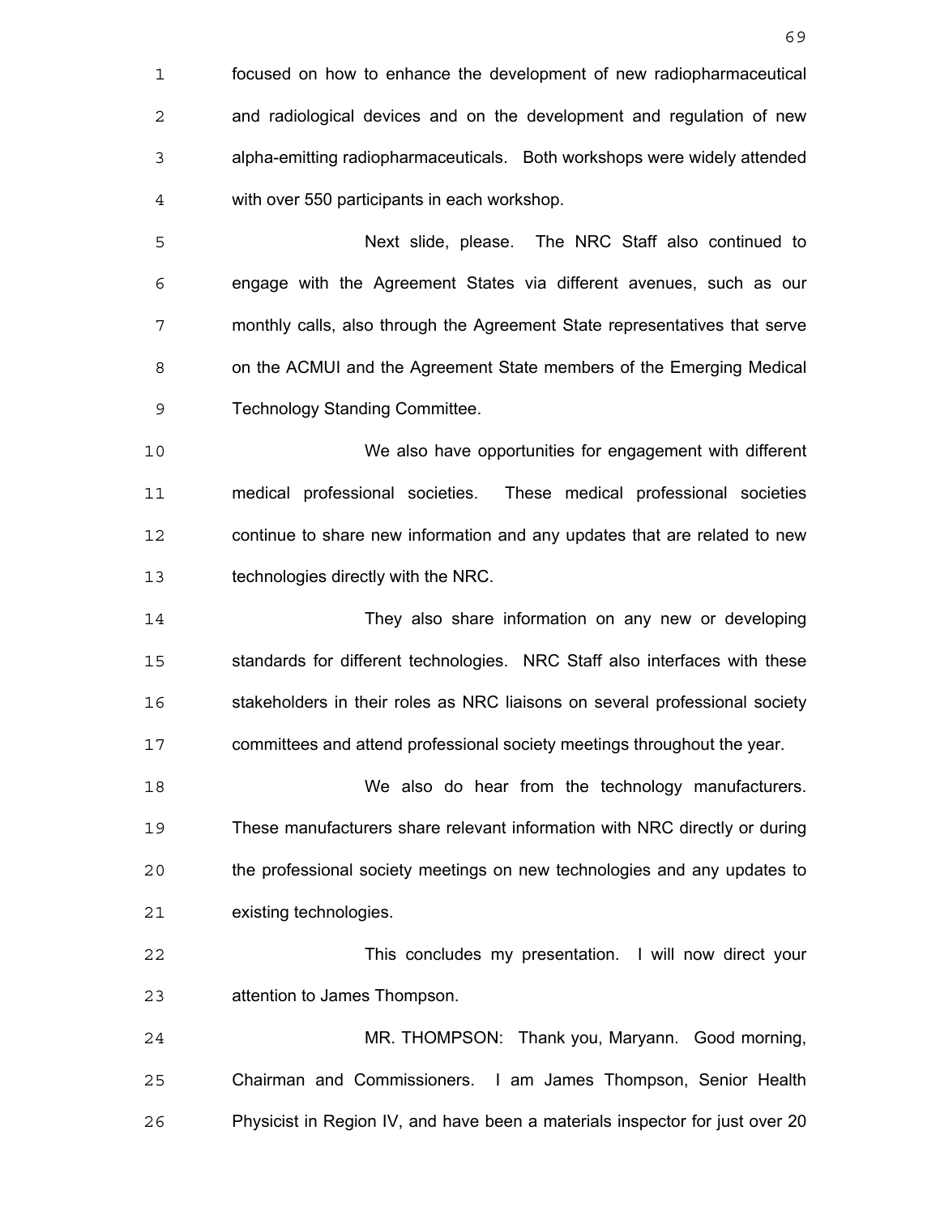focused on how to enhance the development of new radiopharmaceutical and radiological devices and on the development and regulation of new alpha-emitting radiopharmaceuticals. Both workshops were widely attended with over 550 participants in each workshop.

Next slide, please. The NRC Staff also continued to engage with the Agreement States via different avenues, such as our monthly calls, also through the Agreement State representatives that serve on the ACMUI and the Agreement State members of the Emerging Medical Technology Standing Committee.

We also have opportunities for engagement with different medical professional societies. These medical professional societies continue to share new information and any updates that are related to new technologies directly with the NRC.

They also share information on any new or developing standards for different technologies. NRC Staff also interfaces with these stakeholders in their roles as NRC liaisons on several professional society committees and attend professional society meetings throughout the year.

We also do hear from the technology manufacturers. These manufacturers share relevant information with NRC directly or during the professional society meetings on new technologies and any updates to existing technologies.

This concludes my presentation. I will now direct your attention to James Thompson.

MR. THOMPSON: Thank you, Maryann. Good morning, Chairman and Commissioners. I am James Thompson, Senior Health Physicist in Region IV, and have been a materials inspector for just over 20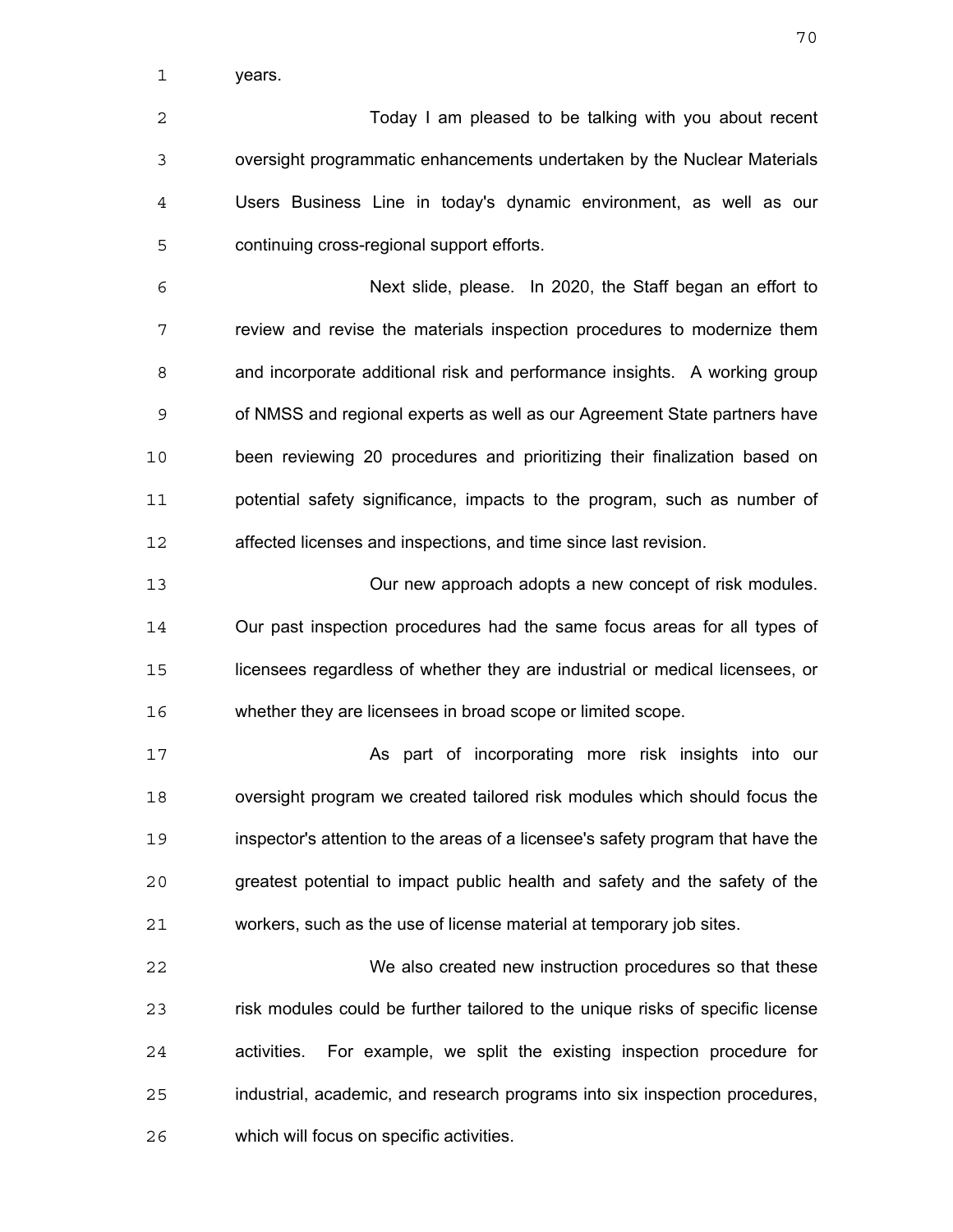years.

Today I am pleased to be talking with you about recent oversight programmatic enhancements undertaken by the Nuclear Materials Users Business Line in today's dynamic environment, as well as our continuing cross-regional support efforts.

Next slide, please. In 2020, the Staff began an effort to review and revise the materials inspection procedures to modernize them and incorporate additional risk and performance insights. A working group of NMSS and regional experts as well as our Agreement State partners have been reviewing 20 procedures and prioritizing their finalization based on potential safety significance, impacts to the program, such as number of affected licenses and inspections, and time since last revision.

Our new approach adopts a new concept of risk modules. Our past inspection procedures had the same focus areas for all types of licensees regardless of whether they are industrial or medical licensees, or whether they are licensees in broad scope or limited scope.

As part of incorporating more risk insights into our oversight program we created tailored risk modules which should focus the inspector's attention to the areas of a licensee's safety program that have the greatest potential to impact public health and safety and the safety of the workers, such as the use of license material at temporary job sites.

We also created new instruction procedures so that these risk modules could be further tailored to the unique risks of specific license activities. For example, we split the existing inspection procedure for industrial, academic, and research programs into six inspection procedures, which will focus on specific activities.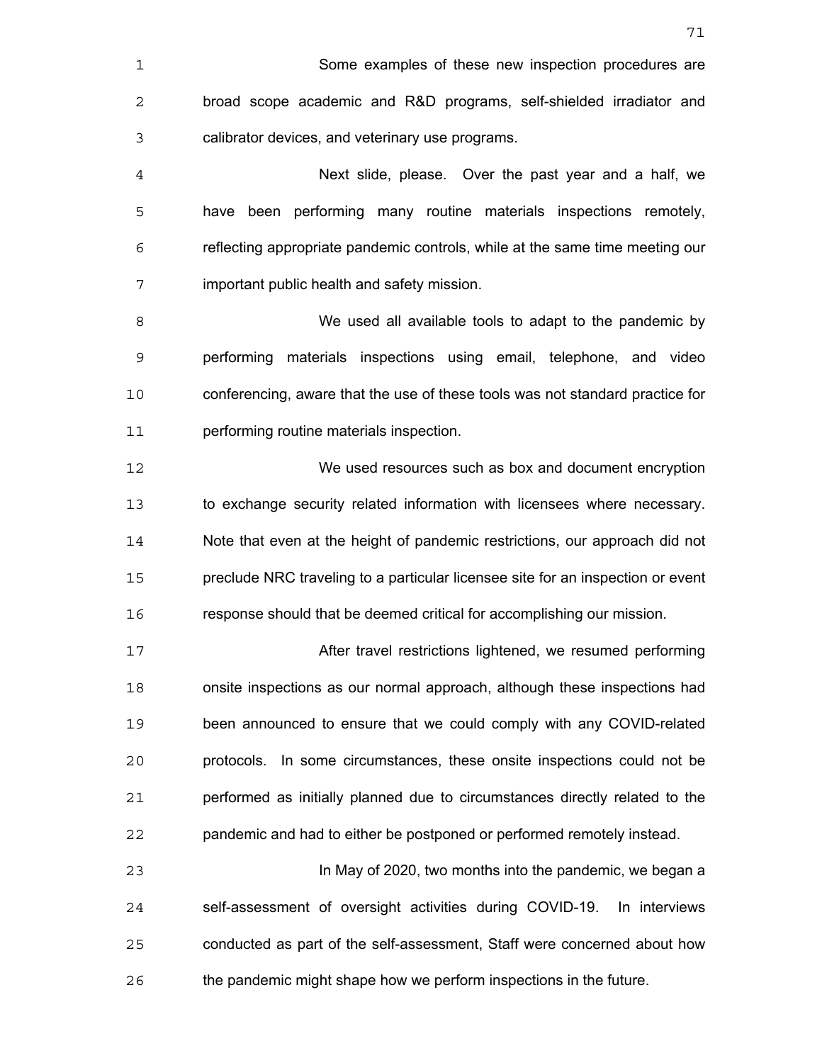Some examples of these new inspection procedures are broad scope academic and R&D programs, self-shielded irradiator and calibrator devices, and veterinary use programs.

Next slide, please. Over the past year and a half, we have been performing many routine materials inspections remotely, reflecting appropriate pandemic controls, while at the same time meeting our important public health and safety mission.

We used all available tools to adapt to the pandemic by performing materials inspections using email, telephone, and video conferencing, aware that the use of these tools was not standard practice for performing routine materials inspection.

We used resources such as box and document encryption to exchange security related information with licensees where necessary. Note that even at the height of pandemic restrictions, our approach did not preclude NRC traveling to a particular licensee site for an inspection or event response should that be deemed critical for accomplishing our mission.

After travel restrictions lightened, we resumed performing onsite inspections as our normal approach, although these inspections had been announced to ensure that we could comply with any COVID-related protocols. In some circumstances, these onsite inspections could not be performed as initially planned due to circumstances directly related to the pandemic and had to either be postponed or performed remotely instead.

In May of 2020, two months into the pandemic, we began a self-assessment of oversight activities during COVID-19. In interviews conducted as part of the self-assessment, Staff were concerned about how the pandemic might shape how we perform inspections in the future.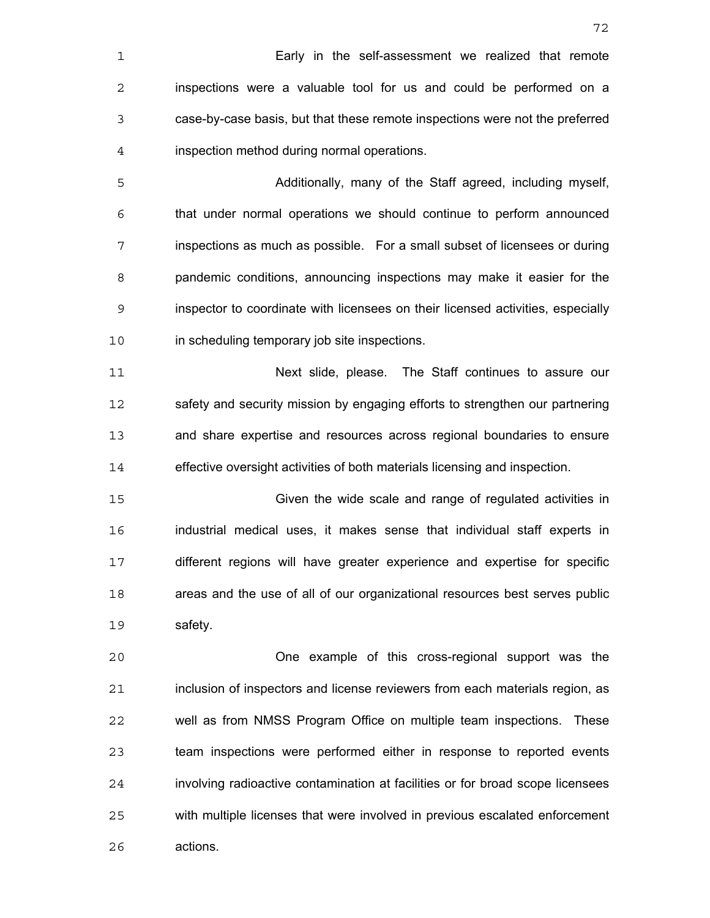Early in the self-assessment we realized that remote inspections were a valuable tool for us and could be performed on a case-by-case basis, but that these remote inspections were not the preferred inspection method during normal operations.

Additionally, many of the Staff agreed, including myself, that under normal operations we should continue to perform announced inspections as much as possible. For a small subset of licensees or during pandemic conditions, announcing inspections may make it easier for the inspector to coordinate with licensees on their licensed activities, especially in scheduling temporary job site inspections.

Next slide, please. The Staff continues to assure our safety and security mission by engaging efforts to strengthen our partnering and share expertise and resources across regional boundaries to ensure effective oversight activities of both materials licensing and inspection.

Given the wide scale and range of regulated activities in industrial medical uses, it makes sense that individual staff experts in different regions will have greater experience and expertise for specific areas and the use of all of our organizational resources best serves public safety.

One example of this cross-regional support was the inclusion of inspectors and license reviewers from each materials region, as well as from NMSS Program Office on multiple team inspections. These team inspections were performed either in response to reported events involving radioactive contamination at facilities or for broad scope licensees with multiple licenses that were involved in previous escalated enforcement actions.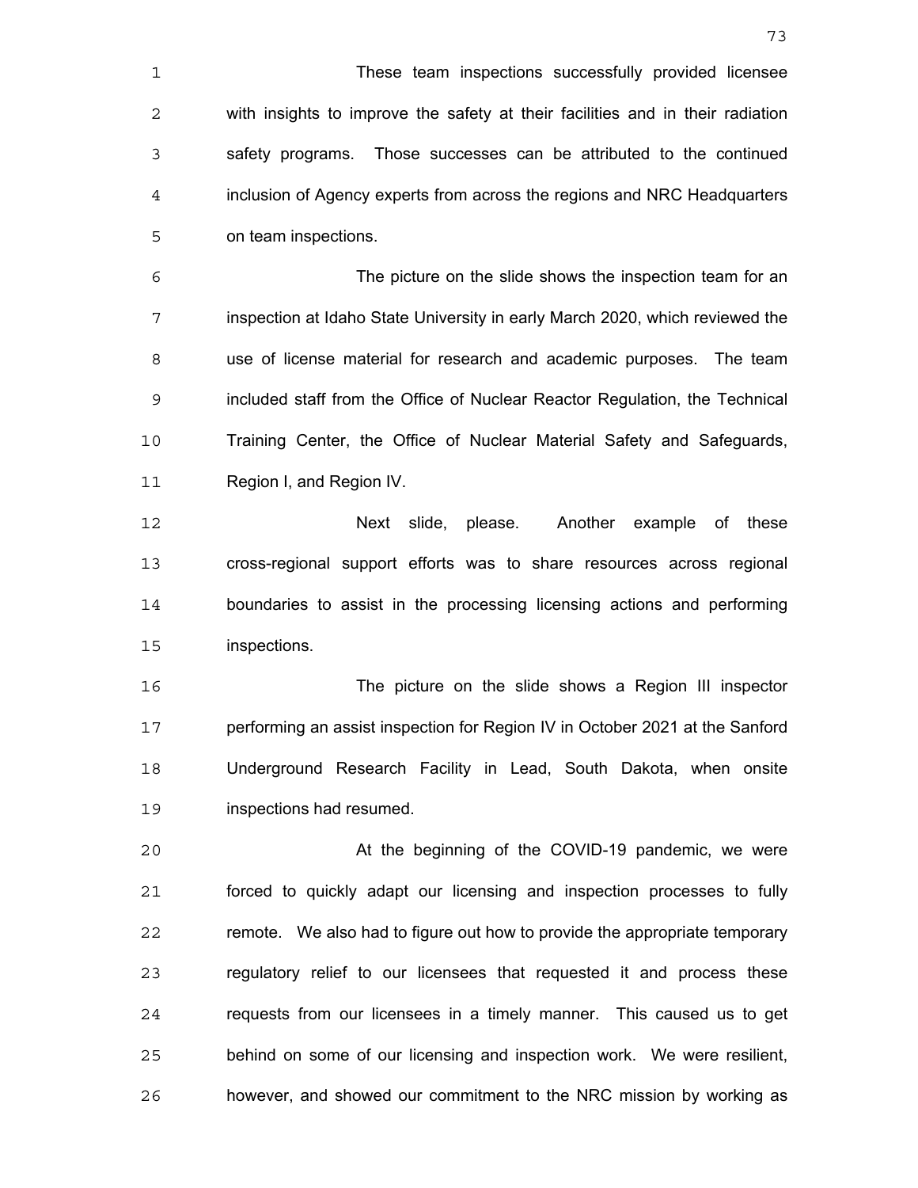These team inspections successfully provided licensee with insights to improve the safety at their facilities and in their radiation safety programs. Those successes can be attributed to the continued inclusion of Agency experts from across the regions and NRC Headquarters on team inspections.

The picture on the slide shows the inspection team for an inspection at Idaho State University in early March 2020, which reviewed the use of license material for research and academic purposes. The team included staff from the Office of Nuclear Reactor Regulation, the Technical Training Center, the Office of Nuclear Material Safety and Safeguards, Region I, and Region IV.

Next slide, please. Another example of these cross-regional support efforts was to share resources across regional boundaries to assist in the processing licensing actions and performing inspections.

The picture on the slide shows a Region III inspector performing an assist inspection for Region IV in October 2021 at the Sanford Underground Research Facility in Lead, South Dakota, when onsite inspections had resumed.

At the beginning of the COVID-19 pandemic, we were forced to quickly adapt our licensing and inspection processes to fully remote. We also had to figure out how to provide the appropriate temporary regulatory relief to our licensees that requested it and process these requests from our licensees in a timely manner. This caused us to get behind on some of our licensing and inspection work. We were resilient, however, and showed our commitment to the NRC mission by working as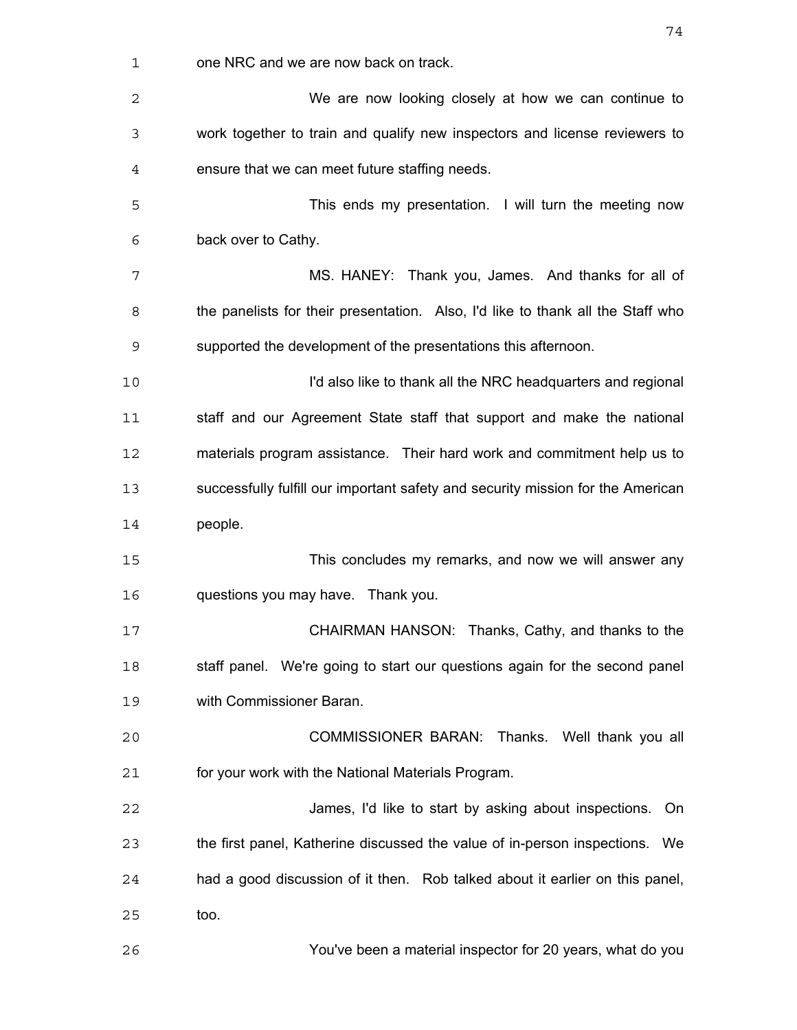one NRC and we are now back on track.

We are now looking closely at how we can continue to work together to train and qualify new inspectors and license reviewers to ensure that we can meet future staffing needs.

This ends my presentation. I will turn the meeting now back over to Cathy.

MS. HANEY: Thank you, James. And thanks for all of the panelists for their presentation. Also, I'd like to thank all the Staff who supported the development of the presentations this afternoon.

I'd also like to thank all the NRC headquarters and regional staff and our Agreement State staff that support and make the national materials program assistance. Their hard work and commitment help us to successfully fulfill our important safety and security mission for the American people.

This concludes my remarks, and now we will answer any questions you may have. Thank you.

CHAIRMAN HANSON: Thanks, Cathy, and thanks to the staff panel. We're going to start our questions again for the second panel with Commissioner Baran.

COMMISSIONER BARAN: Thanks. Well thank you all for your work with the National Materials Program.

James, I'd like to start by asking about inspections. On the first panel, Katherine discussed the value of in-person inspections. We had a good discussion of it then. Rob talked about it earlier on this panel, too.

You've been a material inspector for 20 years, what do you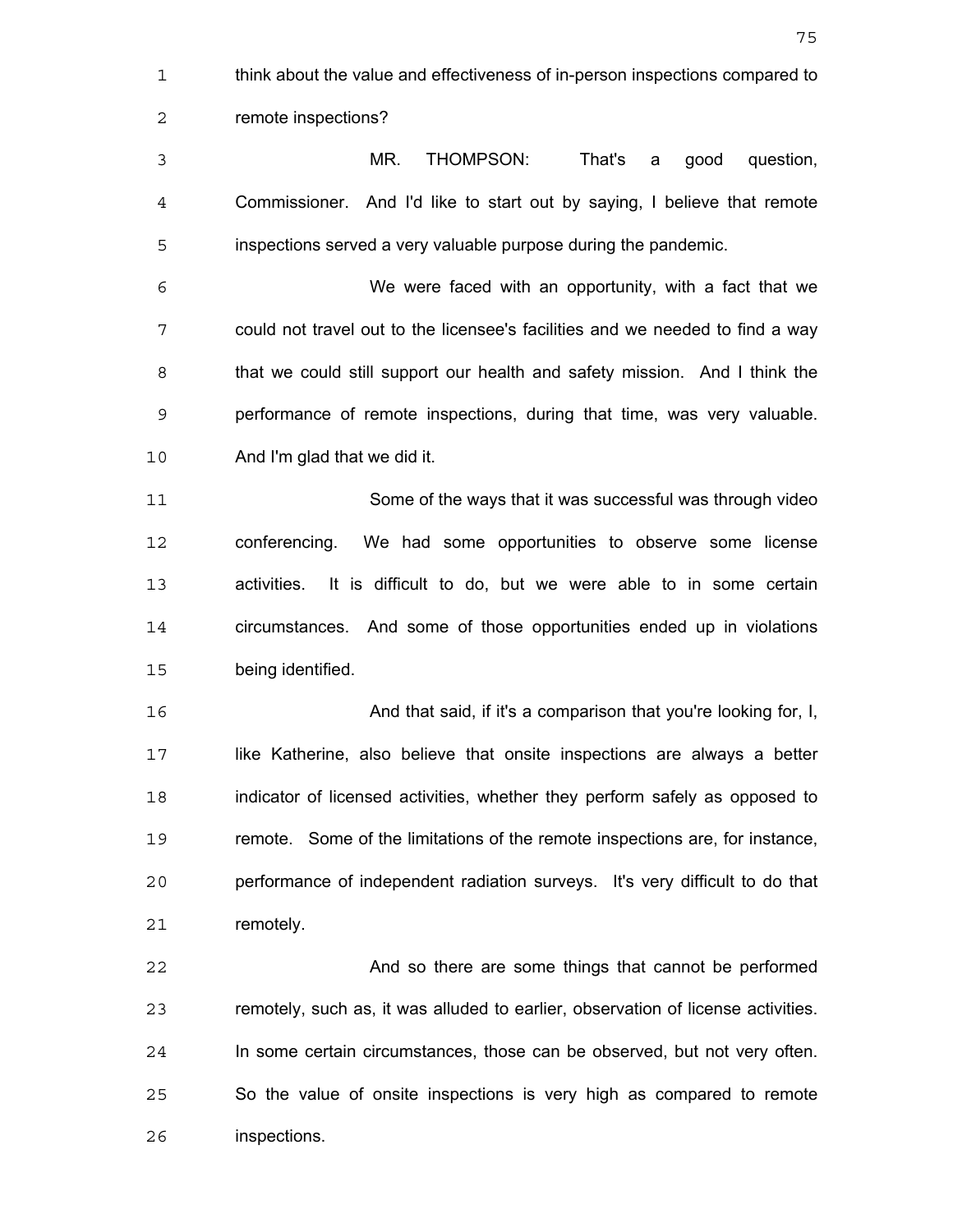think about the value and effectiveness of in-person inspections compared to remote inspections?

MR. THOMPSON: That's a good question, Commissioner. And I'd like to start out by saying, I believe that remote inspections served a very valuable purpose during the pandemic.

We were faced with an opportunity, with a fact that we could not travel out to the licensee's facilities and we needed to find a way that we could still support our health and safety mission. And I think the performance of remote inspections, during that time, was very valuable. And I'm glad that we did it.

Some of the ways that it was successful was through video conferencing. We had some opportunities to observe some license activities. It is difficult to do, but we were able to in some certain circumstances. And some of those opportunities ended up in violations being identified.

And that said, if it's a comparison that you're looking for, I, like Katherine, also believe that onsite inspections are always a better indicator of licensed activities, whether they perform safely as opposed to remote. Some of the limitations of the remote inspections are, for instance, performance of independent radiation surveys. It's very difficult to do that remotely.

And so there are some things that cannot be performed remotely, such as, it was alluded to earlier, observation of license activities. In some certain circumstances, those can be observed, but not very often. So the value of onsite inspections is very high as compared to remote inspections.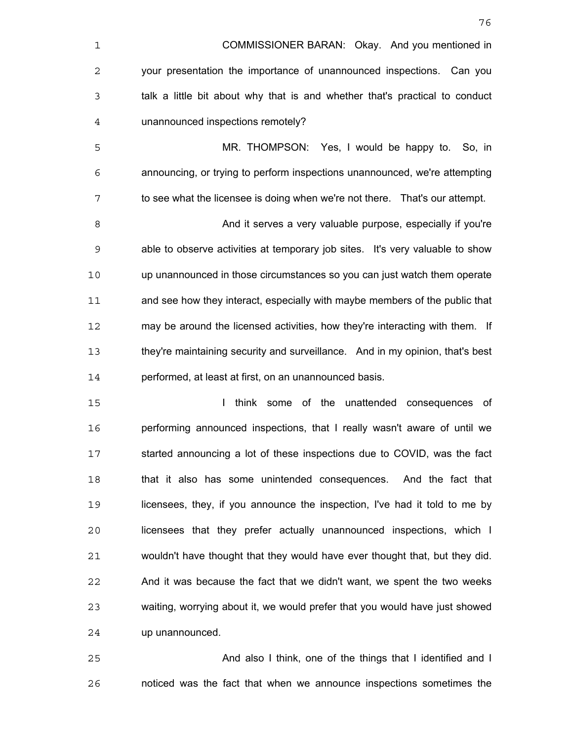COMMISSIONER BARAN: Okay. And you mentioned in your presentation the importance of unannounced inspections. Can you talk a little bit about why that is and whether that's practical to conduct unannounced inspections remotely?

MR. THOMPSON: Yes, I would be happy to. So, in announcing, or trying to perform inspections unannounced, we're attempting to see what the licensee is doing when we're not there. That's our attempt.

And it serves a very valuable purpose, especially if you're able to observe activities at temporary job sites. It's very valuable to show up unannounced in those circumstances so you can just watch them operate and see how they interact, especially with maybe members of the public that may be around the licensed activities, how they're interacting with them. If they're maintaining security and surveillance. And in my opinion, that's best performed, at least at first, on an unannounced basis.

I think some of the unattended consequences of performing announced inspections, that I really wasn't aware of until we started announcing a lot of these inspections due to COVID, was the fact that it also has some unintended consequences. And the fact that licensees, they, if you announce the inspection, I've had it told to me by licensees that they prefer actually unannounced inspections, which I wouldn't have thought that they would have ever thought that, but they did. And it was because the fact that we didn't want, we spent the two weeks waiting, worrying about it, we would prefer that you would have just showed up unannounced.

And also I think, one of the things that I identified and I noticed was the fact that when we announce inspections sometimes the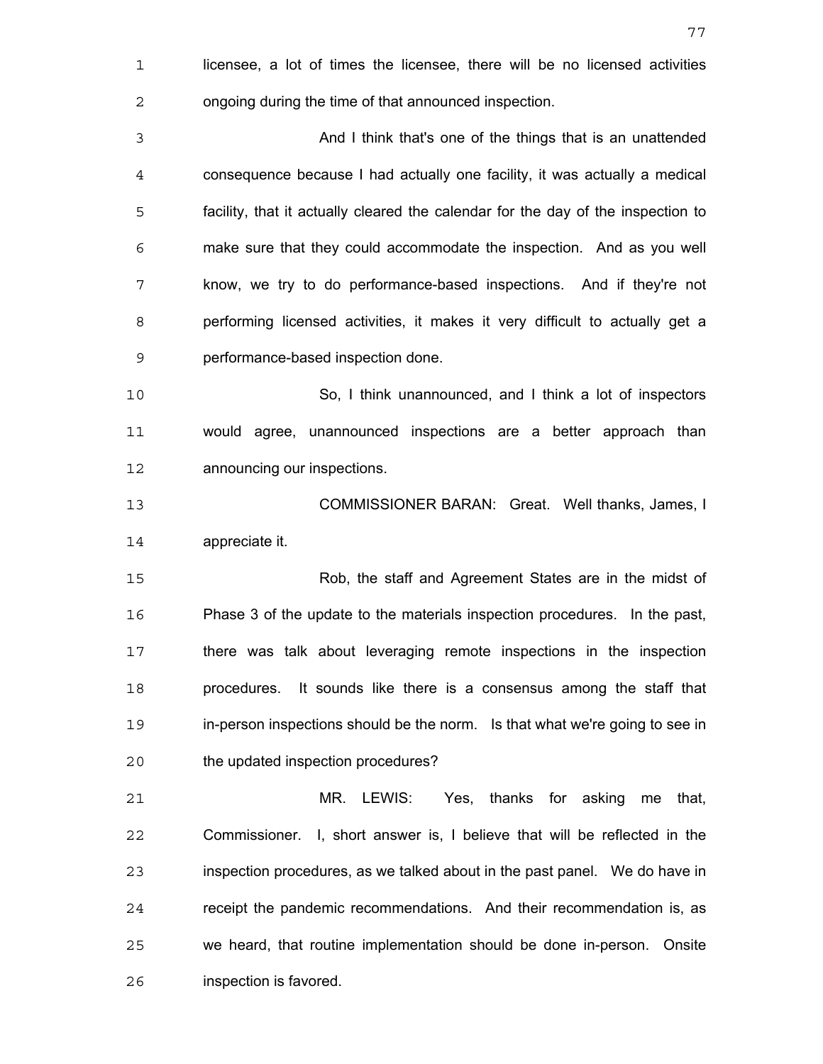licensee, a lot of times the licensee, there will be no licensed activities ongoing during the time of that announced inspection.

And I think that's one of the things that is an unattended consequence because I had actually one facility, it was actually a medical facility, that it actually cleared the calendar for the day of the inspection to make sure that they could accommodate the inspection. And as you well know, we try to do performance-based inspections. And if they're not performing licensed activities, it makes it very difficult to actually get a performance-based inspection done.

So, I think unannounced, and I think a lot of inspectors would agree, unannounced inspections are a better approach than announcing our inspections.

COMMISSIONER BARAN: Great. Well thanks, James, I appreciate it.

Rob, the staff and Agreement States are in the midst of Phase 3 of the update to the materials inspection procedures. In the past, there was talk about leveraging remote inspections in the inspection procedures. It sounds like there is a consensus among the staff that in-person inspections should be the norm. Is that what we're going to see in the updated inspection procedures?

MR. LEWIS: Yes, thanks for asking me that, Commissioner. I, short answer is, I believe that will be reflected in the inspection procedures, as we talked about in the past panel. We do have in receipt the pandemic recommendations. And their recommendation is, as we heard, that routine implementation should be done in-person. Onsite inspection is favored.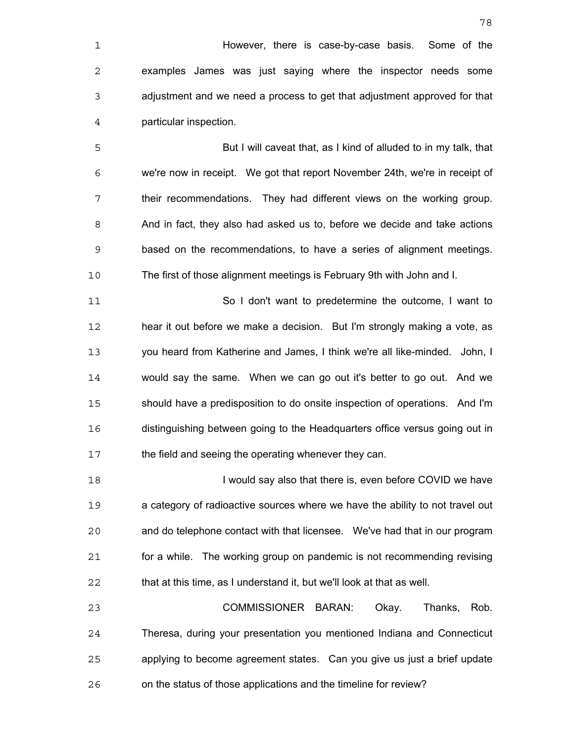However, there is case-by-case basis. Some of the examples James was just saying where the inspector needs some adjustment and we need a process to get that adjustment approved for that particular inspection.

But I will caveat that, as I kind of alluded to in my talk, that we're now in receipt. We got that report November 24th, we're in receipt of their recommendations. They had different views on the working group. And in fact, they also had asked us to, before we decide and take actions based on the recommendations, to have a series of alignment meetings. The first of those alignment meetings is February 9th with John and I.

So I don't want to predetermine the outcome, I want to hear it out before we make a decision. But I'm strongly making a vote, as you heard from Katherine and James, I think we're all like-minded. John, I would say the same. When we can go out it's better to go out. And we should have a predisposition to do onsite inspection of operations. And I'm distinguishing between going to the Headquarters office versus going out in the field and seeing the operating whenever they can.

I would say also that there is, even before COVID we have a category of radioactive sources where we have the ability to not travel out and do telephone contact with that licensee. We've had that in our program for a while. The working group on pandemic is not recommending revising that at this time, as I understand it, but we'll look at that as well.

COMMISSIONER BARAN: Okay. Thanks, Rob. Theresa, during your presentation you mentioned Indiana and Connecticut applying to become agreement states. Can you give us just a brief update on the status of those applications and the timeline for review?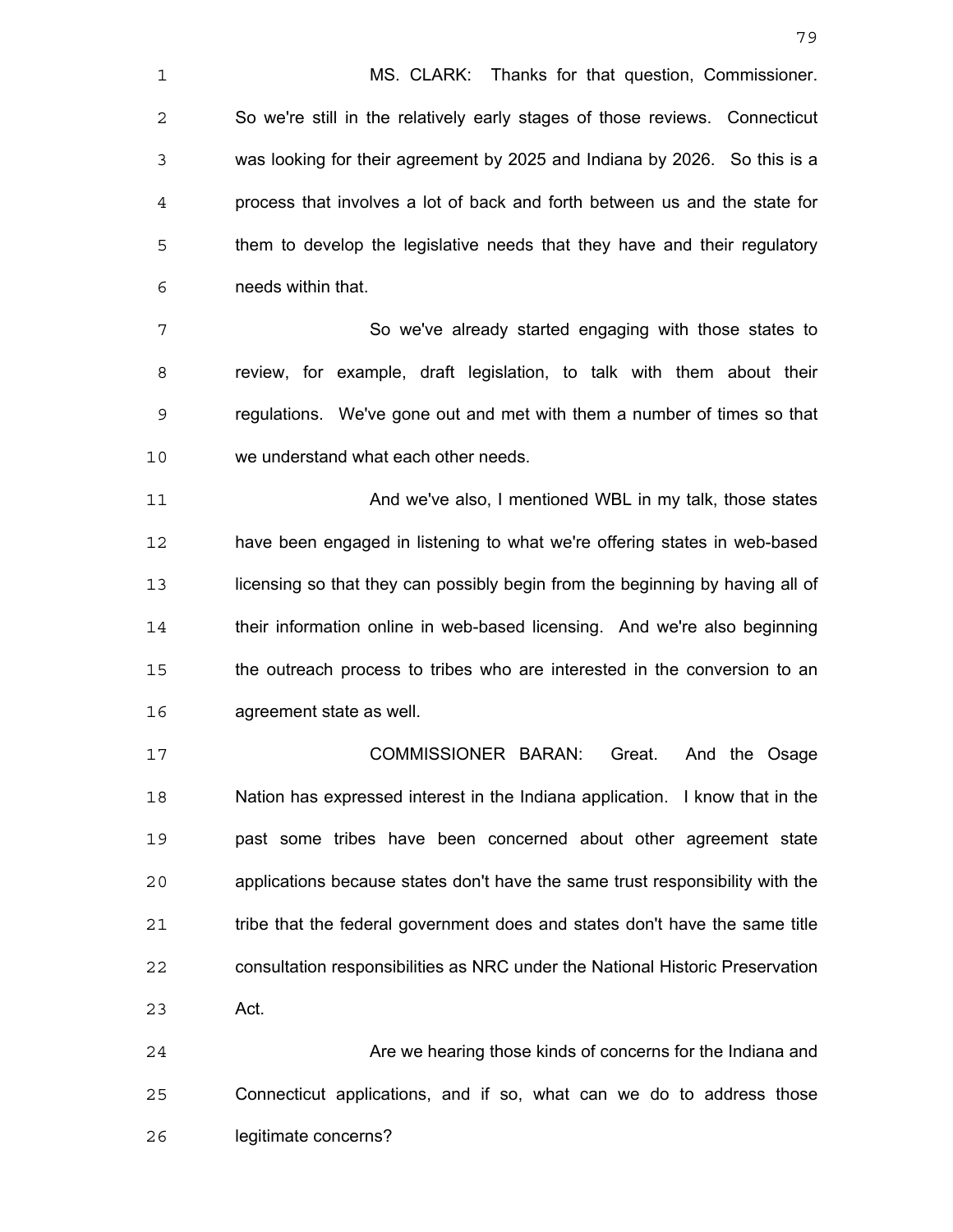MS. CLARK: Thanks for that question, Commissioner. So we're still in the relatively early stages of those reviews. Connecticut was looking for their agreement by 2025 and Indiana by 2026. So this is a process that involves a lot of back and forth between us and the state for them to develop the legislative needs that they have and their regulatory needs within that.

So we've already started engaging with those states to review, for example, draft legislation, to talk with them about their regulations. We've gone out and met with them a number of times so that we understand what each other needs.

And we've also, I mentioned WBL in my talk, those states have been engaged in listening to what we're offering states in web-based licensing so that they can possibly begin from the beginning by having all of their information online in web-based licensing. And we're also beginning the outreach process to tribes who are interested in the conversion to an agreement state as well.

COMMISSIONER BARAN: Great. And the Osage Nation has expressed interest in the Indiana application. I know that in the past some tribes have been concerned about other agreement state applications because states don't have the same trust responsibility with the tribe that the federal government does and states don't have the same title consultation responsibilities as NRC under the National Historic Preservation Act.

Are we hearing those kinds of concerns for the Indiana and Connecticut applications, and if so, what can we do to address those legitimate concerns?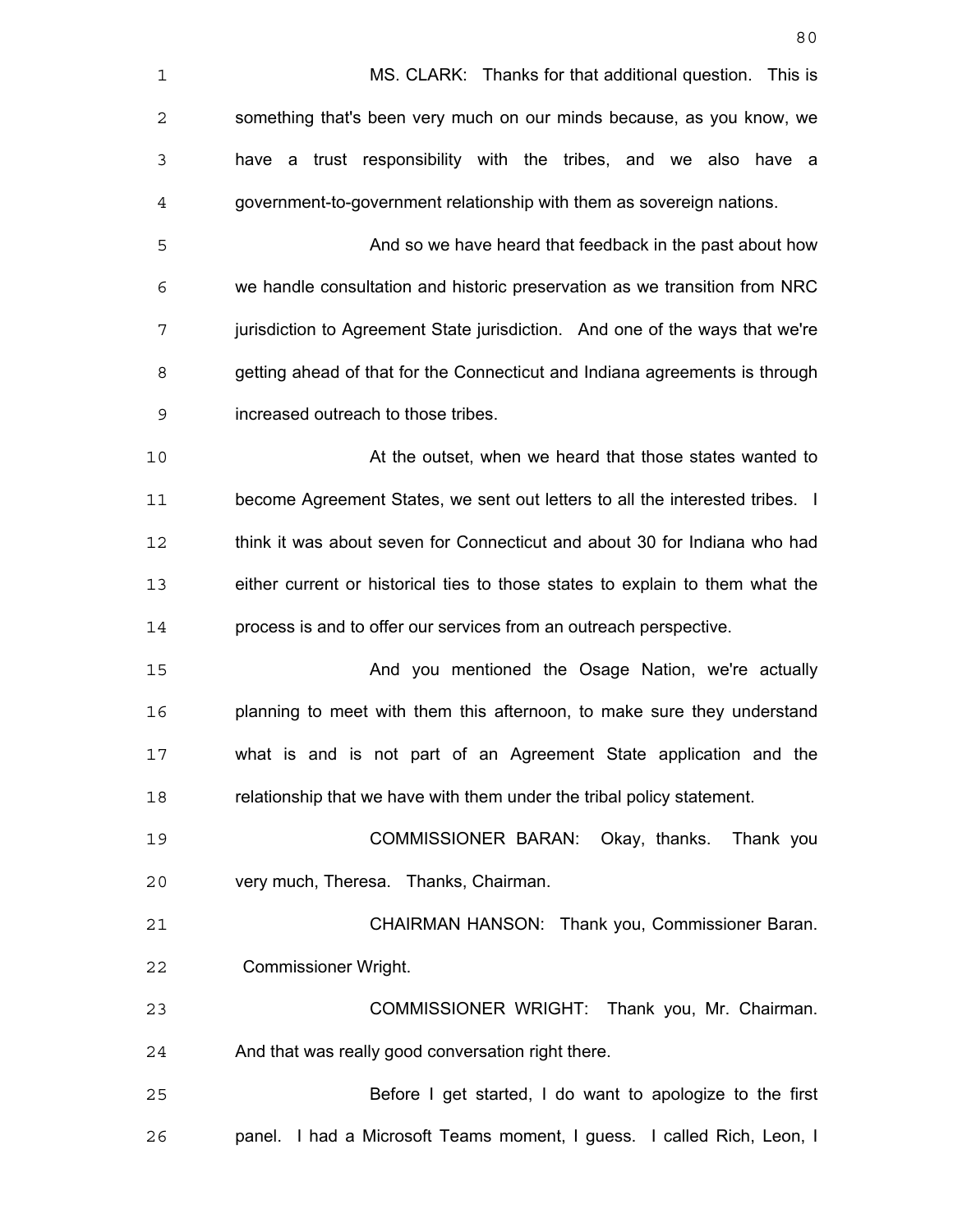MS. CLARK: Thanks for that additional question. This is something that's been very much on our minds because, as you know, we have a trust responsibility with the tribes, and we also have a government-to-government relationship with them as sovereign nations.

And so we have heard that feedback in the past about how we handle consultation and historic preservation as we transition from NRC jurisdiction to Agreement State jurisdiction. And one of the ways that we're getting ahead of that for the Connecticut and Indiana agreements is through increased outreach to those tribes.

At the outset, when we heard that those states wanted to become Agreement States, we sent out letters to all the interested tribes. I think it was about seven for Connecticut and about 30 for Indiana who had either current or historical ties to those states to explain to them what the process is and to offer our services from an outreach perspective.

And you mentioned the Osage Nation, we're actually planning to meet with them this afternoon, to make sure they understand what is and is not part of an Agreement State application and the relationship that we have with them under the tribal policy statement.

COMMISSIONER BARAN: Okay, thanks. Thank you very much, Theresa. Thanks, Chairman.

CHAIRMAN HANSON: Thank you, Commissioner Baran. Commissioner Wright.

COMMISSIONER WRIGHT: Thank you, Mr. Chairman. And that was really good conversation right there.

Before I get started, I do want to apologize to the first panel. I had a Microsoft Teams moment, I guess. I called Rich, Leon, I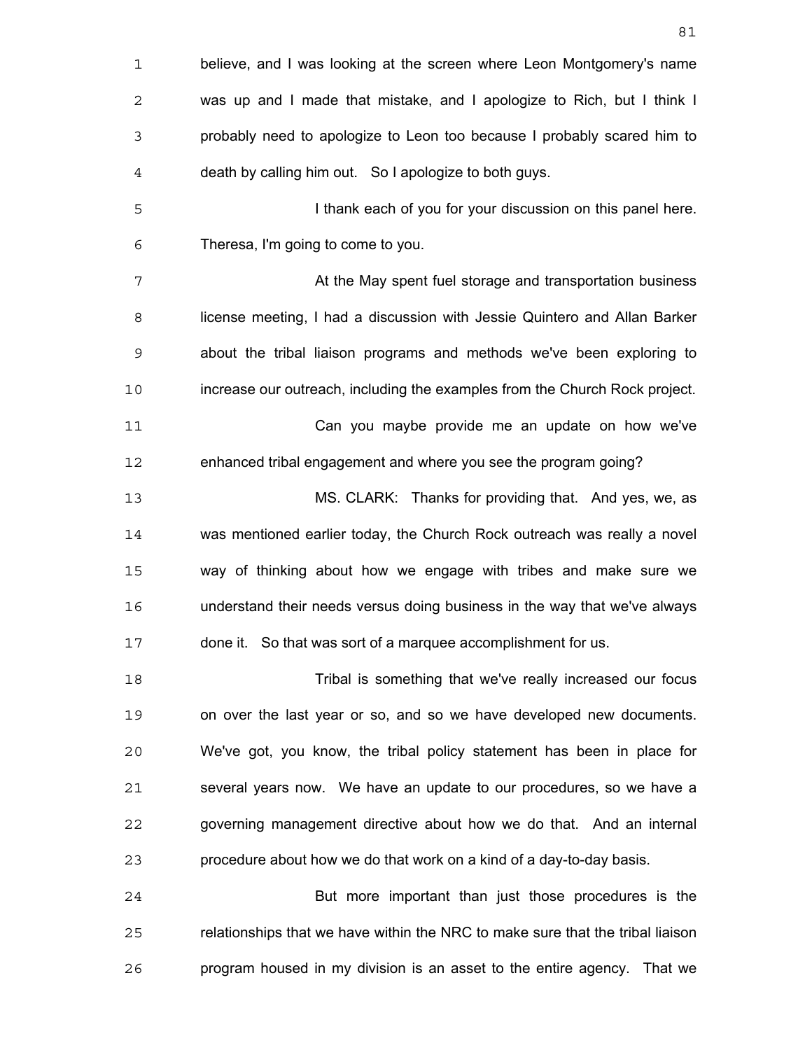believe, and I was looking at the screen where Leon Montgomery's name was up and I made that mistake, and I apologize to Rich, but I think I probably need to apologize to Leon too because I probably scared him to death by calling him out. So I apologize to both guys.

I thank each of you for your discussion on this panel here. Theresa, I'm going to come to you.

At the May spent fuel storage and transportation business license meeting, I had a discussion with Jessie Quintero and Allan Barker about the tribal liaison programs and methods we've been exploring to increase our outreach, including the examples from the Church Rock project.

Can you maybe provide me an update on how we've enhanced tribal engagement and where you see the program going?

MS. CLARK: Thanks for providing that. And yes, we, as was mentioned earlier today, the Church Rock outreach was really a novel way of thinking about how we engage with tribes and make sure we understand their needs versus doing business in the way that we've always done it. So that was sort of a marquee accomplishment for us.

Tribal is something that we've really increased our focus on over the last year or so, and so we have developed new documents. We've got, you know, the tribal policy statement has been in place for several years now. We have an update to our procedures, so we have a governing management directive about how we do that. And an internal procedure about how we do that work on a kind of a day-to-day basis.

But more important than just those procedures is the relationships that we have within the NRC to make sure that the tribal liaison program housed in my division is an asset to the entire agency. That we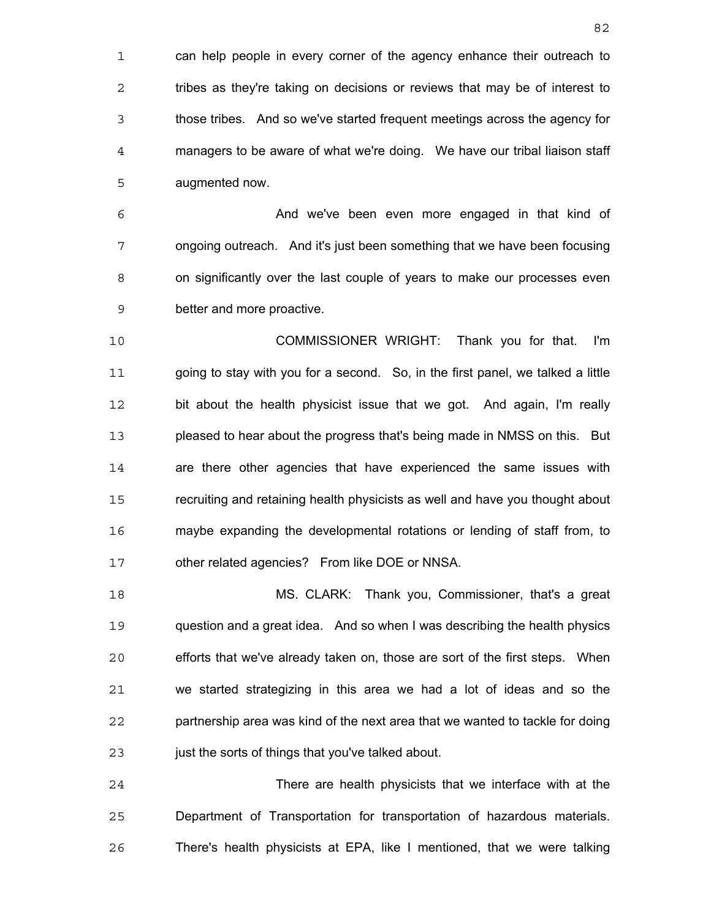can help people in every corner of the agency enhance their outreach to tribes as they're taking on decisions or reviews that may be of interest to those tribes. And so we've started frequent meetings across the agency for managers to be aware of what we're doing. We have our tribal liaison staff augmented now.

And we've been even more engaged in that kind of ongoing outreach. And it's just been something that we have been focusing on significantly over the last couple of years to make our processes even better and more proactive.

COMMISSIONER WRIGHT: Thank you for that. I'm going to stay with you for a second. So, in the first panel, we talked a little bit about the health physicist issue that we got. And again, I'm really pleased to hear about the progress that's being made in NMSS on this. But are there other agencies that have experienced the same issues with recruiting and retaining health physicists as well and have you thought about maybe expanding the developmental rotations or lending of staff from, to other related agencies? From like DOE or NNSA.

MS. CLARK: Thank you, Commissioner, that's a great question and a great idea. And so when I was describing the health physics efforts that we've already taken on, those are sort of the first steps. When we started strategizing in this area we had a lot of ideas and so the partnership area was kind of the next area that we wanted to tackle for doing just the sorts of things that you've talked about.

There are health physicists that we interface with at the Department of Transportation for transportation of hazardous materials. There's health physicists at EPA, like I mentioned, that we were talking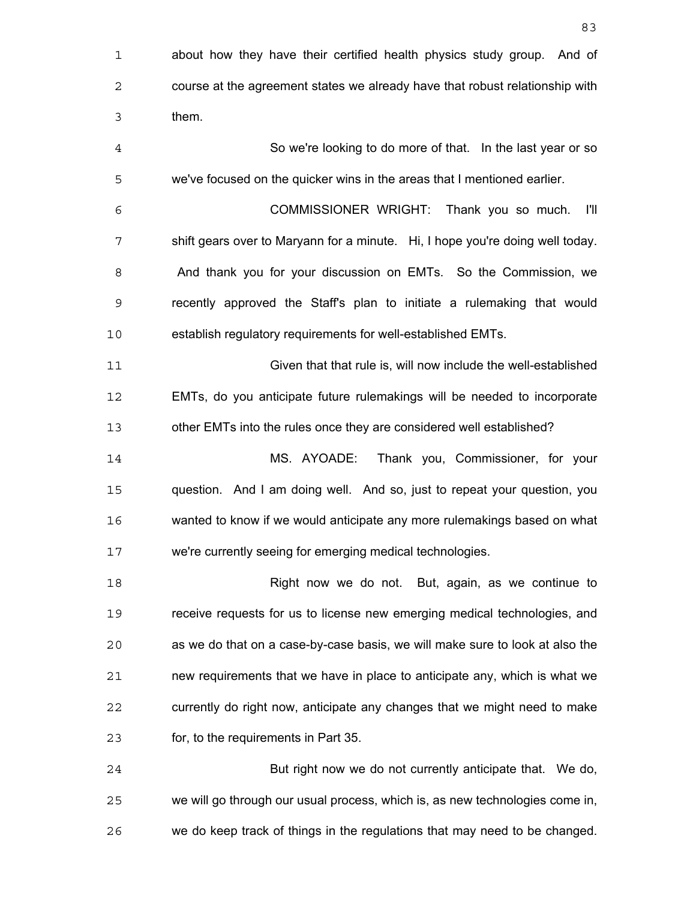about how they have their certified health physics study group. And of course at the agreement states we already have that robust relationship with them.

So we're looking to do more of that. In the last year or so we've focused on the quicker wins in the areas that I mentioned earlier.

COMMISSIONER WRIGHT: Thank you so much. I'll shift gears over to Maryann for a minute. Hi, I hope you're doing well today. And thank you for your discussion on EMTs. So the Commission, we recently approved the Staff's plan to initiate a rulemaking that would establish regulatory requirements for well-established EMTs.

Given that that rule is, will now include the well-established EMTs, do you anticipate future rulemakings will be needed to incorporate other EMTs into the rules once they are considered well established?

MS. AYOADE: Thank you, Commissioner, for your question. And I am doing well. And so, just to repeat your question, you wanted to know if we would anticipate any more rulemakings based on what we're currently seeing for emerging medical technologies.

Right now we do not. But, again, as we continue to receive requests for us to license new emerging medical technologies, and as we do that on a case-by-case basis, we will make sure to look at also the new requirements that we have in place to anticipate any, which is what we currently do right now, anticipate any changes that we might need to make for, to the requirements in Part 35.

But right now we do not currently anticipate that. We do, we will go through our usual process, which is, as new technologies come in, we do keep track of things in the regulations that may need to be changed.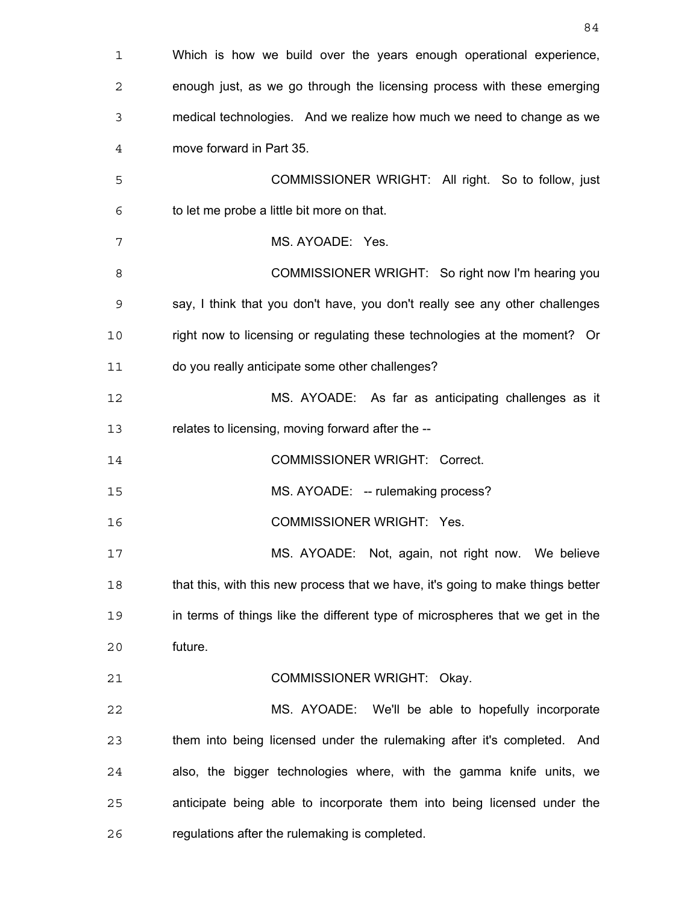Which is how we build over the years enough operational experience, enough just, as we go through the licensing process with these emerging medical technologies. And we realize how much we need to change as we move forward in Part 35.

COMMISSIONER WRIGHT: All right. So to follow, just to let me probe a little bit more on that.

MS. AYOADE: Yes.

COMMISSIONER WRIGHT: So right now I'm hearing you say, I think that you don't have, you don't really see any other challenges right now to licensing or regulating these technologies at the moment? Or do you really anticipate some other challenges?

MS. AYOADE: As far as anticipating challenges as it relates to licensing, moving forward after the --

COMMISSIONER WRIGHT: Correct.

MS. AYOADE: -- rulemaking process?

COMMISSIONER WRIGHT: Yes.

MS. AYOADE: Not, again, not right now. We believe that this, with this new process that we have, it's going to make things better in terms of things like the different type of microspheres that we get in the future.

COMMISSIONER WRIGHT: Okay.

MS. AYOADE: We'll be able to hopefully incorporate them into being licensed under the rulemaking after it's completed. And also, the bigger technologies where, with the gamma knife units, we anticipate being able to incorporate them into being licensed under the regulations after the rulemaking is completed.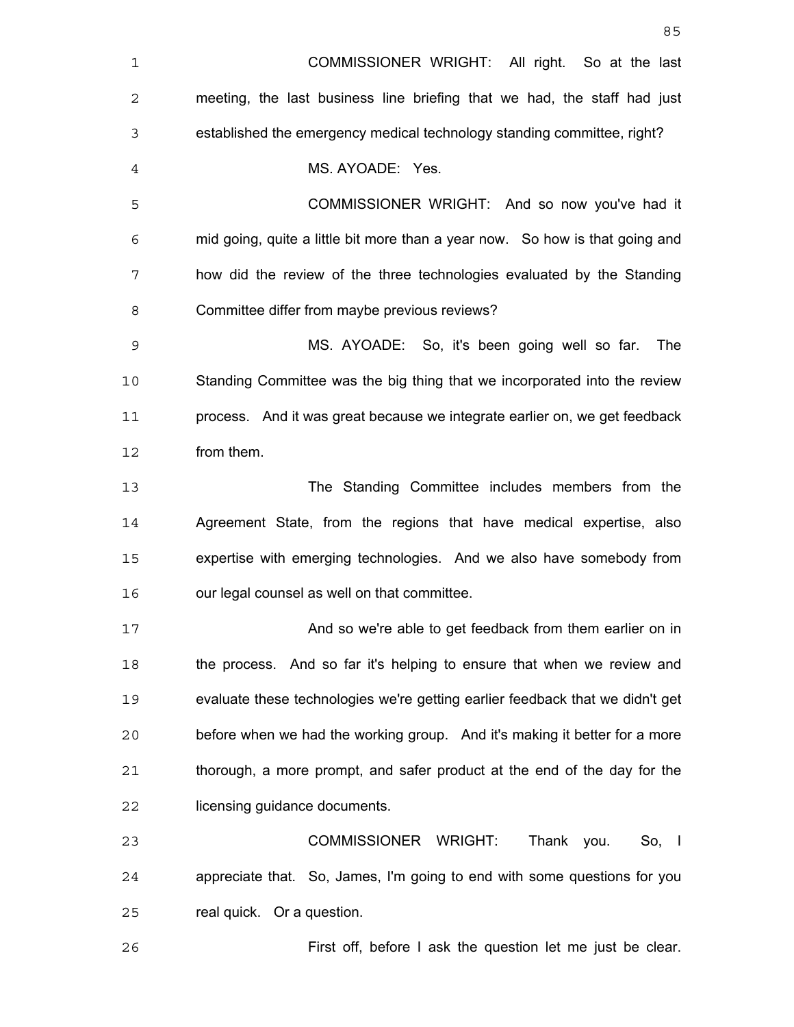COMMISSIONER WRIGHT: All right. So at the last meeting, the last business line briefing that we had, the staff had just established the emergency medical technology standing committee, right?

MS. AYOADE: Yes.

COMMISSIONER WRIGHT: And so now you've had it mid going, quite a little bit more than a year now. So how is that going and how did the review of the three technologies evaluated by the Standing Committee differ from maybe previous reviews?

MS. AYOADE: So, it's been going well so far. The Standing Committee was the big thing that we incorporated into the review process. And it was great because we integrate earlier on, we get feedback from them.

The Standing Committee includes members from the Agreement State, from the regions that have medical expertise, also expertise with emerging technologies. And we also have somebody from our legal counsel as well on that committee.

And so we're able to get feedback from them earlier on in the process. And so far it's helping to ensure that when we review and evaluate these technologies we're getting earlier feedback that we didn't get before when we had the working group. And it's making it better for a more thorough, a more prompt, and safer product at the end of the day for the licensing guidance documents.

COMMISSIONER WRIGHT: Thank you. So, I appreciate that. So, James, I'm going to end with some questions for you real quick. Or a question.

First off, before I ask the question let me just be clear.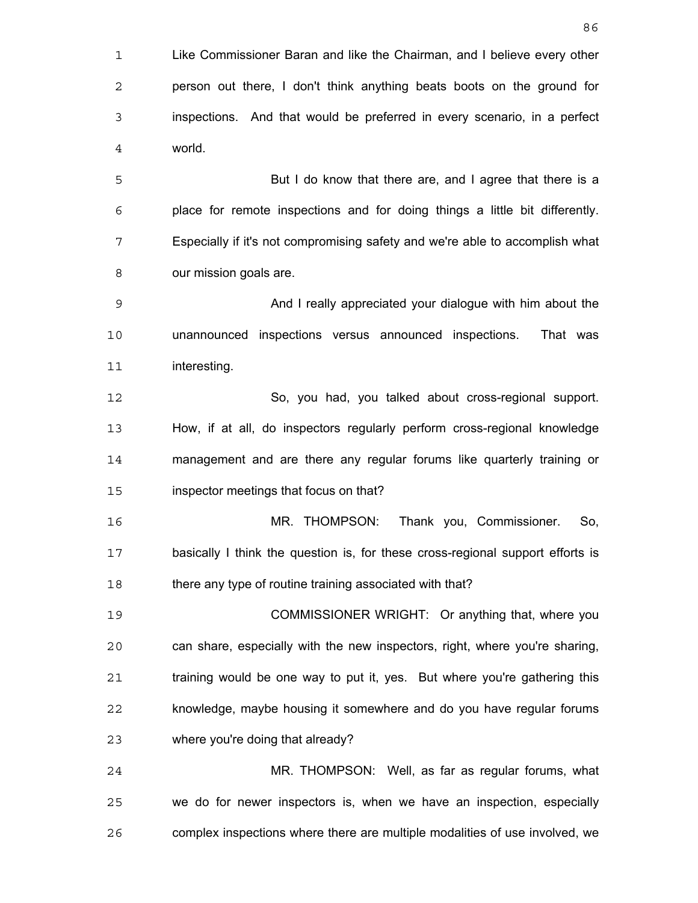Like Commissioner Baran and like the Chairman, and I believe every other person out there, I don't think anything beats boots on the ground for inspections. And that would be preferred in every scenario, in a perfect world.

But I do know that there are, and I agree that there is a place for remote inspections and for doing things a little bit differently. Especially if it's not compromising safety and we're able to accomplish what our mission goals are.

And I really appreciated your dialogue with him about the unannounced inspections versus announced inspections. That was interesting.

So, you had, you talked about cross-regional support. How, if at all, do inspectors regularly perform cross-regional knowledge management and are there any regular forums like quarterly training or inspector meetings that focus on that?

MR. THOMPSON: Thank you, Commissioner. So, basically I think the question is, for these cross-regional support efforts is there any type of routine training associated with that?

COMMISSIONER WRIGHT: Or anything that, where you can share, especially with the new inspectors, right, where you're sharing, training would be one way to put it, yes. But where you're gathering this knowledge, maybe housing it somewhere and do you have regular forums where you're doing that already?

MR. THOMPSON: Well, as far as regular forums, what we do for newer inspectors is, when we have an inspection, especially complex inspections where there are multiple modalities of use involved, we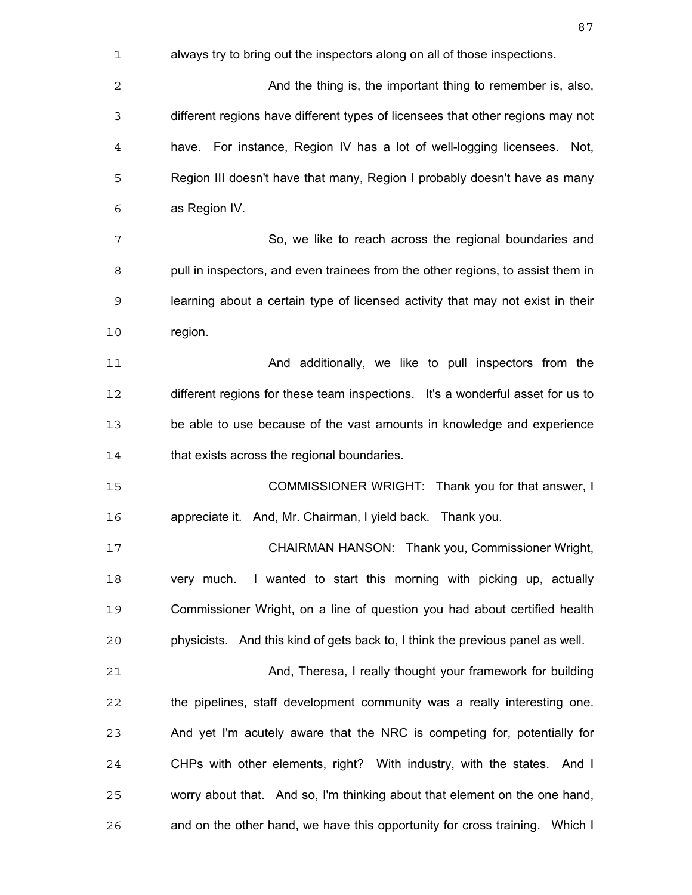always try to bring out the inspectors along on all of those inspections.

And the thing is, the important thing to remember is, also, different regions have different types of licensees that other regions may not have. For instance, Region IV has a lot of well-logging licensees. Not, Region III doesn't have that many, Region I probably doesn't have as many as Region IV.

So, we like to reach across the regional boundaries and pull in inspectors, and even trainees from the other regions, to assist them in learning about a certain type of licensed activity that may not exist in their region.

And additionally, we like to pull inspectors from the different regions for these team inspections. It's a wonderful asset for us to be able to use because of the vast amounts in knowledge and experience that exists across the regional boundaries.

COMMISSIONER WRIGHT: Thank you for that answer, I appreciate it. And, Mr. Chairman, I yield back. Thank you.

CHAIRMAN HANSON: Thank you, Commissioner Wright, very much. I wanted to start this morning with picking up, actually Commissioner Wright, on a line of question you had about certified health physicists. And this kind of gets back to, I think the previous panel as well.

And, Theresa, I really thought your framework for building the pipelines, staff development community was a really interesting one. And yet I'm acutely aware that the NRC is competing for, potentially for CHPs with other elements, right? With industry, with the states. And I worry about that. And so, I'm thinking about that element on the one hand, and on the other hand, we have this opportunity for cross training. Which I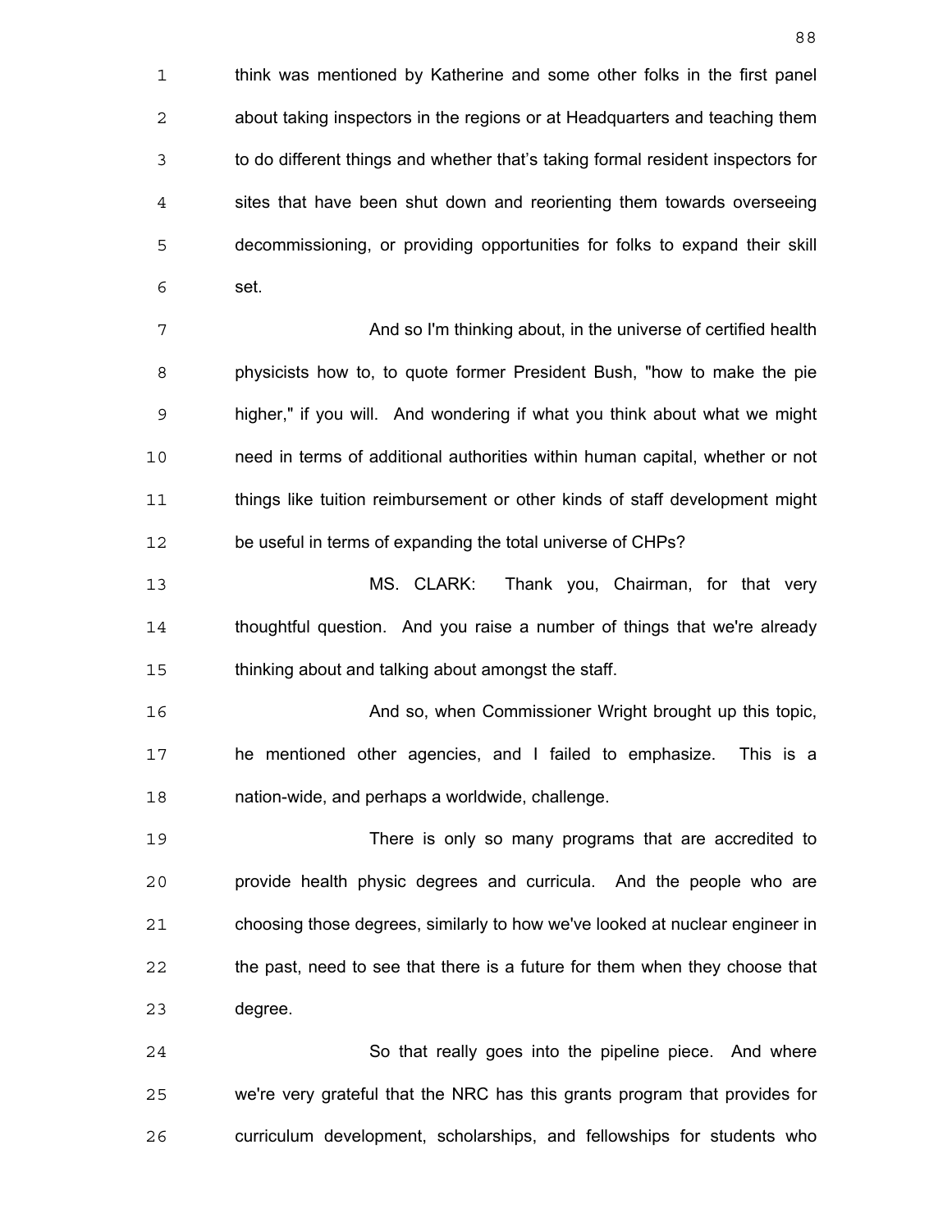think was mentioned by Katherine and some other folks in the first panel about taking inspectors in the regions or at Headquarters and teaching them to do different things and whether that's taking formal resident inspectors for sites that have been shut down and reorienting them towards overseeing decommissioning, or providing opportunities for folks to expand their skill set.

And so I'm thinking about, in the universe of certified health physicists how to, to quote former President Bush, "how to make the pie higher," if you will. And wondering if what you think about what we might need in terms of additional authorities within human capital, whether or not things like tuition reimbursement or other kinds of staff development might be useful in terms of expanding the total universe of CHPs?

MS. CLARK: Thank you, Chairman, for that very thoughtful question. And you raise a number of things that we're already thinking about and talking about amongst the staff.

And so, when Commissioner Wright brought up this topic, he mentioned other agencies, and I failed to emphasize. This is a nation-wide, and perhaps a worldwide, challenge.

There is only so many programs that are accredited to provide health physic degrees and curricula. And the people who are choosing those degrees, similarly to how we've looked at nuclear engineer in the past, need to see that there is a future for them when they choose that degree.

So that really goes into the pipeline piece. And where we're very grateful that the NRC has this grants program that provides for curriculum development, scholarships, and fellowships for students who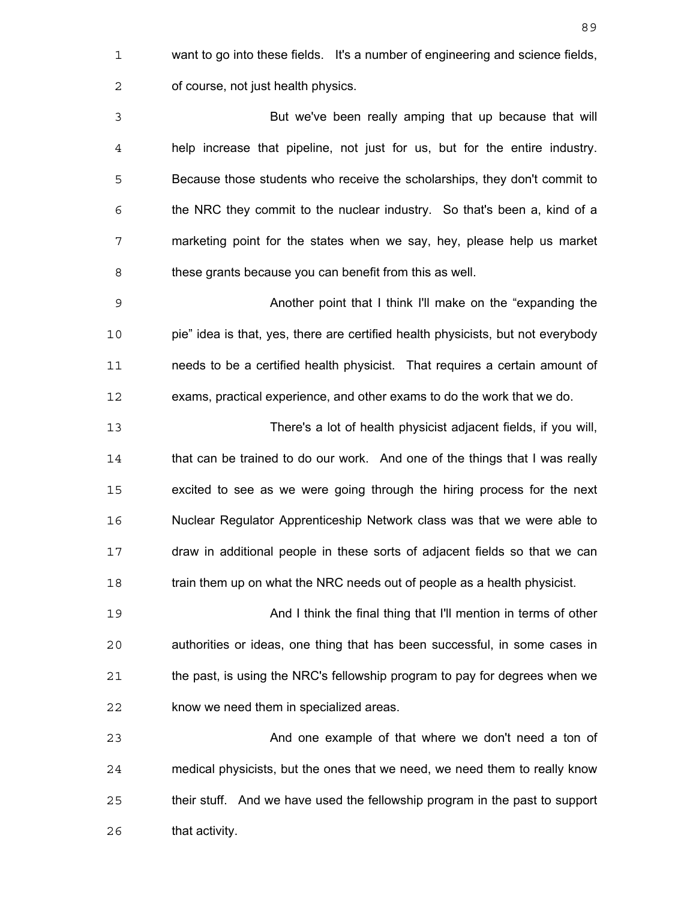want to go into these fields. It's a number of engineering and science fields, of course, not just health physics.

But we've been really amping that up because that will help increase that pipeline, not just for us, but for the entire industry. Because those students who receive the scholarships, they don't commit to the NRC they commit to the nuclear industry. So that's been a, kind of a marketing point for the states when we say, hey, please help us market these grants because you can benefit from this as well.

Another point that I think I'll make on the "expanding the pie" idea is that, yes, there are certified health physicists, but not everybody needs to be a certified health physicist. That requires a certain amount of exams, practical experience, and other exams to do the work that we do.

There's a lot of health physicist adjacent fields, if you will, that can be trained to do our work. And one of the things that I was really excited to see as we were going through the hiring process for the next Nuclear Regulator Apprenticeship Network class was that we were able to draw in additional people in these sorts of adjacent fields so that we can train them up on what the NRC needs out of people as a health physicist.

And I think the final thing that I'll mention in terms of other authorities or ideas, one thing that has been successful, in some cases in the past, is using the NRC's fellowship program to pay for degrees when we know we need them in specialized areas.

And one example of that where we don't need a ton of medical physicists, but the ones that we need, we need them to really know their stuff. And we have used the fellowship program in the past to support that activity.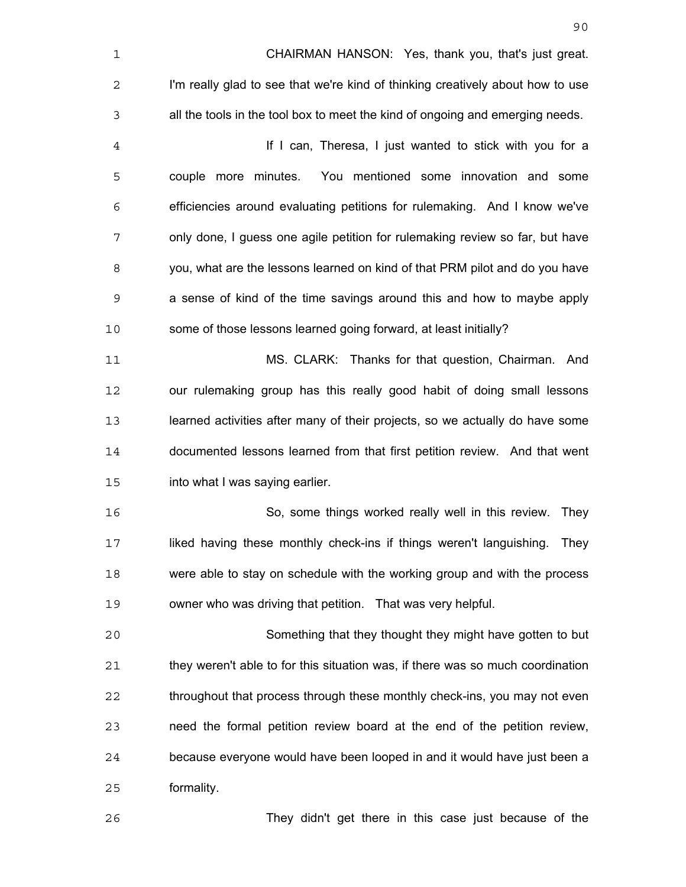CHAIRMAN HANSON: Yes, thank you, that's just great. I'm really glad to see that we're kind of thinking creatively about how to use all the tools in the tool box to meet the kind of ongoing and emerging needs.

If I can, Theresa, I just wanted to stick with you for a couple more minutes. You mentioned some innovation and some efficiencies around evaluating petitions for rulemaking. And I know we've only done, I guess one agile petition for rulemaking review so far, but have you, what are the lessons learned on kind of that PRM pilot and do you have a sense of kind of the time savings around this and how to maybe apply some of those lessons learned going forward, at least initially?

MS. CLARK: Thanks for that question, Chairman. And our rulemaking group has this really good habit of doing small lessons learned activities after many of their projects, so we actually do have some documented lessons learned from that first petition review. And that went into what I was saying earlier.

So, some things worked really well in this review. They liked having these monthly check-ins if things weren't languishing. They were able to stay on schedule with the working group and with the process owner who was driving that petition. That was very helpful.

Something that they thought they might have gotten to but they weren't able to for this situation was, if there was so much coordination throughout that process through these monthly check-ins, you may not even need the formal petition review board at the end of the petition review, because everyone would have been looped in and it would have just been a formality.

They didn't get there in this case just because of the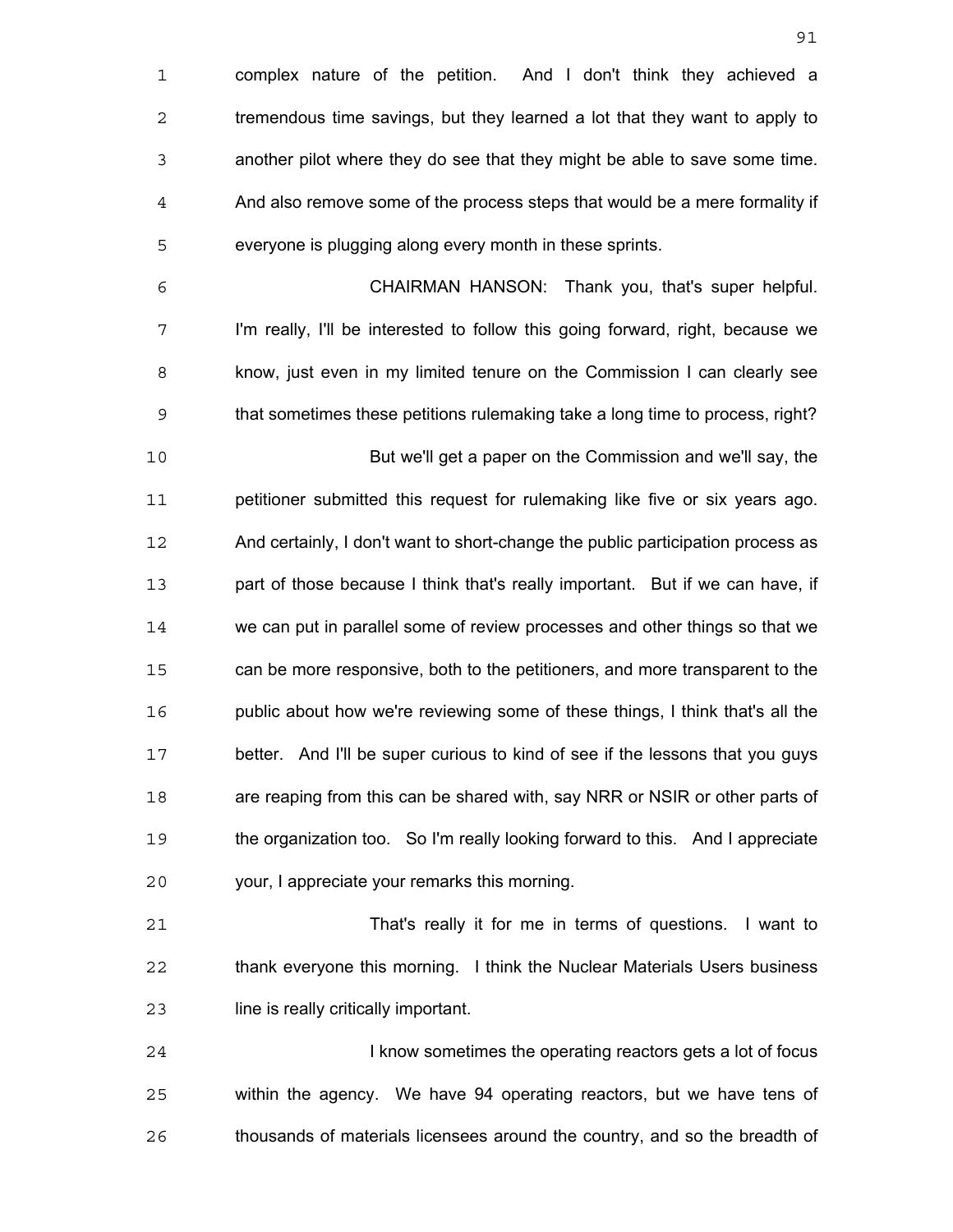complex nature of the petition. And I don't think they achieved a tremendous time savings, but they learned a lot that they want to apply to another pilot where they do see that they might be able to save some time. And also remove some of the process steps that would be a mere formality if everyone is plugging along every month in these sprints.

CHAIRMAN HANSON: Thank you, that's super helpful. I'm really, I'll be interested to follow this going forward, right, because we know, just even in my limited tenure on the Commission I can clearly see that sometimes these petitions rulemaking take a long time to process, right?

But we'll get a paper on the Commission and we'll say, the petitioner submitted this request for rulemaking like five or six years ago. And certainly, I don't want to short-change the public participation process as part of those because I think that's really important. But if we can have, if we can put in parallel some of review processes and other things so that we can be more responsive, both to the petitioners, and more transparent to the public about how we're reviewing some of these things, I think that's all the better. And I'll be super curious to kind of see if the lessons that you guys are reaping from this can be shared with, say NRR or NSIR or other parts of the organization too. So I'm really looking forward to this. And I appreciate your, I appreciate your remarks this morning.

That's really it for me in terms of questions. I want to thank everyone this morning. I think the Nuclear Materials Users business line is really critically important.

I know sometimes the operating reactors gets a lot of focus within the agency. We have 94 operating reactors, but we have tens of thousands of materials licensees around the country, and so the breadth of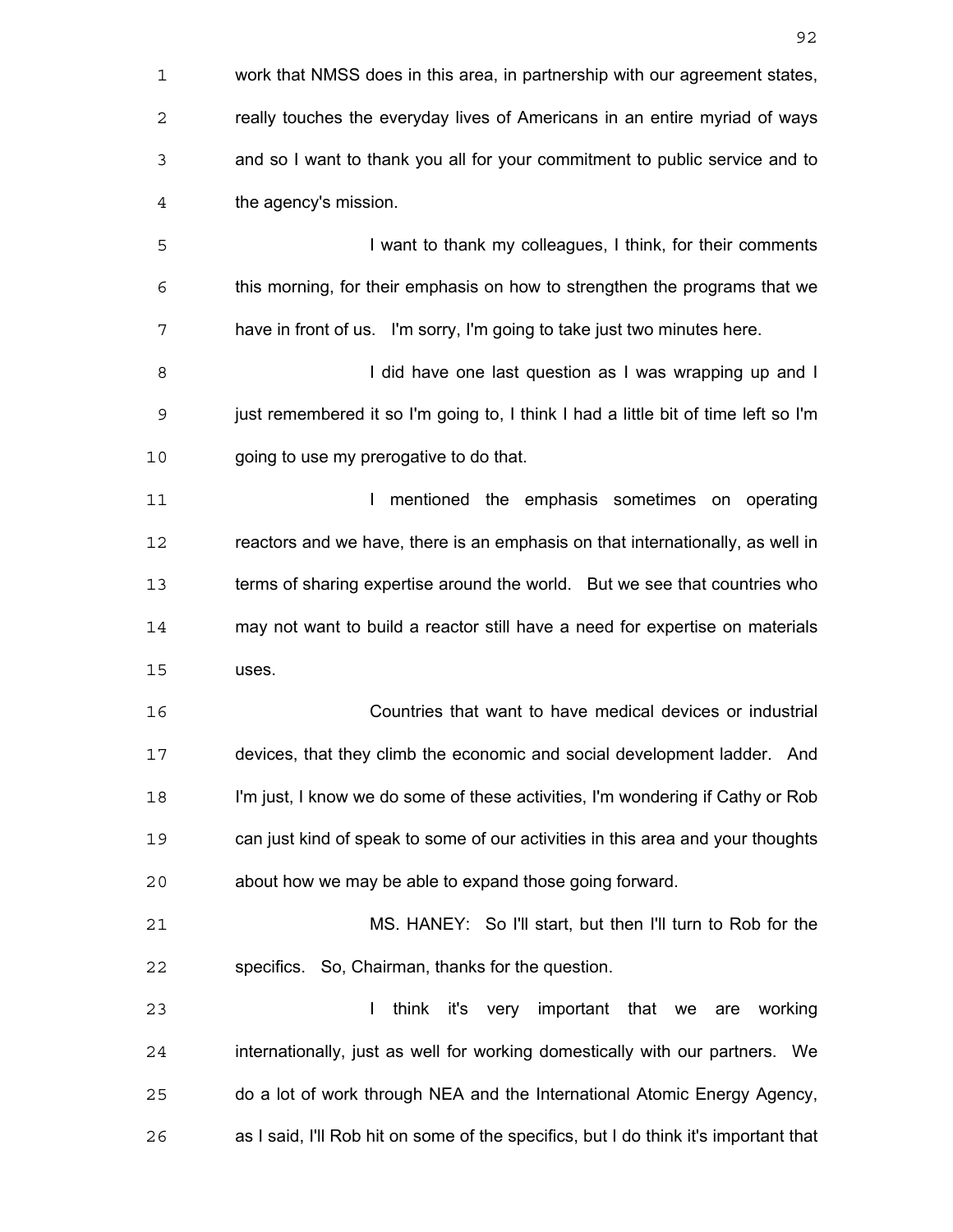work that NMSS does in this area, in partnership with our agreement states, really touches the everyday lives of Americans in an entire myriad of ways and so I want to thank you all for your commitment to public service and to the agency's mission.

I want to thank my colleagues, I think, for their comments this morning, for their emphasis on how to strengthen the programs that we have in front of us. I'm sorry, I'm going to take just two minutes here.

I did have one last question as I was wrapping up and I just remembered it so I'm going to, I think I had a little bit of time left so I'm going to use my prerogative to do that.

I mentioned the emphasis sometimes on operating reactors and we have, there is an emphasis on that internationally, as well in terms of sharing expertise around the world. But we see that countries who may not want to build a reactor still have a need for expertise on materials uses.

Countries that want to have medical devices or industrial devices, that they climb the economic and social development ladder. And I'm just, I know we do some of these activities, I'm wondering if Cathy or Rob can just kind of speak to some of our activities in this area and your thoughts about how we may be able to expand those going forward.

MS. HANEY: So I'll start, but then I'll turn to Rob for the specifics. So, Chairman, thanks for the question.

I think it's very important that we are working internationally, just as well for working domestically with our partners. We do a lot of work through NEA and the International Atomic Energy Agency, as I said, I'll Rob hit on some of the specifics, but I do think it's important that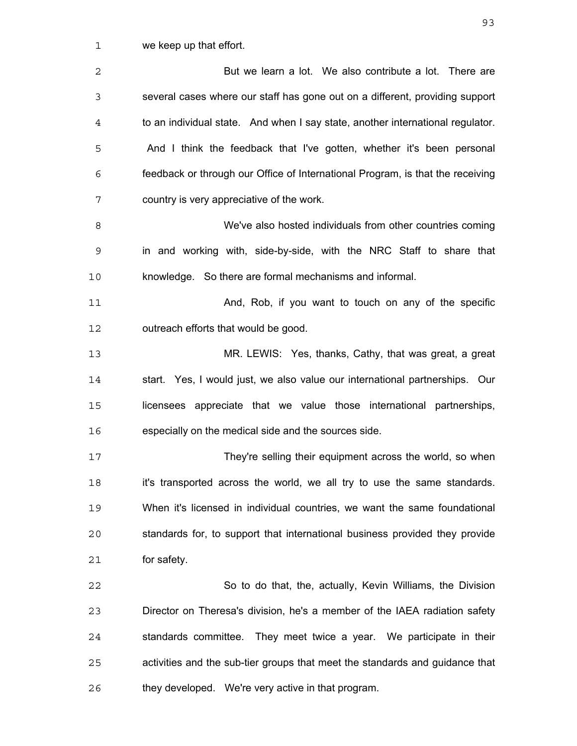we keep up that effort.

But we learn a lot. We also contribute a lot. There are several cases where our staff has gone out on a different, providing support to an individual state. And when I say state, another international regulator. And I think the feedback that I've gotten, whether it's been personal feedback or through our Office of International Program, is that the receiving country is very appreciative of the work.

We've also hosted individuals from other countries coming in and working with, side-by-side, with the NRC Staff to share that knowledge. So there are formal mechanisms and informal.

And, Rob, if you want to touch on any of the specific outreach efforts that would be good.

MR. LEWIS: Yes, thanks, Cathy, that was great, a great start. Yes, I would just, we also value our international partnerships. Our licensees appreciate that we value those international partnerships, especially on the medical side and the sources side.

They're selling their equipment across the world, so when it's transported across the world, we all try to use the same standards. When it's licensed in individual countries, we want the same foundational standards for, to support that international business provided they provide for safety.

So to do that, the, actually, Kevin Williams, the Division Director on Theresa's division, he's a member of the IAEA radiation safety standards committee. They meet twice a year. We participate in their activities and the sub-tier groups that meet the standards and guidance that they developed. We're very active in that program.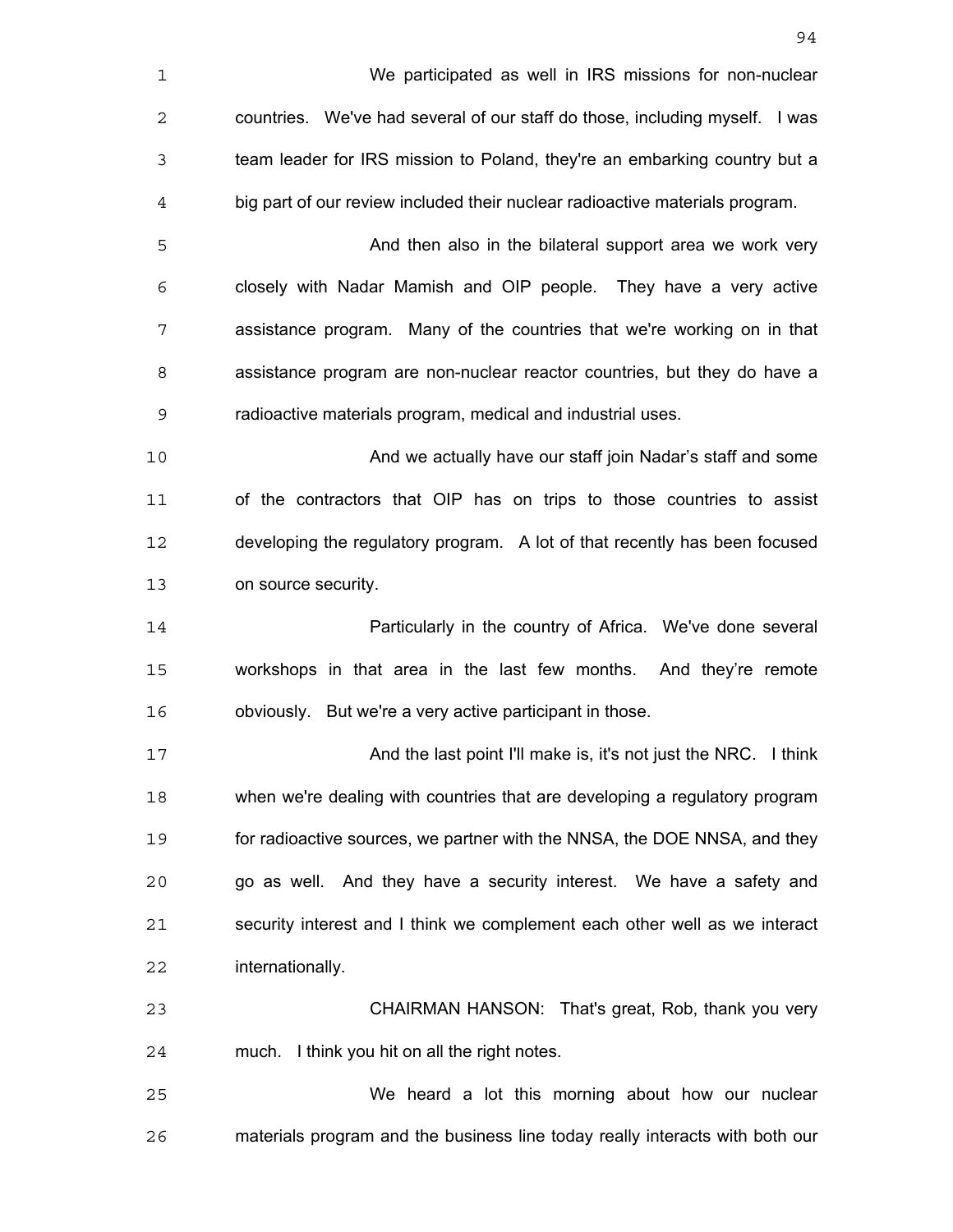We participated as well in IRS missions for non-nuclear countries. We've had several of our staff do those, including myself. I was team leader for IRS mission to Poland, they're an embarking country but a big part of our review included their nuclear radioactive materials program.

And then also in the bilateral support area we work very closely with Nadar Mamish and OIP people. They have a very active assistance program. Many of the countries that we're working on in that assistance program are non-nuclear reactor countries, but they do have a radioactive materials program, medical and industrial uses.

And we actually have our staff join Nadar's staff and some of the contractors that OIP has on trips to those countries to assist developing the regulatory program. A lot of that recently has been focused on source security.

Particularly in the country of Africa. We've done several workshops in that area in the last few months. And they're remote obviously. But we're a very active participant in those.

And the last point I'll make is, it's not just the NRC. I think when we're dealing with countries that are developing a regulatory program for radioactive sources, we partner with the NNSA, the DOE NNSA, and they go as well. And they have a security interest. We have a safety and security interest and I think we complement each other well as we interact internationally.

CHAIRMAN HANSON: That's great, Rob, thank you very much. I think you hit on all the right notes.

We heard a lot this morning about how our nuclear materials program and the business line today really interacts with both our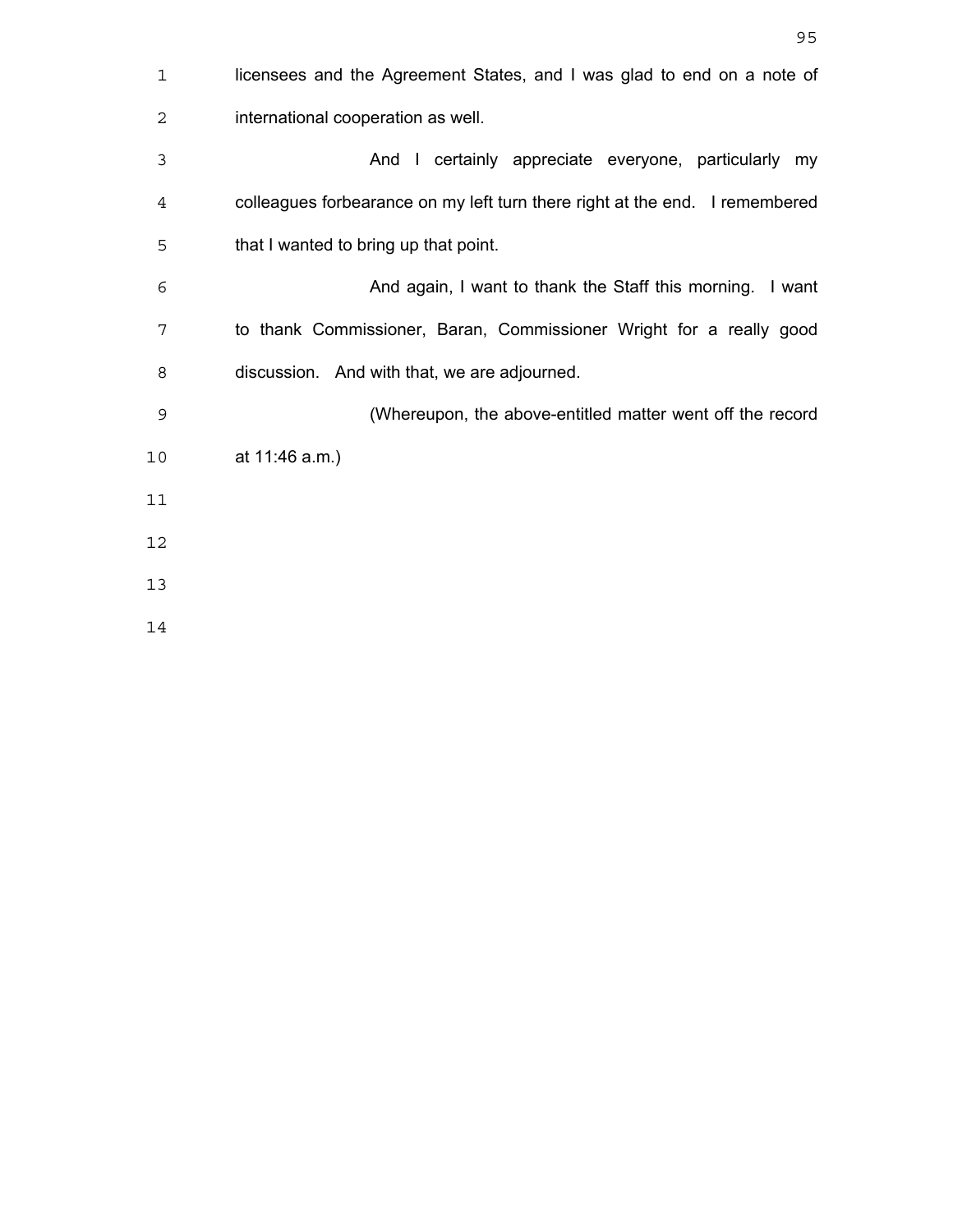licensees and the Agreement States, and I was glad to end on a note of international cooperation as well.

And I certainly appreciate everyone, particularly my colleagues forbearance on my left turn there right at the end. I remembered that I wanted to bring up that point.

And again, I want to thank the Staff this morning. I want to thank Commissioner, Baran, Commissioner Wright for a really good discussion. And with that, we are adjourned.

(Whereupon, the above-entitled matter went off the record at 11:46 a.m.)